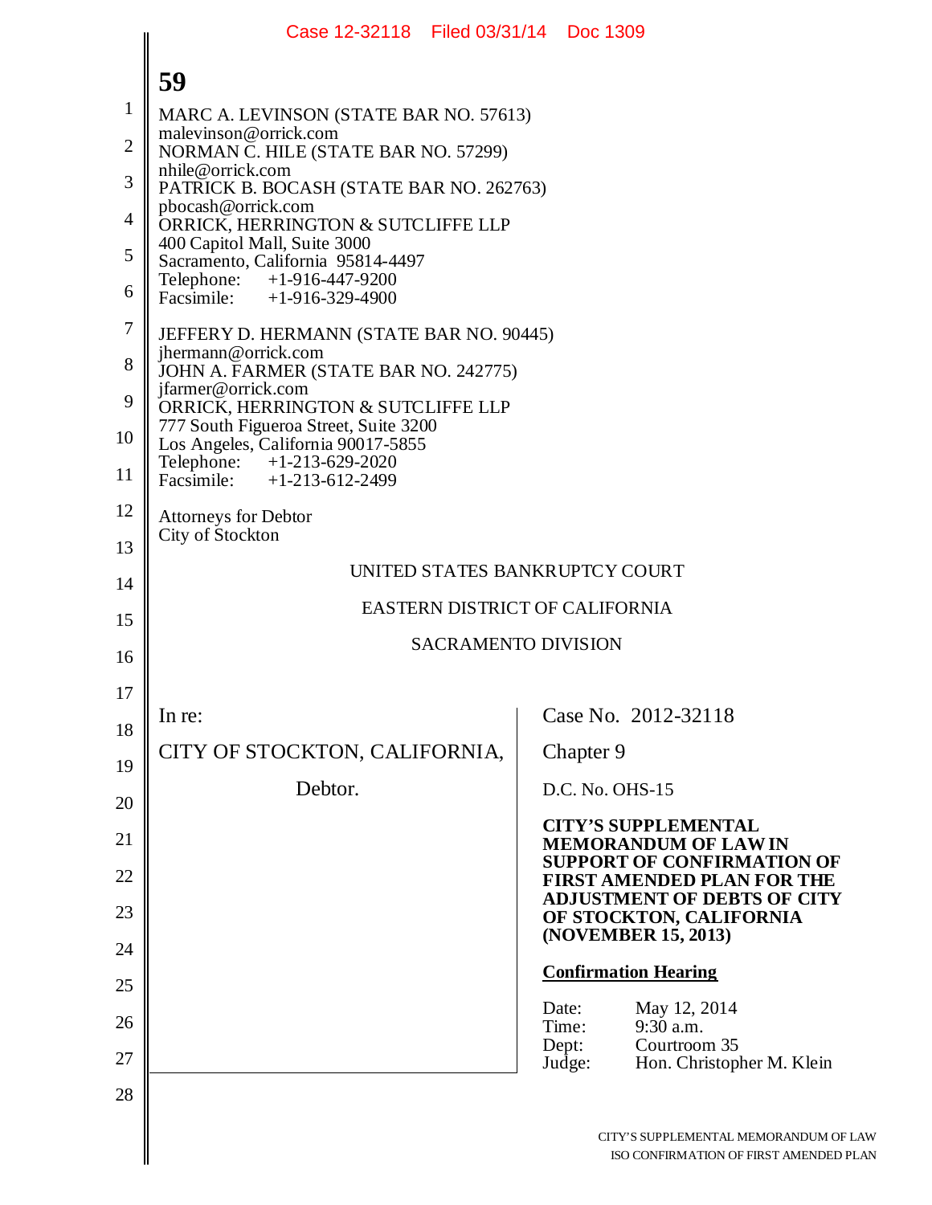MARC A. LEVINSON (STATE BAR NO. 57613)
malevinson@orrick.com
NORMAN C. HILE (STATE BAR NO. 57299)
nhile@orrick.com
PATRICK B. BOCASH (STATE BAR NO. 262763)
pbocash@orrick.com
ORRICK, HERRINGTON & SUTCLIFFE LLP
400 Capitol Mall, Suite 3000
Sacramento, California 95814-4497
Telephone: +1-916-447-9200
Facsimile: +1-916-329-4900

JEFFERY D. HERMANN (STATE BAR NO. 90445)
jhermann@orrick.com
JOHN A. FARMER (STATE BAR NO. 242775)
jfarmer@orrick.com
ORRICK, HERRINGTON & SUTCLIFFE LLP
777 South Figueroa Street, Suite 3200
Los Angeles, California 90017-5855
Telephone: +1-213-629-2020
Facsimile: +1-213-612-2499

Attorneys for Debtor
City of Stockton

UNITED STATES BANKRUPTCY COURT

EASTERN DISTRICT OF CALIFORNIA

SACRAMENTO DIVISION

| | |
|---|---|
| In re:<br><br>CITY OF STOCKTON, CALIFORNIA,<br><br>Debtor. | Case No. 2012-32118<br><br>Chapter 9<br><br>D.C. No. OHS-15<br><br>**CITY'S SUPPLEMENTAL MEMORANDUM OF LAW IN SUPPORT OF CONFIRMATION OF FIRST AMENDED PLAN FOR THE ADJUSTMENT OF DEBTS OF CITY OF STOCKTON, CALIFORNIA (NOVEMBER 15, 2013)**<br><br>**Confirmation Hearing**<br><br>Date: May 12, 2014<br>Time: 9:30 a.m.<br>Dept: Courtroom 35<br>Judge: Hon. Christopher M. Klein |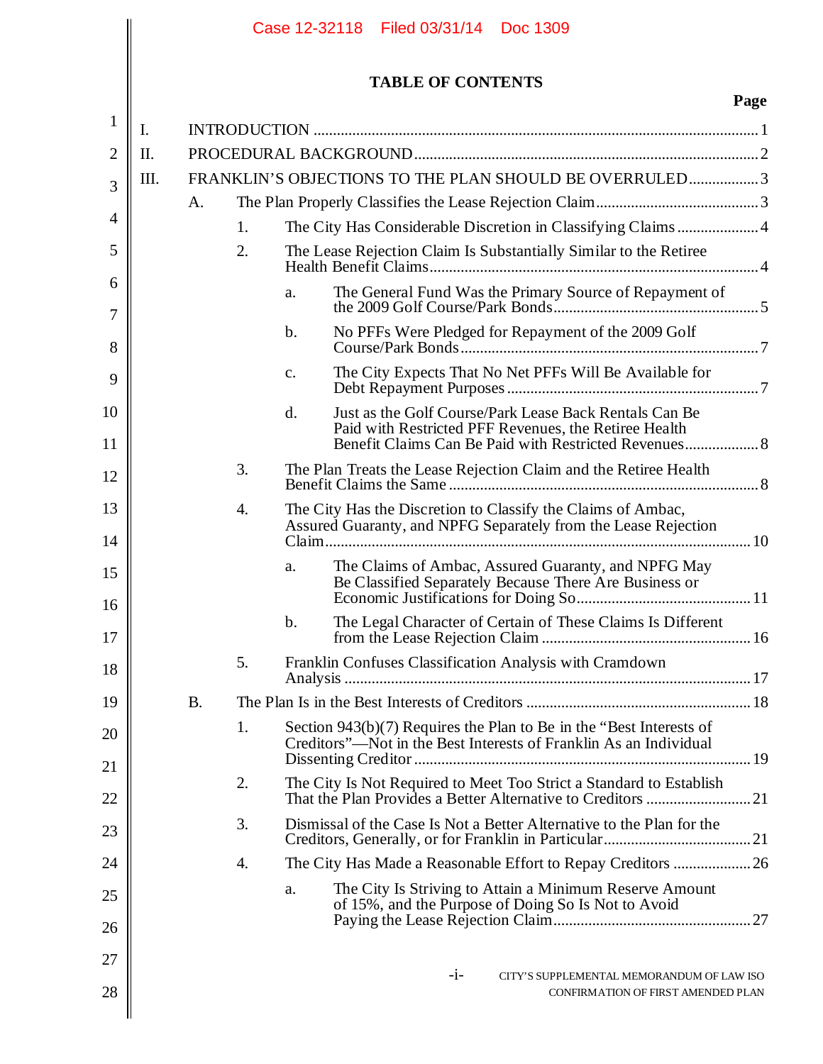## TABLE OF CONTENTS

| | | | | Page |
|---|---|---|---|---|
| I. | INTRODUCTION | | | 1 |
| II. | PROCEDURAL BACKGROUND | | | 2 |
| III. | FRANKLIN'S OBJECTIONS TO THE PLAN SHOULD BE OVERRULED | | | 3 |
| | A. | The Plan Properly Classifies the Lease Rejection Claim | | 3 |
| | | 1. | The City Has Considerable Discretion in Classifying Claims | 4 |
| | | 2. | The Lease Rejection Claim Is Substantially Similar to the Retiree Health Benefit Claims | 4 |
| | | | a. The General Fund Was the Primary Source of Repayment of the 2009 Golf Course/Park Bonds | 5 |
| | | | b. No PFFs Were Pledged for Repayment of the 2009 Golf Course/Park Bonds | 7 |
| | | | c. The City Expects That No Net PFFs Will Be Available for Debt Repayment Purposes | 7 |
| | | | d. Just as the Golf Course/Park Lease Back Rentals Can Be Paid with Restricted PFF Revenues, the Retiree Health Benefit Claims Can Be Paid with Restricted Revenues | 8 |
| | | 3. | The Plan Treats the Lease Rejection Claim and the Retiree Health Benefit Claims the Same | 8 |
| | | 4. | The City Has the Discretion to Classify the Claims of Ambac, Assured Guaranty, and NPFG Separately from the Lease Rejection Claim | 10 |
| | | | a. The Claims of Ambac, Assured Guaranty, and NPFG May Be Classified Separately Because There Are Business or Economic Justifications for Doing So | 11 |
| | | | b. The Legal Character of Certain of These Claims Is Different from the Lease Rejection Claim | 16 |
| | | 5. | Franklin Confuses Classification Analysis with Cramdown Analysis | 17 |
| | B. | The Plan Is in the Best Interests of Creditors | | 18 |
| | | 1. | Section 943(b)(7) Requires the Plan to Be in the "Best Interests of Creditors"—Not in the Best Interests of Franklin As an Individual Dissenting Creditor | 19 |
| | | 2. | The City Is Not Required to Meet Too Strict a Standard to Establish That the Plan Provides a Better Alternative to Creditors | 21 |
| | | 3. | Dismissal of the Case Is Not a Better Alternative to the Plan for the Creditors, Generally, or for Franklin in Particular | 21 |
| | | 4. | The City Has Made a Reasonable Effort to Repay Creditors | 26 |
| | | | a. The City Is Striving to Attain a Minimum Reserve Amount of 15%, and the Purpose of Doing So Is Not to Avoid Paying the Lease Rejection Claim | 27 |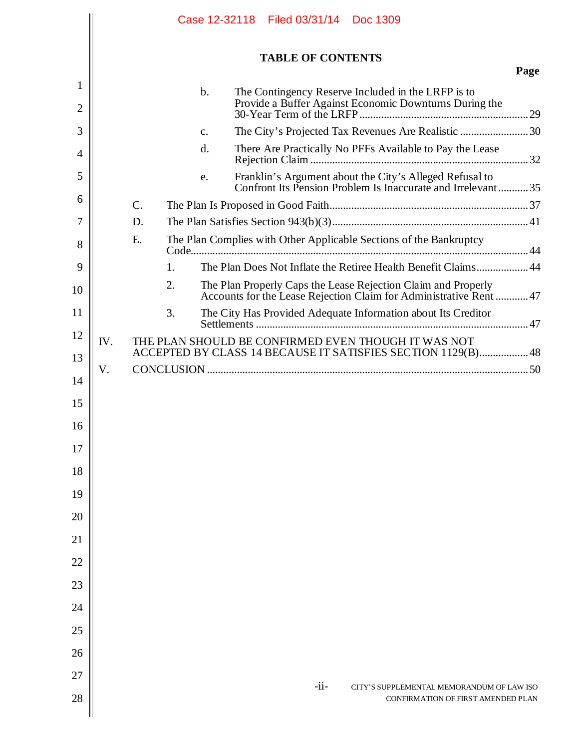## TABLE OF CONTENTS

**Page**

- b. The Contingency Reserve Included in the LRFP is to Provide a Buffer Against Economic Downturns During the 30-Year Term of the LRFP ............ 29
- c. The City's Projected Tax Revenues Are Realistic ............ 30
- d. There Are Practically No PFFs Available to Pay the Lease Rejection Claim ............ 32
- e. Franklin's Argument about the City's Alleged Refusal to Confront Its Pension Problem Is Inaccurate and Irrelevant ............ 35

C. The Plan Is Proposed in Good Faith ............ 37

D. The Plan Satisfies Section 943(b)(3) ............ 41

E. The Plan Complies with Other Applicable Sections of the Bankruptcy Code ............ 44

1. The Plan Does Not Inflate the Retiree Health Benefit Claims ............ 44
2. The Plan Properly Caps the Lease Rejection Claim and Properly Accounts for the Lease Rejection Claim for Administrative Rent ............ 47
3. The City Has Provided Adequate Information about Its Creditor Settlements ............ 47

IV. THE PLAN SHOULD BE CONFIRMED EVEN THOUGH IT WAS NOT ACCEPTED BY CLASS 14 BECAUSE IT SATISFIES SECTION 1129(B) ............ 48

V. CONCLUSION ............ 50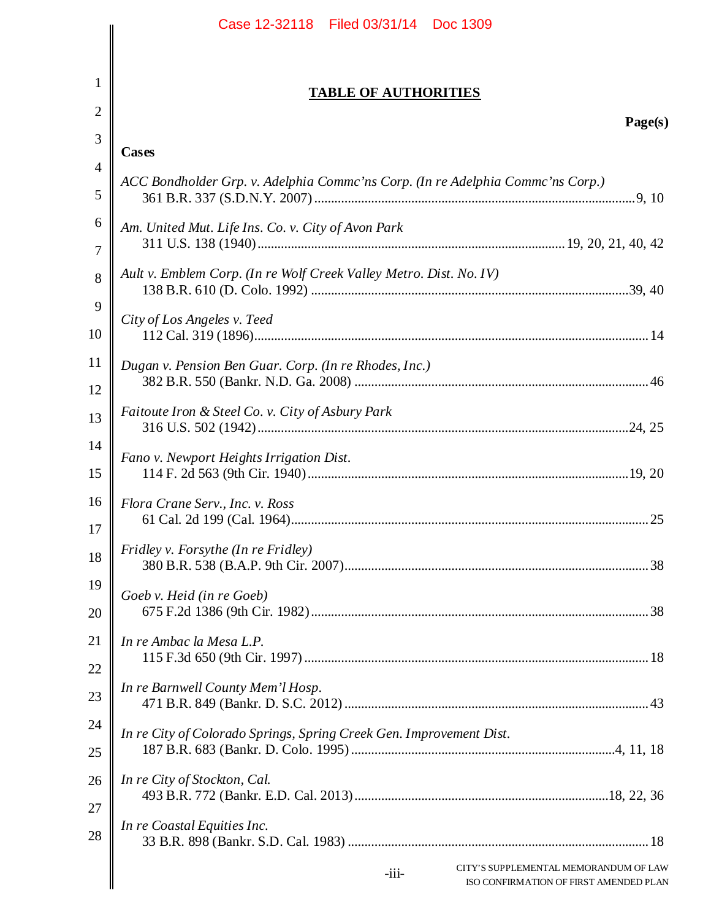## TABLE OF AUTHORITIES

**Page(s)**

**Cases**

*ACC Bondholder Grp. v. Adelphia Commc'ns Corp. (In re Adelphia Commc'ns Corp.)*
361 B.R. 337 (S.D.N.Y. 2007) .......... 9, 10

*Am. United Mut. Life Ins. Co. v. City of Avon Park*
311 U.S. 138 (1940) .......... 19, 20, 21, 40, 42

*Ault v. Emblem Corp. (In re Wolf Creek Valley Metro. Dist. No. IV)*
138 B.R. 610 (D. Colo. 1992) .......... 39, 40

*City of Los Angeles v. Teed*
112 Cal. 319 (1896) .......... 14

*Dugan v. Pension Ben Guar. Corp. (In re Rhodes, Inc.)*
382 B.R. 550 (Bankr. N.D. Ga. 2008) .......... 46

*Faitoute Iron & Steel Co. v. City of Asbury Park*
316 U.S. 502 (1942) .......... 24, 25

*Fano v. Newport Heights Irrigation Dist.*
114 F. 2d 563 (9th Cir. 1940) .......... 19, 20

*Flora Crane Serv., Inc. v. Ross*
61 Cal. 2d 199 (Cal. 1964) .......... 25

*Fridley v. Forsythe (In re Fridley)*
380 B.R. 538 (B.A.P. 9th Cir. 2007) .......... 38

*Goeb v. Heid (in re Goeb)*
675 F.2d 1386 (9th Cir. 1982) .......... 38

*In re Ambac la Mesa L.P.*
115 F.3d 650 (9th Cir. 1997) .......... 18

*In re Barnwell County Mem'l Hosp.*
471 B.R. 849 (Bankr. D. S.C. 2012) .......... 43

*In re City of Colorado Springs, Spring Creek Gen. Improvement Dist.*
187 B.R. 683 (Bankr. D. Colo. 1995) .......... 4, 11, 18

*In re City of Stockton, Cal.*
493 B.R. 772 (Bankr. E.D. Cal. 2013) .......... 18, 22, 36

*In re Coastal Equities Inc.*
33 B.R. 898 (Bankr. S.D. Cal. 1983) .......... 18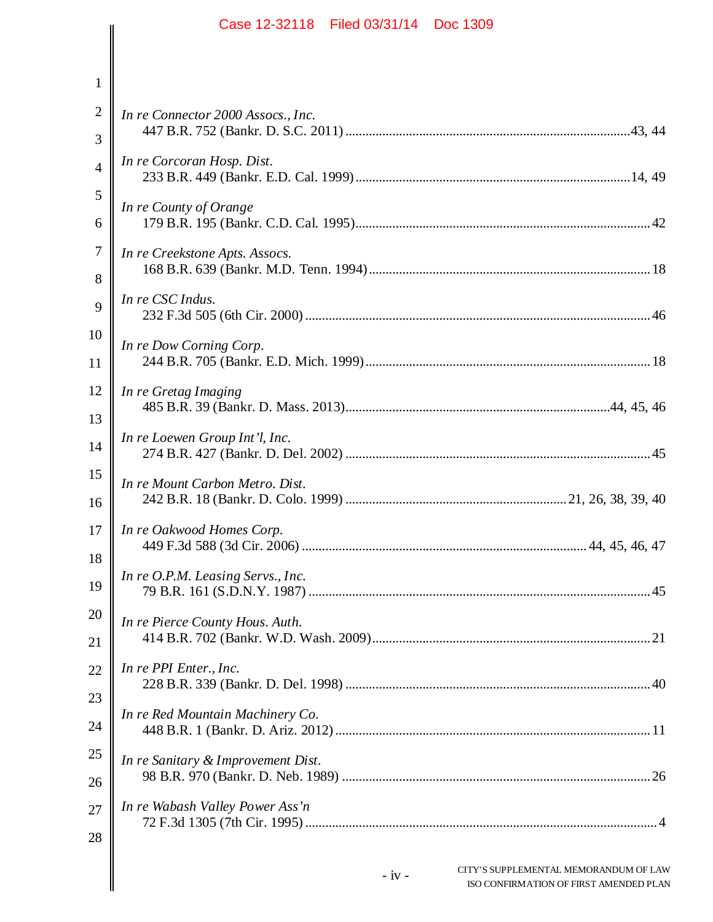*In re Connector 2000 Assocs., Inc.*
447 B.R. 752 (Bankr. D. S.C. 2011) ....................................................................................43, 44

*In re Corcoran Hosp. Dist.*
233 B.R. 449 (Bankr. E.D. Cal. 1999) ..................................................................................14, 49

*In re County of Orange*
179 B.R. 195 (Bankr. C.D. Cal. 1995) ........................................................................................ 42

*In re Creekstone Apts. Assocs.*
168 B.R. 639 (Bankr. M.D. Tenn. 1994) ..................................................................................... 18

*In re CSC Indus.*
232 F.3d 505 (6th Cir. 2000) ....................................................................................................... 46

*In re Dow Corning Corp.*
244 B.R. 705 (Bankr. E.D. Mich. 1999) ...................................................................................... 18

*In re Gretag Imaging*
485 B.R. 39 (Bankr. D. Mass. 2013) ..............................................................................44, 45, 46

*In re Loewen Group Int'l, Inc.*
274 B.R. 427 (Bankr. D. Del. 2002) ........................................................................................... 45

*In re Mount Carbon Metro. Dist.*
242 B.R. 18 (Bankr. D. Colo. 1999) ................................................................. 21, 26, 38, 39, 40

*In re Oakwood Homes Corp.*
449 F.3d 588 (3d Cir. 2006) ..................................................................................... 44, 45, 46, 47

*In re O.P.M. Leasing Servs., Inc.*
79 B.R. 161 (S.D.N.Y. 1987) ...................................................................................................... 45

*In re Pierce County Hous. Auth.*
414 B.R. 702 (Bankr. W.D. Wash. 2009) .................................................................................... 21

*In re PPI Enter., Inc.*
228 B.R. 339 (Bankr. D. Del. 1998) ........................................................................................... 40

*In re Red Mountain Machinery Co.*
448 B.R. 1 (Bankr. D. Ariz. 2012) .............................................................................................. 11

*In re Sanitary & Improvement Dist.*
98 B.R. 970 (Bankr. D. Neb. 1989) ............................................................................................ 26

*In re Wabash Valley Power Ass'n*
72 F.3d 1305 (7th Cir. 1995) ......................................................................................................... 4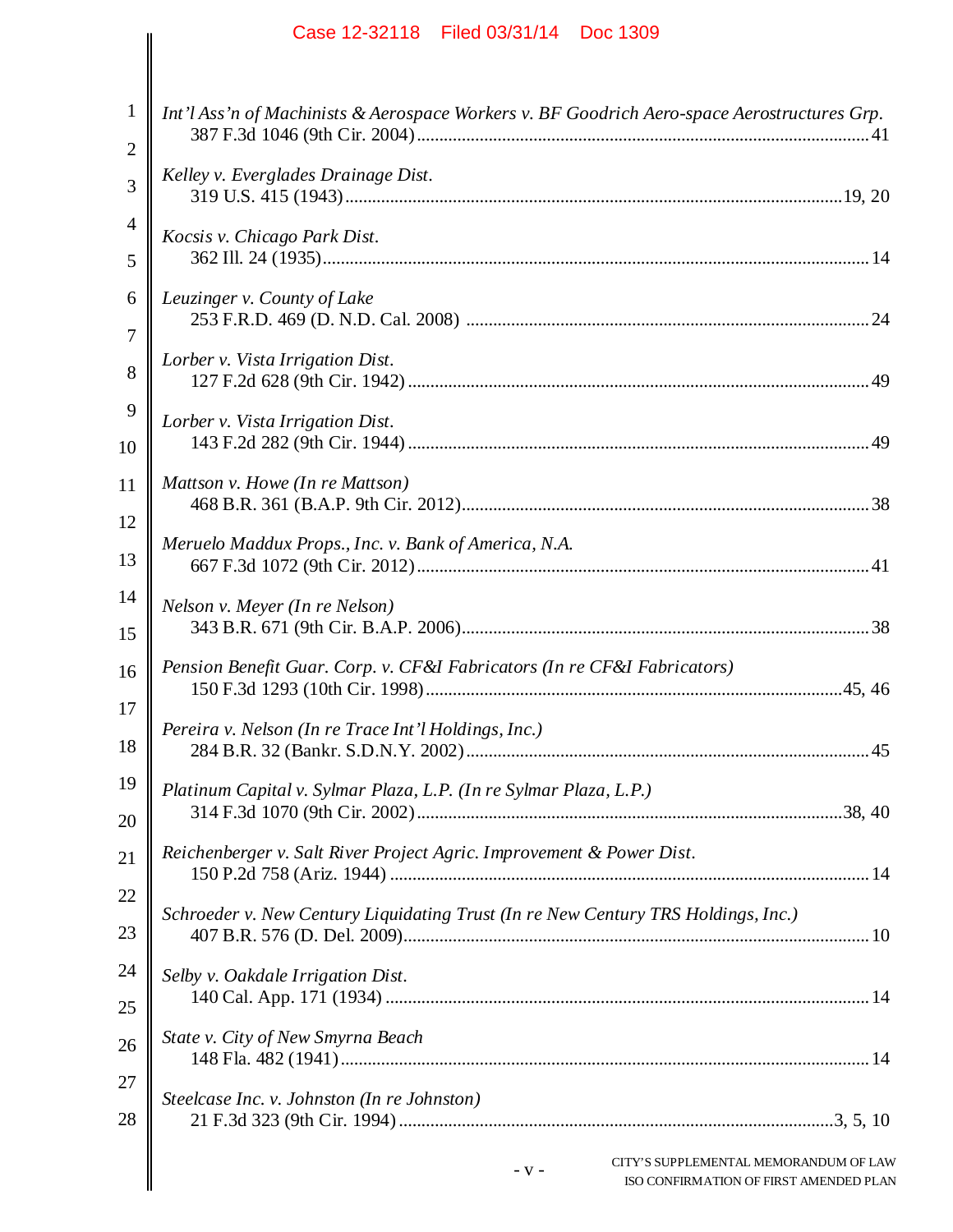*Int'l Ass'n of Machinists & Aerospace Workers v. BF Goodrich Aero-space Aerostructures Grp.*
387 F.3d 1046 (9th Cir. 2004) .......... 41

*Kelley v. Everglades Drainage Dist.*
319 U.S. 415 (1943) .......... 19, 20

*Kocsis v. Chicago Park Dist.*
362 Ill. 24 (1935) .......... 14

*Leuzinger v. County of Lake*
253 F.R.D. 469 (D. N.D. Cal. 2008) .......... 24

*Lorber v. Vista Irrigation Dist.*
127 F.2d 628 (9th Cir. 1942) .......... 49

*Lorber v. Vista Irrigation Dist.*
143 F.2d 282 (9th Cir. 1944) .......... 49

*Mattson v. Howe (In re Mattson)*
468 B.R. 361 (B.A.P. 9th Cir. 2012) .......... 38

*Meruelo Maddux Props., Inc. v. Bank of America, N.A.*
667 F.3d 1072 (9th Cir. 2012) .......... 41

*Nelson v. Meyer (In re Nelson)*
343 B.R. 671 (9th Cir. B.A.P. 2006) .......... 38

*Pension Benefit Guar. Corp. v. CF&I Fabricators (In re CF&I Fabricators)*
150 F.3d 1293 (10th Cir. 1998) .......... 45, 46

*Pereira v. Nelson (In re Trace Int'l Holdings, Inc.)*
284 B.R. 32 (Bankr. S.D.N.Y. 2002) .......... 45

*Platinum Capital v. Sylmar Plaza, L.P. (In re Sylmar Plaza, L.P.)*
314 F.3d 1070 (9th Cir. 2002) .......... 38, 40

*Reichenberger v. Salt River Project Agric. Improvement & Power Dist.*
150 P.2d 758 (Ariz. 1944) .......... 14

*Schroeder v. New Century Liquidating Trust (In re New Century TRS Holdings, Inc.)*
407 B.R. 576 (D. Del. 2009) .......... 10

*Selby v. Oakdale Irrigation Dist.*
140 Cal. App. 171 (1934) .......... 14

*State v. City of New Smyrna Beach*
148 Fla. 482 (1941) .......... 14

*Steelcase Inc. v. Johnston (In re Johnston)*
21 F.3d 323 (9th Cir. 1994) .......... 3, 5, 10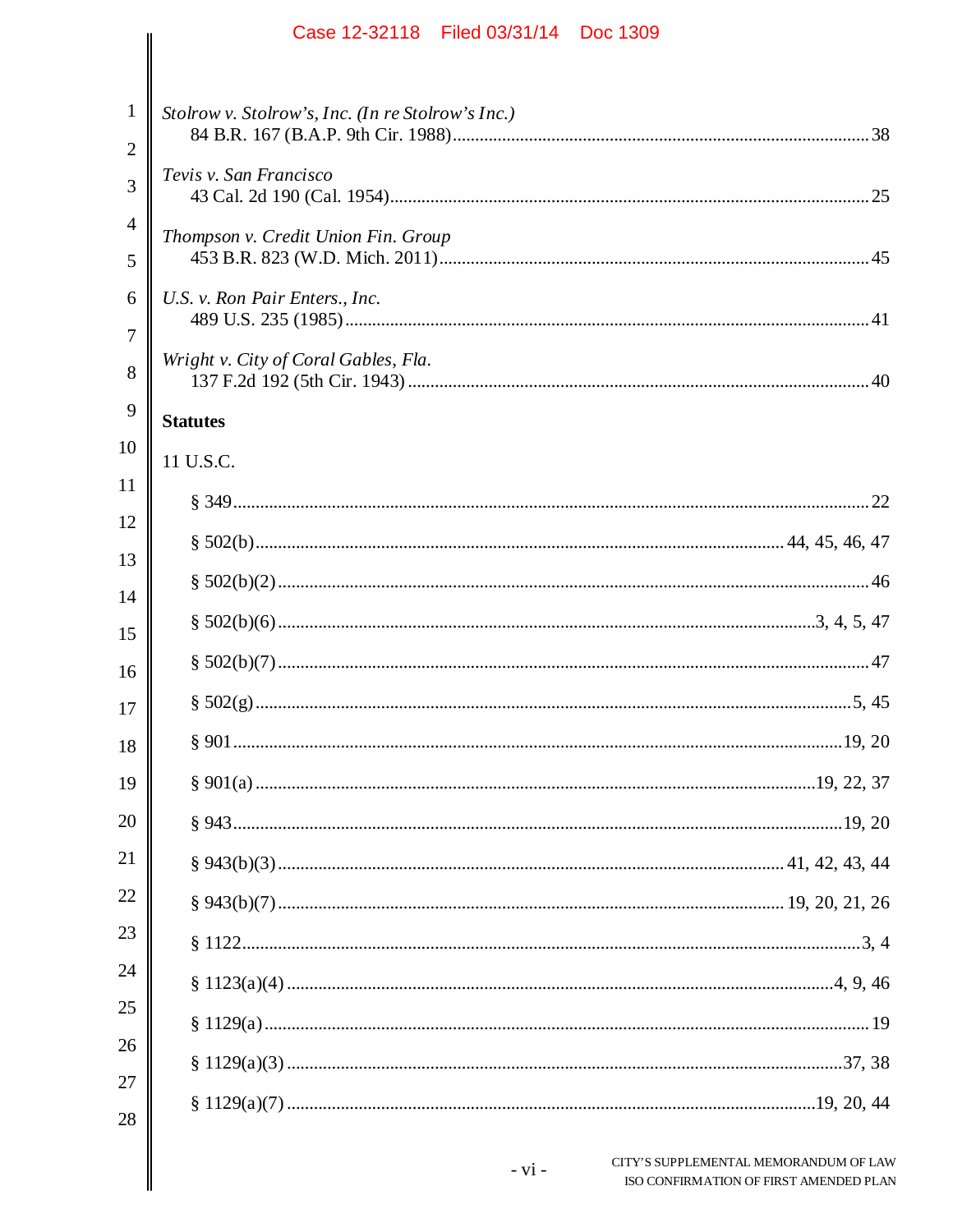*Stolrow v. Stolrow's, Inc. (In re Stolrow's Inc.)*
84 B.R. 167 (B.A.P. 9th Cir. 1988) ............................................................ 38

*Tevis v. San Francisco*
43 Cal. 2d 190 (Cal. 1954) ............................................................ 25

*Thompson v. Credit Union Fin. Group*
453 B.R. 823 (W.D. Mich. 2011) ............................................................ 45

*U.S. v. Ron Pair Enters., Inc.*
489 U.S. 235 (1985) ............................................................ 41

*Wright v. City of Coral Gables, Fla.*
137 F.2d 192 (5th Cir. 1943) ............................................................ 40

**Statutes**

11 U.S.C.

§ 349 ............................................................ 22

§ 502(b) ............................................................ 44, 45, 46, 47

§ 502(b)(2) ............................................................ 46

§ 502(b)(6) ............................................................ 3, 4, 5, 47

§ 502(b)(7) ............................................................ 47

§ 502(g) ............................................................ 5, 45

§ 901 ............................................................ 19, 20

§ 901(a) ............................................................ 19, 22, 37

§ 943 ............................................................ 19, 20

§ 943(b)(3) ............................................................ 41, 42, 43, 44

§ 943(b)(7) ............................................................ 19, 20, 21, 26

§ 1122 ............................................................ 3, 4

§ 1123(a)(4) ............................................................ 4, 9, 46

§ 1129(a) ............................................................ 19

§ 1129(a)(3) ............................................................ 37, 38

§ 1129(a)(7) ............................................................ 19, 20, 44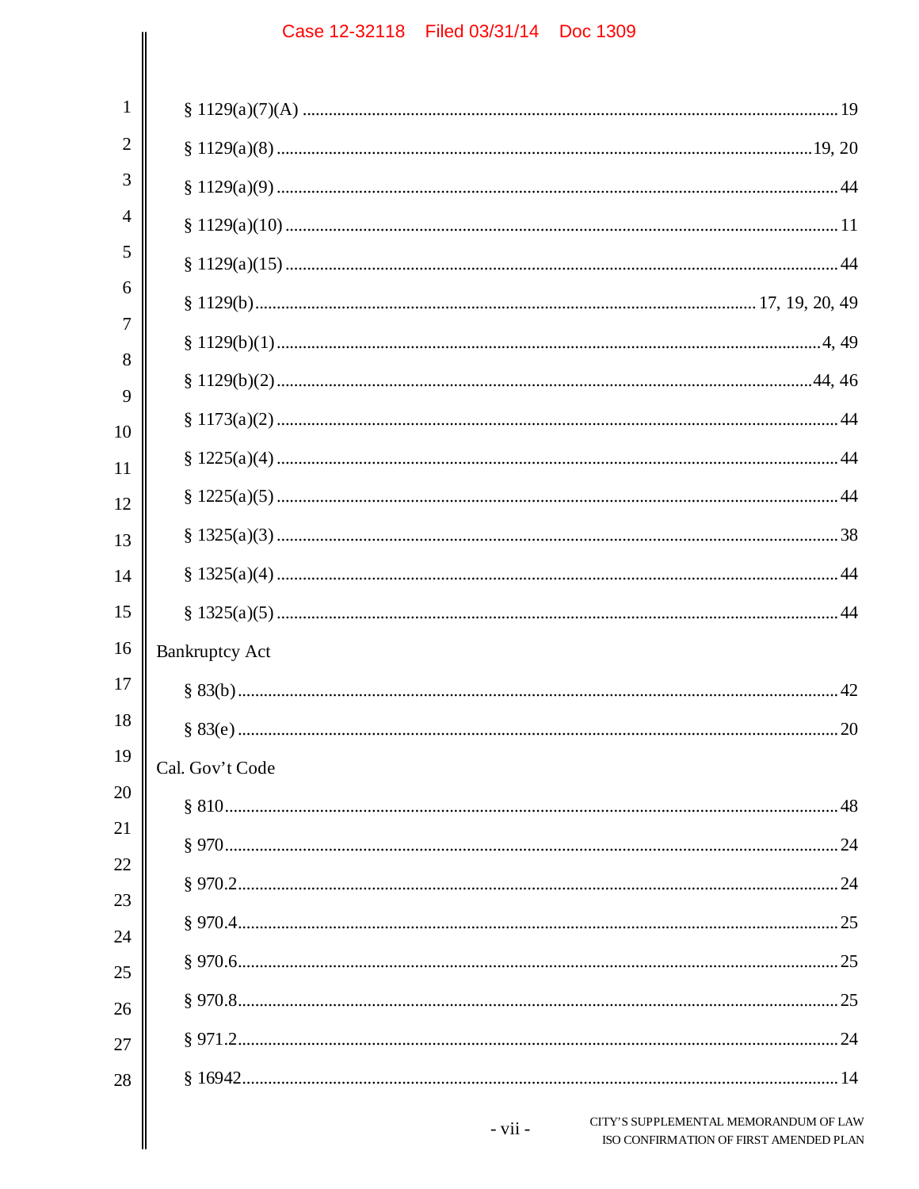§ 1129(a)(7)(A) ........................................................................................................................ 19

§ 1129(a)(8) ........................................................................................................................19, 20

§ 1129(a)(9) ............................................................................................................................. 44

§ 1129(a)(10) ........................................................................................................................... 11

§ 1129(a)(15) ........................................................................................................................... 44

§ 1129(b).................................................................................................................17, 19, 20, 49

§ 1129(b)(1) ..........................................................................................................................4, 49

§ 1129(b)(2) ........................................................................................................................44, 46

§ 1173(a)(2) ............................................................................................................................. 44

§ 1225(a)(4) ............................................................................................................................. 44

§ 1225(a)(5) ............................................................................................................................. 44

§ 1325(a)(3) ............................................................................................................................. 38

§ 1325(a)(4) ............................................................................................................................. 44

§ 1325(a)(5) ............................................................................................................................. 44

Bankruptcy Act

§ 83(b) ..................................................................................................................................... 42

§ 83(e) ..................................................................................................................................... 20

Cal. Gov't Code

§ 810........................................................................................................................................ 48

§ 970........................................................................................................................................ 24

§ 970.2..................................................................................................................................... 24

§ 970.4..................................................................................................................................... 25

§ 970.6..................................................................................................................................... 25

§ 970.8..................................................................................................................................... 25

§ 971.2..................................................................................................................................... 24

§ 16942.................................................................................................................................... 14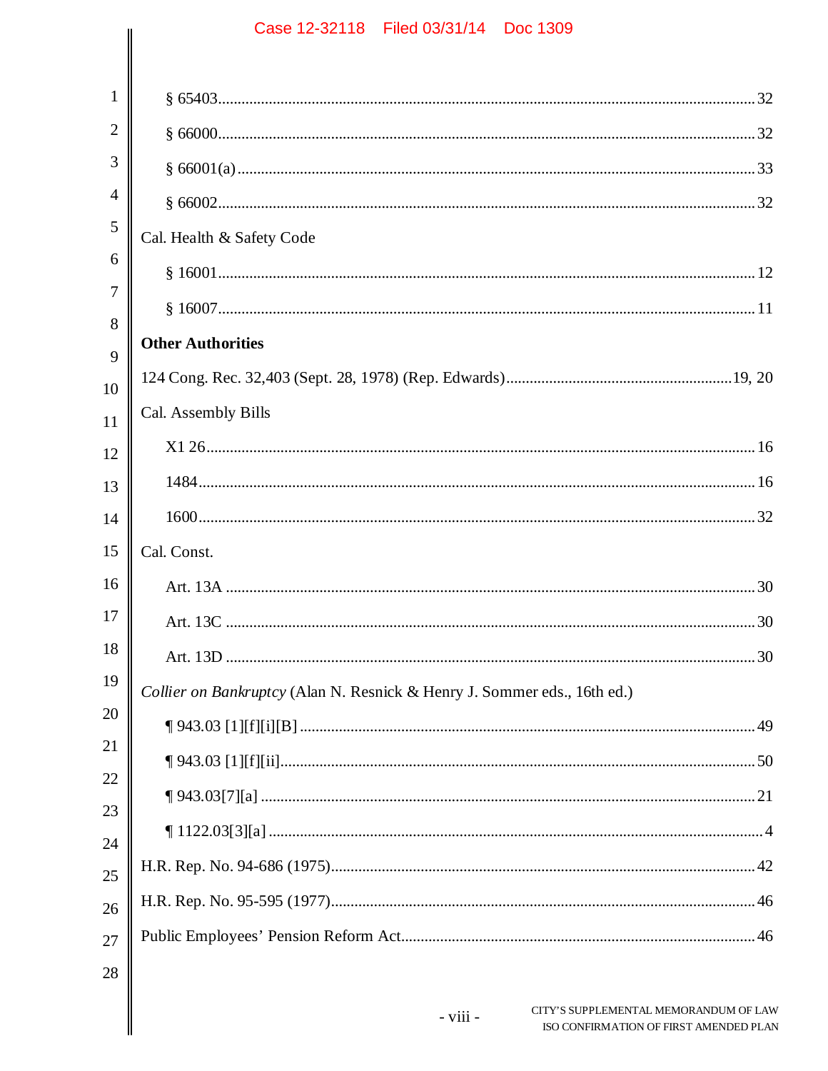§ 65403 ........................................................................................................ 32

§ 66000 ........................................................................................................ 32

§ 66001(a) ..................................................................................................... 33

§ 66002 ........................................................................................................ 32

Cal. Health & Safety Code

§ 16001 ........................................................................................................ 12

§ 16007 ........................................................................................................ 11

**Other Authorities**

124 Cong. Rec. 32,403 (Sept. 28, 1978) (Rep. Edwards) ................................. 19, 20

Cal. Assembly Bills

X1 26 ........................................................................................................... 16

1484 ............................................................................................................ 16

1600 ............................................................................................................ 32

Cal. Const.

Art. 13A ....................................................................................................... 30

Art. 13C ....................................................................................................... 30

Art. 13D ....................................................................................................... 30

*Collier on Bankruptcy* (Alan N. Resnick & Henry J. Sommer eds., 16th ed.)

¶ 943.03 [1][f][i][B] ...................................................................................... 49

¶ 943.03 [1][f][ii] .......................................................................................... 50

¶ 943.03[7][a] ............................................................................................... 21

¶ 1122.03[3][a] .............................................................................................. 4

H.R. Rep. No. 94-686 (1975) ............................................................................ 42

H.R. Rep. No. 95-595 (1977) ............................................................................ 46

Public Employees' Pension Reform Act ............................................................ 46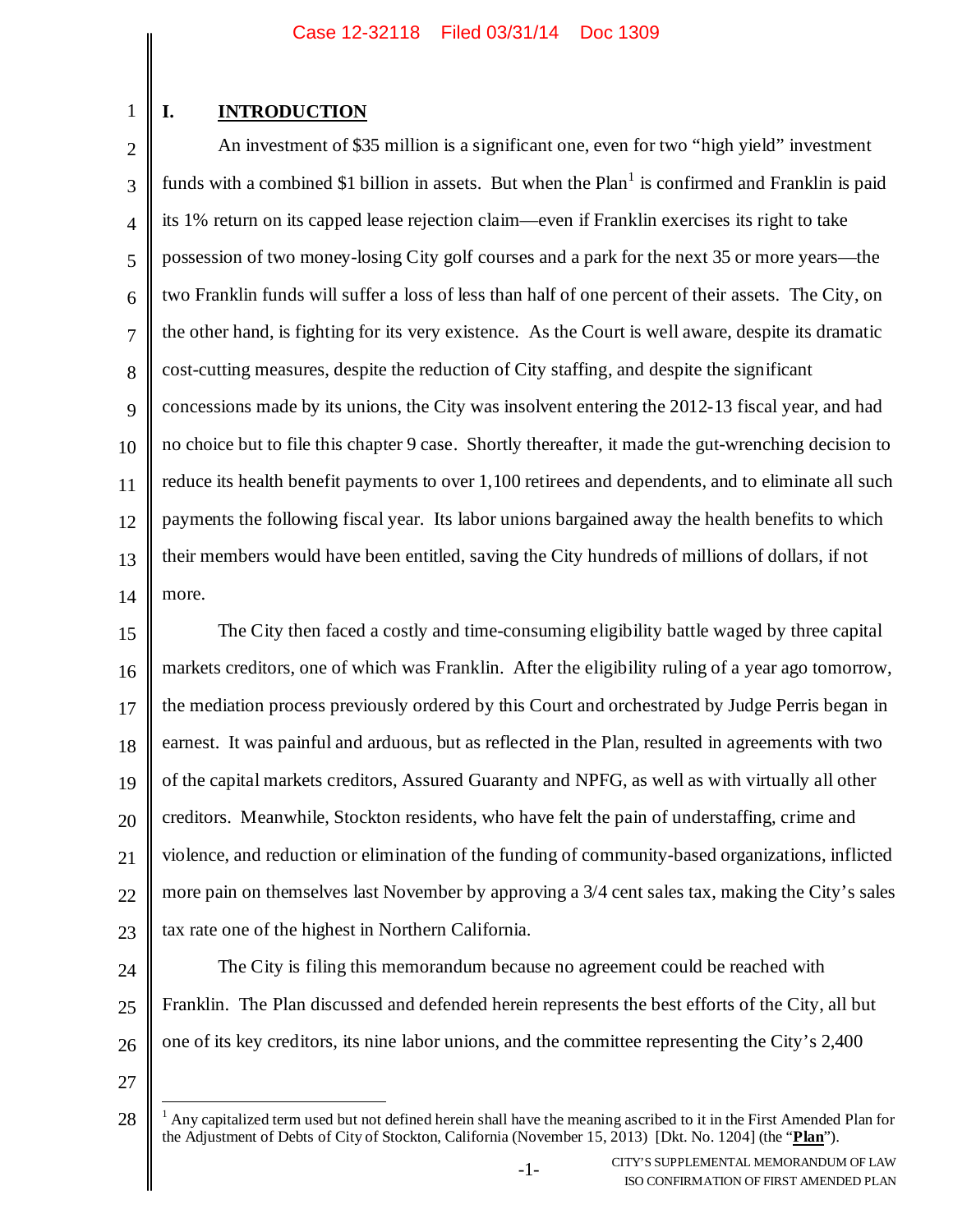## I. INTRODUCTION

An investment of $35 million is a significant one, even for two "high yield" investment funds with a combined $1 billion in assets. But when the Plan[1] is confirmed and Franklin is paid its 1% return on its capped lease rejection claim—even if Franklin exercises its right to take possession of two money-losing City golf courses and a park for the next 35 or more years—the two Franklin funds will suffer a loss of less than half of one percent of their assets. The City, on the other hand, is fighting for its very existence. As the Court is well aware, despite its dramatic cost-cutting measures, despite the reduction of City staffing, and despite the significant concessions made by its unions, the City was insolvent entering the 2012-13 fiscal year, and had no choice but to file this chapter 9 case. Shortly thereafter, it made the gut-wrenching decision to reduce its health benefit payments to over 1,100 retirees and dependents, and to eliminate all such payments the following fiscal year. Its labor unions bargained away the health benefits to which their members would have been entitled, saving the City hundreds of millions of dollars, if not more.

The City then faced a costly and time-consuming eligibility battle waged by three capital markets creditors, one of which was Franklin. After the eligibility ruling of a year ago tomorrow, the mediation process previously ordered by this Court and orchestrated by Judge Perris began in earnest. It was painful and arduous, but as reflected in the Plan, resulted in agreements with two of the capital markets creditors, Assured Guaranty and NPFG, as well as with virtually all other creditors. Meanwhile, Stockton residents, who have felt the pain of understaffing, crime and violence, and reduction or elimination of the funding of community-based organizations, inflicted more pain on themselves last November by approving a 3/4 cent sales tax, making the City's sales tax rate one of the highest in Northern California.

The City is filing this memorandum because no agreement could be reached with Franklin. The Plan discussed and defended herein represents the best efforts of the City, all but one of its key creditors, its nine labor unions, and the committee representing the City's 2,400

[1] Any capitalized term used but not defined herein shall have the meaning ascribed to it in the First Amended Plan for the Adjustment of Debts of City of Stockton, California (November 15, 2013) [Dkt. No. 1204] (the "**Plan**").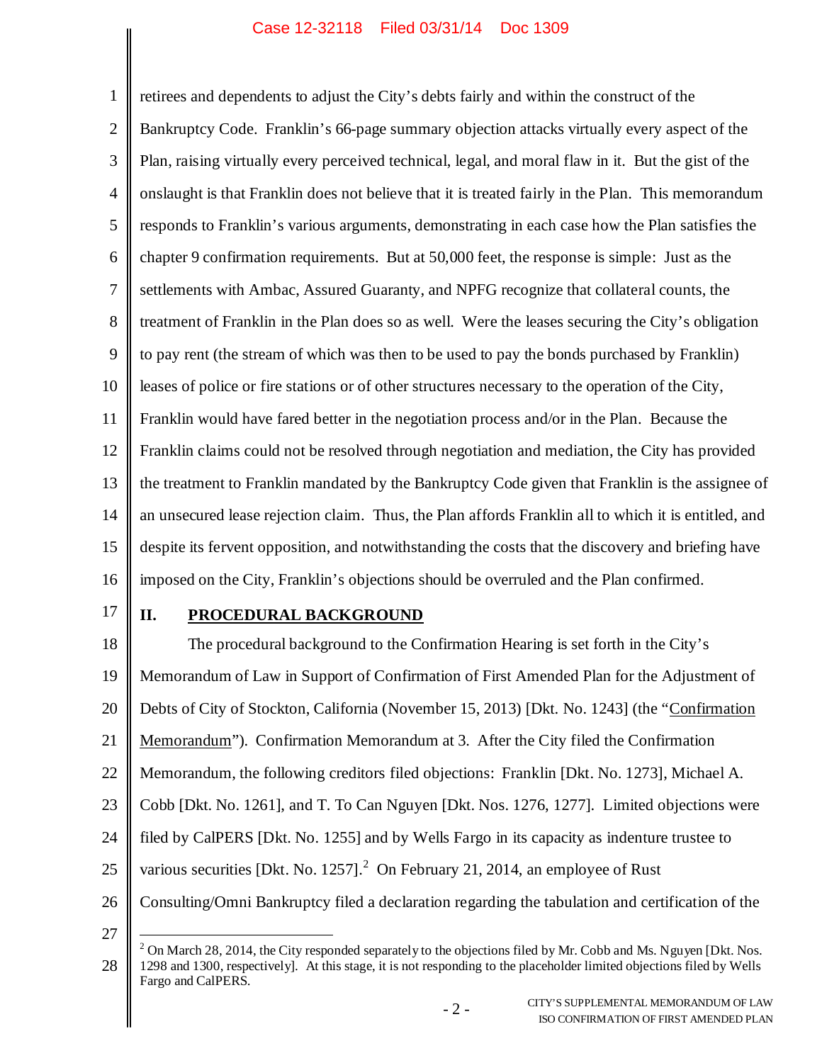retirees and dependents to adjust the City's debts fairly and within the construct of the Bankruptcy Code. Franklin's 66-page summary objection attacks virtually every aspect of the Plan, raising virtually every perceived technical, legal, and moral flaw in it. But the gist of the onslaught is that Franklin does not believe that it is treated fairly in the Plan. This memorandum responds to Franklin's various arguments, demonstrating in each case how the Plan satisfies the chapter 9 confirmation requirements. But at 50,000 feet, the response is simple: Just as the settlements with Ambac, Assured Guaranty, and NPFG recognize that collateral counts, the treatment of Franklin in the Plan does so as well. Were the leases securing the City's obligation to pay rent (the stream of which was then to be used to pay the bonds purchased by Franklin) leases of police or fire stations or of other structures necessary to the operation of the City, Franklin would have fared better in the negotiation process and/or in the Plan. Because the Franklin claims could not be resolved through negotiation and mediation, the City has provided the treatment to Franklin mandated by the Bankruptcy Code given that Franklin is the assignee of an unsecured lease rejection claim. Thus, the Plan affords Franklin all to which it is entitled, and despite its fervent opposition, and notwithstanding the costs that the discovery and briefing have imposed on the City, Franklin's objections should be overruled and the Plan confirmed.

## II. PROCEDURAL BACKGROUND

The procedural background to the Confirmation Hearing is set forth in the City's Memorandum of Law in Support of Confirmation of First Amended Plan for the Adjustment of Debts of City of Stockton, California (November 15, 2013) [Dkt. No. 1243] (the "Confirmation Memorandum"). Confirmation Memorandum at 3. After the City filed the Confirmation Memorandum, the following creditors filed objections: Franklin [Dkt. No. 1273], Michael A. Cobb [Dkt. No. 1261], and T. To Can Nguyen [Dkt. Nos. 1276, 1277]. Limited objections were filed by CalPERS [Dkt. No. 1255] and by Wells Fargo in its capacity as indenture trustee to various securities [Dkt. No. 1257].[2] On February 21, 2014, an employee of Rust Consulting/Omni Bankruptcy filed a declaration regarding the tabulation and certification of the

[2] On March 28, 2014, the City responded separately to the objections filed by Mr. Cobb and Ms. Nguyen [Dkt. Nos. 1298 and 1300, respectively]. At this stage, it is not responding to the placeholder limited objections filed by Wells Fargo and CalPERS.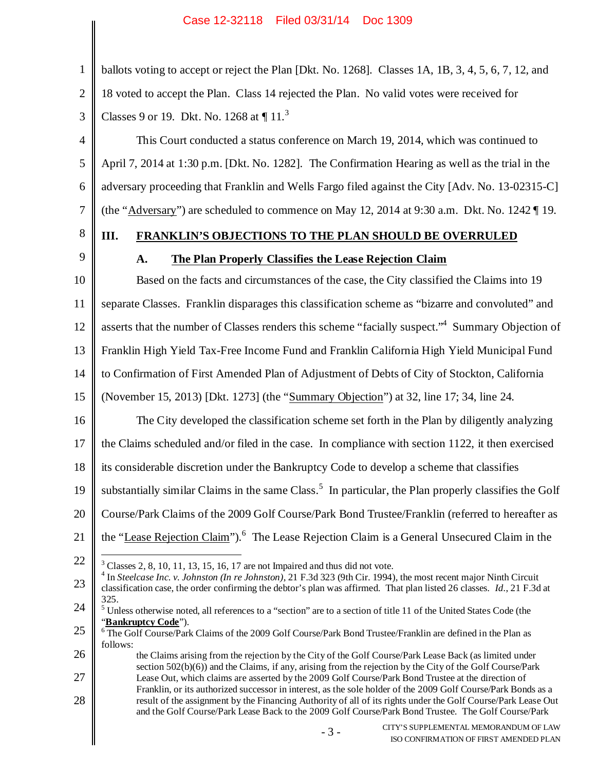ballots voting to accept or reject the Plan [Dkt. No. 1268]. Classes 1A, 1B, 3, 4, 5, 6, 7, 12, and 18 voted to accept the Plan. Class 14 rejected the Plan. No valid votes were received for Classes 9 or 19. Dkt. No. 1268 at ¶ 11.[3]

This Court conducted a status conference on March 19, 2014, which was continued to April 7, 2014 at 1:30 p.m. [Dkt. No. 1282]. The Confirmation Hearing as well as the trial in the adversary proceeding that Franklin and Wells Fargo filed against the City [Adv. No. 13-02315-C] (the "Adversary") are scheduled to commence on May 12, 2014 at 9:30 a.m. Dkt. No. 1242 ¶ 19.

## III. FRANKLIN'S OBJECTIONS TO THE PLAN SHOULD BE OVERRULED

### A. The Plan Properly Classifies the Lease Rejection Claim

Based on the facts and circumstances of the case, the City classified the Claims into 19 separate Classes. Franklin disparages this classification scheme as "bizarre and convoluted" and asserts that the number of Classes renders this scheme "facially suspect."[4] Summary Objection of Franklin High Yield Tax-Free Income Fund and Franklin California High Yield Municipal Fund to Confirmation of First Amended Plan of Adjustment of Debts of City of Stockton, California (November 15, 2013) [Dkt. 1273] (the "Summary Objection") at 32, line 17; 34, line 24.

The City developed the classification scheme set forth in the Plan by diligently analyzing the Claims scheduled and/or filed in the case. In compliance with section 1122, it then exercised its considerable discretion under the Bankruptcy Code to develop a scheme that classifies substantially similar Claims in the same Class.[5] In particular, the Plan properly classifies the Golf Course/Park Claims of the 2009 Golf Course/Park Bond Trustee/Franklin (referred to hereafter as the "Lease Rejection Claim").[6] The Lease Rejection Claim is a General Unsecured Claim in the

---

[3] Classes 2, 8, 10, 11, 13, 15, 16, 17 are not Impaired and thus did not vote.

[4] In *Steelcase Inc. v. Johnston (In re Johnston)*, 21 F.3d 323 (9th Cir. 1994), the most recent major Ninth Circuit classification case, the order confirming the debtor's plan was affirmed. That plan listed 26 classes. *Id.*, 21 F.3d at 325.

[5] Unless otherwise noted, all references to a "section" are to a section of title 11 of the United States Code (the "**Bankruptcy Code**").

[6] The Golf Course/Park Claims of the 2009 Golf Course/Park Bond Trustee/Franklin are defined in the Plan as follows:

> the Claims arising from the rejection by the City of the Golf Course/Park Lease Back (as limited under section 502(b)(6)) and the Claims, if any, arising from the rejection by the City of the Golf Course/Park Lease Out, which claims are asserted by the 2009 Golf Course/Park Bond Trustee at the direction of Franklin, or its authorized successor in interest, as the sole holder of the 2009 Golf Course/Park Bonds as a result of the assignment by the Financing Authority of all of its rights under the Golf Course/Park Lease Out and the Golf Course/Park Lease Back to the 2009 Golf Course/Park Bond Trustee. The Golf Course/Park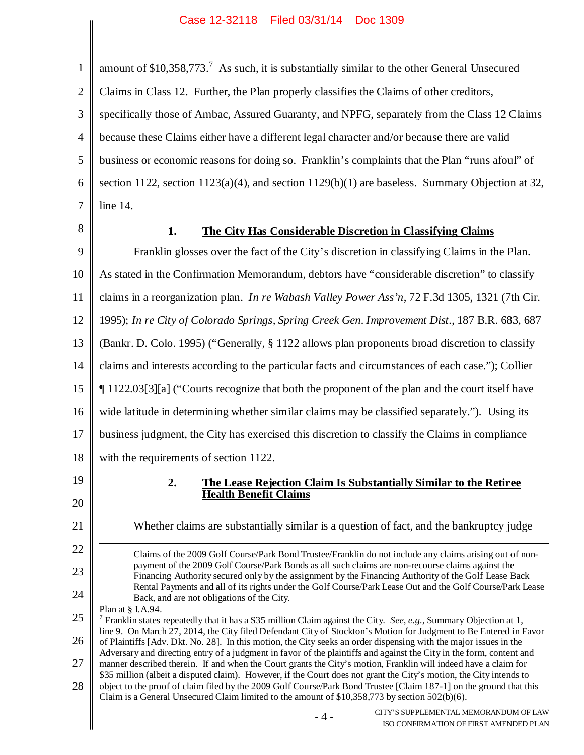amount of $10,358,773.[7] As such, it is substantially similar to the other General Unsecured Claims in Class 12. Further, the Plan properly classifies the Claims of other creditors, specifically those of Ambac, Assured Guaranty, and NPFG, separately from the Class 12 Claims because these Claims either have a different legal character and/or because there are valid business or economic reasons for doing so. Franklin's complaints that the Plan "runs afoul" of section 1122, section 1123(a)(4), and section 1129(b)(1) are baseless. Summary Objection at 32, line 14.

### 1. The City Has Considerable Discretion in Classifying Claims

Franklin glosses over the fact of the City's discretion in classifying Claims in the Plan. As stated in the Confirmation Memorandum, debtors have "considerable discretion" to classify claims in a reorganization plan. *In re Wabash Valley Power Ass'n*, 72 F.3d 1305, 1321 (7th Cir. 1995); *In re City of Colorado Springs, Spring Creek Gen. Improvement Dist.*, 187 B.R. 683, 687 (Bankr. D. Colo. 1995) ("Generally, § 1122 allows plan proponents broad discretion to classify claims and interests according to the particular facts and circumstances of each case."); Collier ¶ 1122.03[3][a] ("Courts recognize that both the proponent of the plan and the court itself have wide latitude in determining whether similar claims may be classified separately."). Using its business judgment, the City has exercised this discretion to classify the Claims in compliance with the requirements of section 1122.

### 2. The Lease Rejection Claim Is Substantially Similar to the Retiree Health Benefit Claims

Whether claims are substantially similar is a question of fact, and the bankruptcy judge

---

Claims of the 2009 Golf Course/Park Bond Trustee/Franklin do not include any claims arising out of non-payment of the 2009 Golf Course/Park Bonds as all such claims are non-recourse claims against the Financing Authority secured only by the assignment by the Financing Authority of the Golf Lease Back Rental Payments and all of its rights under the Golf Course/Park Lease Out and the Golf Course/Park Lease Back, and are not obligations of the City.

Plan at § I.A.94.

[7] Franklin states repeatedly that it has a $35 million Claim against the City. *See, e.g.*, Summary Objection at 1, line 9. On March 27, 2014, the City filed Defendant City of Stockton's Motion for Judgment to Be Entered in Favor of Plaintiffs [Adv. Dkt. No. 28]. In this motion, the City seeks an order dispensing with the major issues in the Adversary and directing entry of a judgment in favor of the plaintiffs and against the City in the form, content and manner described therein. If and when the Court grants the City's motion, Franklin will indeed have a claim for $35 million (albeit a disputed claim). However, if the Court does not grant the City's motion, the City intends to object to the proof of claim filed by the 2009 Golf Course/Park Bond Trustee [Claim 187-1] on the ground that this Claim is a General Unsecured Claim limited to the amount of $10,358,773 by section 502(b)(6).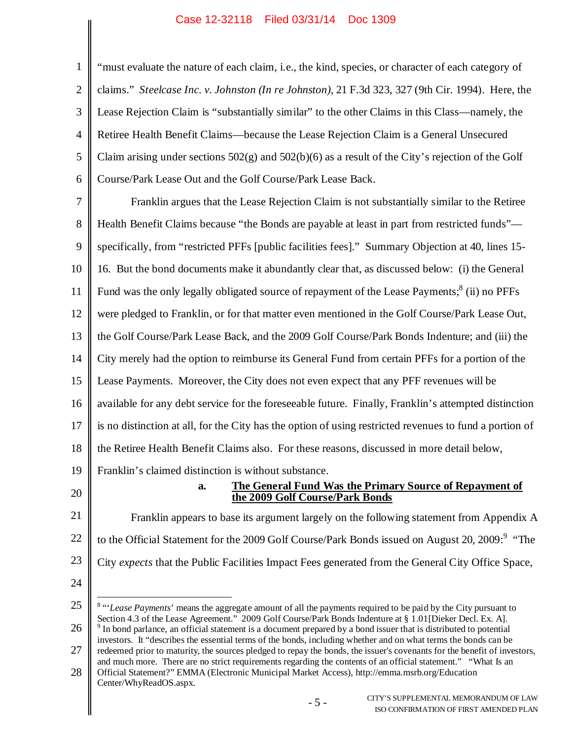"must evaluate the nature of each claim, i.e., the kind, species, or character of each category of claims." *Steelcase Inc. v. Johnston (In re Johnston)*, 21 F.3d 323, 327 (9th Cir. 1994). Here, the Lease Rejection Claim is "substantially similar" to the other Claims in this Class—namely, the Retiree Health Benefit Claims—because the Lease Rejection Claim is a General Unsecured Claim arising under sections 502(g) and 502(b)(6) as a result of the City's rejection of the Golf Course/Park Lease Out and the Golf Course/Park Lease Back.

Franklin argues that the Lease Rejection Claim is not substantially similar to the Retiree Health Benefit Claims because "the Bonds are payable at least in part from restricted funds"—specifically, from "restricted PFFs [public facilities fees]." Summary Objection at 40, lines 15-16. But the bond documents make it abundantly clear that, as discussed below: (i) the General Fund was the only legally obligated source of repayment of the Lease Payments;[8] (ii) no PFFs were pledged to Franklin, or for that matter even mentioned in the Golf Course/Park Lease Out, the Golf Course/Park Lease Back, and the 2009 Golf Course/Park Bonds Indenture; and (iii) the City merely had the option to reimburse its General Fund from certain PFFs for a portion of the Lease Payments. Moreover, the City does not even expect that any PFF revenues will be available for any debt service for the foreseeable future. Finally, Franklin's attempted distinction is no distinction at all, for the City has the option of using restricted revenues to fund a portion of the Retiree Health Benefit Claims also. For these reasons, discussed in more detail below, Franklin's claimed distinction is without substance.

**a. <u>The General Fund Was the Primary Source of Repayment of the 2009 Golf Course/Park Bonds</u>**

Franklin appears to base its argument largely on the following statement from Appendix A to the Official Statement for the 2009 Golf Course/Park Bonds issued on August 20, 2009:[9] "The City *expects* that the Public Facilities Impact Fees generated from the General City Office Space,

---

[8] "'*Lease Payments*' means the aggregate amount of all the payments required to be paid by the City pursuant to Section 4.3 of the Lease Agreement." 2009 Golf Course/Park Bonds Indenture at § 1.01[Dieker Decl. Ex. A].

[9] In bond parlance, an official statement is a document prepared by a bond issuer that is distributed to potential investors. It "describes the essential terms of the bonds, including whether and on what terms the bonds can be redeemed prior to maturity, the sources pledged to repay the bonds, the issuer's covenants for the benefit of investors, and much more. There are no strict requirements regarding the contents of an official statement." "What Is an Official Statement?" EMMA (Electronic Municipal Market Access), http://emma.msrb.org/Education Center/WhyReadOS.aspx.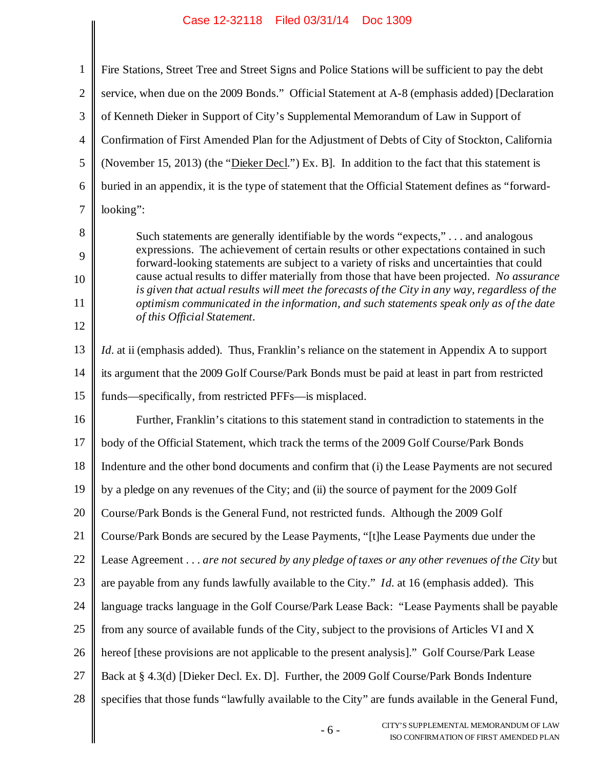Fire Stations, Street Tree and Street Signs and Police Stations will be sufficient to pay the debt service, when due on the 2009 Bonds." Official Statement at A-8 (emphasis added) [Declaration of Kenneth Dieker in Support of City's Supplemental Memorandum of Law in Support of Confirmation of First Amended Plan for the Adjustment of Debts of City of Stockton, California (November 15, 2013) (the "Dieker Decl.") Ex. B]. In addition to the fact that this statement is buried in an appendix, it is the type of statement that the Official Statement defines as "forward-looking":

> Such statements are generally identifiable by the words "expects," . . . and analogous expressions. The achievement of certain results or other expectations contained in such forward-looking statements are subject to a variety of risks and uncertainties that could cause actual results to differ materially from those that have been projected. *No assurance is given that actual results will meet the forecasts of the City in any way, regardless of the optimism communicated in the information, and such statements speak only as of the date of this Official Statement.*

*Id.* at ii (emphasis added). Thus, Franklin's reliance on the statement in Appendix A to support its argument that the 2009 Golf Course/Park Bonds must be paid at least in part from restricted funds—specifically, from restricted PFFs—is misplaced.

Further, Franklin's citations to this statement stand in contradiction to statements in the body of the Official Statement, which track the terms of the 2009 Golf Course/Park Bonds Indenture and the other bond documents and confirm that (i) the Lease Payments are not secured by a pledge on any revenues of the City; and (ii) the source of payment for the 2009 Golf Course/Park Bonds is the General Fund, not restricted funds. Although the 2009 Golf Course/Park Bonds are secured by the Lease Payments, "[t]he Lease Payments due under the Lease Agreement . . . *are not secured by any pledge of taxes or any other revenues of the City* but are payable from any funds lawfully available to the City." *Id.* at 16 (emphasis added). This language tracks language in the Golf Course/Park Lease Back: "Lease Payments shall be payable from any source of available funds of the City, subject to the provisions of Articles VI and X hereof [these provisions are not applicable to the present analysis]." Golf Course/Park Lease Back at § 4.3(d) [Dieker Decl. Ex. D]. Further, the 2009 Golf Course/Park Bonds Indenture specifies that those funds "lawfully available to the City" are funds available in the General Fund,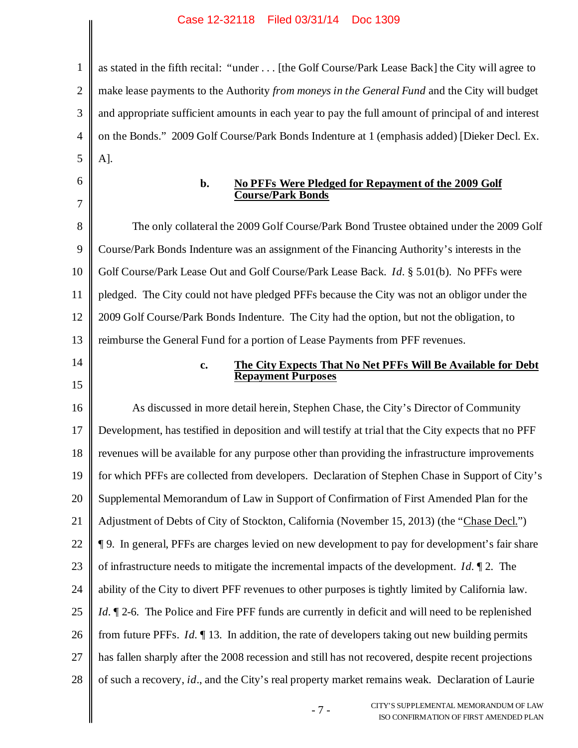as stated in the fifth recital: "under . . . [the Golf Course/Park Lease Back] the City will agree to make lease payments to the Authority *from moneys in the General Fund* and the City will budget and appropriate sufficient amounts in each year to pay the full amount of principal of and interest on the Bonds." 2009 Golf Course/Park Bonds Indenture at 1 (emphasis added) [Dieker Decl. Ex. A].

### b. No PFFs Were Pledged for Repayment of the 2009 Golf Course/Park Bonds

The only collateral the 2009 Golf Course/Park Bond Trustee obtained under the 2009 Golf Course/Park Bonds Indenture was an assignment of the Financing Authority's interests in the Golf Course/Park Lease Out and Golf Course/Park Lease Back. *Id.* § 5.01(b). No PFFs were pledged. The City could not have pledged PFFs because the City was not an obligor under the 2009 Golf Course/Park Bonds Indenture. The City had the option, but not the obligation, to reimburse the General Fund for a portion of Lease Payments from PFF revenues.

### c. The City Expects That No Net PFFs Will Be Available for Debt Repayment Purposes

As discussed in more detail herein, Stephen Chase, the City's Director of Community Development, has testified in deposition and will testify at trial that the City expects that no PFF revenues will be available for any purpose other than providing the infrastructure improvements for which PFFs are collected from developers. Declaration of Stephen Chase in Support of City's Supplemental Memorandum of Law in Support of Confirmation of First Amended Plan for the Adjustment of Debts of City of Stockton, California (November 15, 2013) (the "Chase Decl.") ¶ 9. In general, PFFs are charges levied on new development to pay for development's fair share of infrastructure needs to mitigate the incremental impacts of the development. *Id.* ¶ 2. The ability of the City to divert PFF revenues to other purposes is tightly limited by California law. *Id.* ¶ 2-6. The Police and Fire PFF funds are currently in deficit and will need to be replenished from future PFFs. *Id.* ¶ 13. In addition, the rate of developers taking out new building permits has fallen sharply after the 2008 recession and still has not recovered, despite recent projections of such a recovery, *id.*, and the City's real property market remains weak. Declaration of Laurie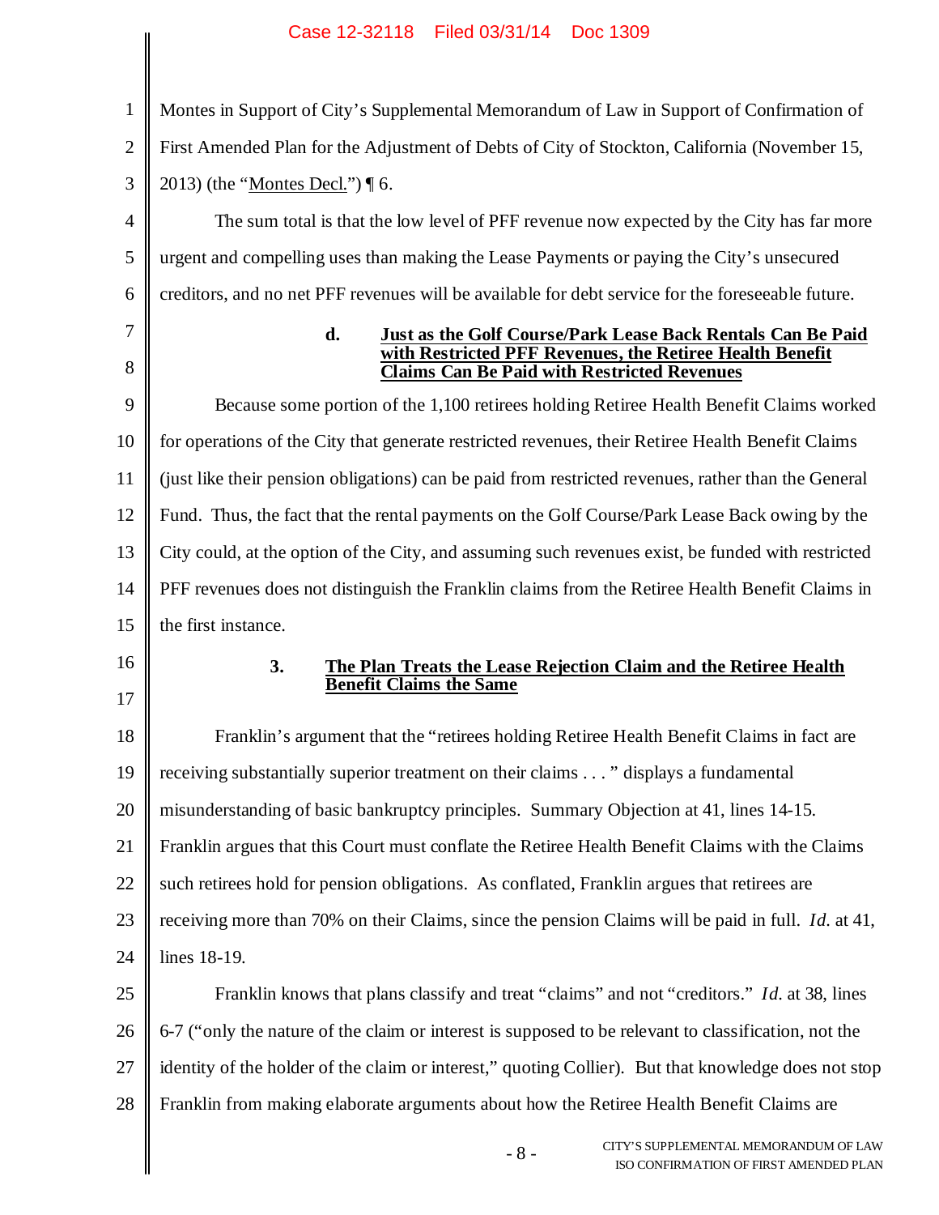Montes in Support of City's Supplemental Memorandum of Law in Support of Confirmation of First Amended Plan for the Adjustment of Debts of City of Stockton, California (November 15, 2013) (the "Montes Decl.") ¶ 6.

The sum total is that the low level of PFF revenue now expected by the City has far more urgent and compelling uses than making the Lease Payments or paying the City's unsecured creditors, and no net PFF revenues will be available for debt service for the foreseeable future.

#### d. Just as the Golf Course/Park Lease Back Rentals Can Be Paid with Restricted PFF Revenues, the Retiree Health Benefit Claims Can Be Paid with Restricted Revenues

Because some portion of the 1,100 retirees holding Retiree Health Benefit Claims worked for operations of the City that generate restricted revenues, their Retiree Health Benefit Claims (just like their pension obligations) can be paid from restricted revenues, rather than the General Fund. Thus, the fact that the rental payments on the Golf Course/Park Lease Back owing by the City could, at the option of the City, and assuming such revenues exist, be funded with restricted PFF revenues does not distinguish the Franklin claims from the Retiree Health Benefit Claims in the first instance.

### 3. The Plan Treats the Lease Rejection Claim and the Retiree Health Benefit Claims the Same

Franklin's argument that the "retirees holding Retiree Health Benefit Claims in fact are receiving substantially superior treatment on their claims . . . " displays a fundamental misunderstanding of basic bankruptcy principles. Summary Objection at 41, lines 14-15. Franklin argues that this Court must conflate the Retiree Health Benefit Claims with the Claims such retirees hold for pension obligations. As conflated, Franklin argues that retirees are receiving more than 70% on their Claims, since the pension Claims will be paid in full. *Id.* at 41, lines 18-19.

Franklin knows that plans classify and treat "claims" and not "creditors." *Id.* at 38, lines 6-7 ("only the nature of the claim or interest is supposed to be relevant to classification, not the identity of the holder of the claim or interest," quoting Collier). But that knowledge does not stop Franklin from making elaborate arguments about how the Retiree Health Benefit Claims are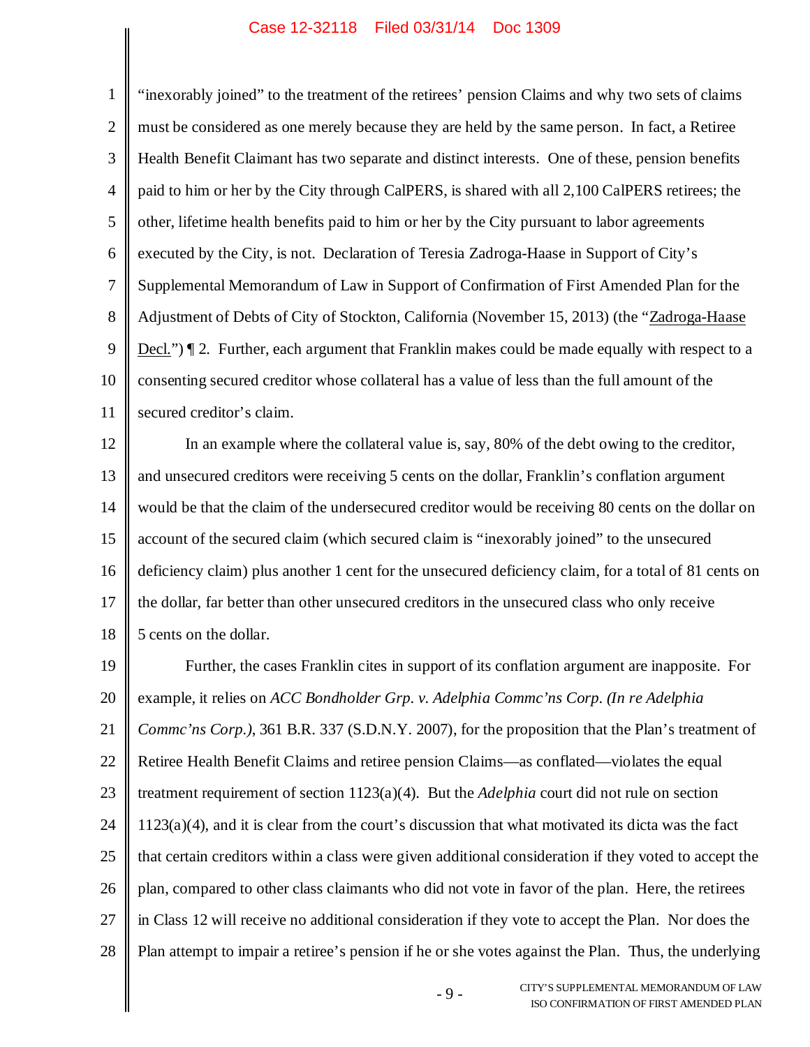"inexorably joined" to the treatment of the retirees' pension Claims and why two sets of claims must be considered as one merely because they are held by the same person. In fact, a Retiree Health Benefit Claimant has two separate and distinct interests. One of these, pension benefits paid to him or her by the City through CalPERS, is shared with all 2,100 CalPERS retirees; the other, lifetime health benefits paid to him or her by the City pursuant to labor agreements executed by the City, is not. Declaration of Teresia Zadroga-Haase in Support of City's Supplemental Memorandum of Law in Support of Confirmation of First Amended Plan for the Adjustment of Debts of City of Stockton, California (November 15, 2013) (the "Zadroga-Haase Decl.") ¶ 2. Further, each argument that Franklin makes could be made equally with respect to a consenting secured creditor whose collateral has a value of less than the full amount of the secured creditor's claim.

In an example where the collateral value is, say, 80% of the debt owing to the creditor, and unsecured creditors were receiving 5 cents on the dollar, Franklin's conflation argument would be that the claim of the undersecured creditor would be receiving 80 cents on the dollar on account of the secured claim (which secured claim is "inexorably joined" to the unsecured deficiency claim) plus another 1 cent for the unsecured deficiency claim, for a total of 81 cents on the dollar, far better than other unsecured creditors in the unsecured class who only receive 5 cents on the dollar.

Further, the cases Franklin cites in support of its conflation argument are inapposite. For example, it relies on *ACC Bondholder Grp. v. Adelphia Commc'ns Corp. (In re Adelphia Commc'ns Corp.)*, 361 B.R. 337 (S.D.N.Y. 2007), for the proposition that the Plan's treatment of Retiree Health Benefit Claims and retiree pension Claims—as conflated—violates the equal treatment requirement of section 1123(a)(4). But the *Adelphia* court did not rule on section 1123(a)(4), and it is clear from the court's discussion that what motivated its dicta was the fact that certain creditors within a class were given additional consideration if they voted to accept the plan, compared to other class claimants who did not vote in favor of the plan. Here, the retirees in Class 12 will receive no additional consideration if they vote to accept the Plan. Nor does the Plan attempt to impair a retiree's pension if he or she votes against the Plan. Thus, the underlying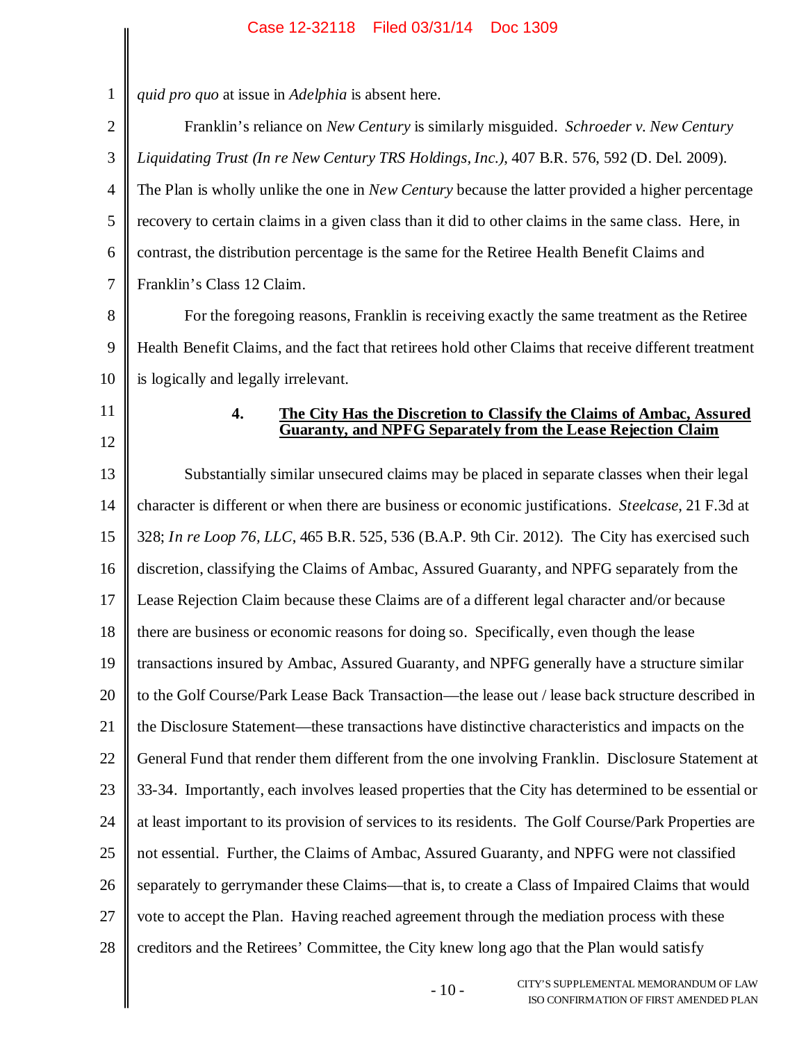*quid pro quo* at issue in *Adelphia* is absent here.

Franklin's reliance on *New Century* is similarly misguided. *Schroeder v. New Century Liquidating Trust (In re New Century TRS Holdings, Inc.)*, 407 B.R. 576, 592 (D. Del. 2009). The Plan is wholly unlike the one in *New Century* because the latter provided a higher percentage recovery to certain claims in a given class than it did to other claims in the same class. Here, in contrast, the distribution percentage is the same for the Retiree Health Benefit Claims and Franklin's Class 12 Claim.

For the foregoing reasons, Franklin is receiving exactly the same treatment as the Retiree Health Benefit Claims, and the fact that retirees hold other Claims that receive different treatment is logically and legally irrelevant.

#### 4. The City Has the Discretion to Classify the Claims of Ambac, Assured Guaranty, and NPFG Separately from the Lease Rejection Claim

Substantially similar unsecured claims may be placed in separate classes when their legal character is different or when there are business or economic justifications. *Steelcase*, 21 F.3d at 328; *In re Loop 76, LLC*, 465 B.R. 525, 536 (B.A.P. 9th Cir. 2012). The City has exercised such discretion, classifying the Claims of Ambac, Assured Guaranty, and NPFG separately from the Lease Rejection Claim because these Claims are of a different legal character and/or because there are business or economic reasons for doing so. Specifically, even though the lease transactions insured by Ambac, Assured Guaranty, and NPFG generally have a structure similar to the Golf Course/Park Lease Back Transaction—the lease out / lease back structure described in the Disclosure Statement—these transactions have distinctive characteristics and impacts on the General Fund that render them different from the one involving Franklin. Disclosure Statement at 33-34. Importantly, each involves leased properties that the City has determined to be essential or at least important to its provision of services to its residents. The Golf Course/Park Properties are not essential. Further, the Claims of Ambac, Assured Guaranty, and NPFG were not classified separately to gerrymander these Claims—that is, to create a Class of Impaired Claims that would vote to accept the Plan. Having reached agreement through the mediation process with these creditors and the Retirees' Committee, the City knew long ago that the Plan would satisfy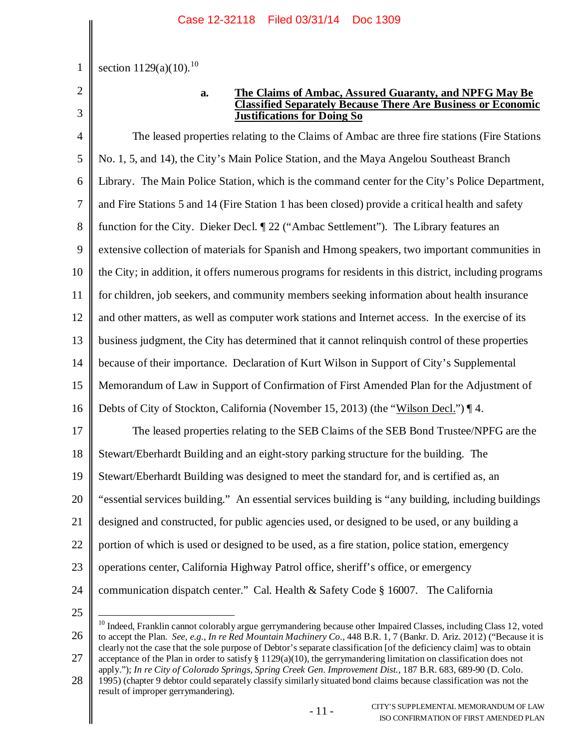section 1129(a)(10).[10]

**a. The Claims of Ambac, Assured Guaranty, and NPFG May Be Classified Separately Because There Are Business or Economic Justifications for Doing So**

The leased properties relating to the Claims of Ambac are three fire stations (Fire Stations No. 1, 5, and 14), the City's Main Police Station, and the Maya Angelou Southeast Branch Library. The Main Police Station, which is the command center for the City's Police Department, and Fire Stations 5 and 14 (Fire Station 1 has been closed) provide a critical health and safety function for the City. Dieker Decl. ¶ 22 ("Ambac Settlement"). The Library features an extensive collection of materials for Spanish and Hmong speakers, two important communities in the City; in addition, it offers numerous programs for residents in this district, including programs for children, job seekers, and community members seeking information about health insurance and other matters, as well as computer work stations and Internet access. In the exercise of its business judgment, the City has determined that it cannot relinquish control of these properties because of their importance. Declaration of Kurt Wilson in Support of City's Supplemental Memorandum of Law in Support of Confirmation of First Amended Plan for the Adjustment of Debts of City of Stockton, California (November 15, 2013) (the "Wilson Decl.") ¶ 4.

The leased properties relating to the SEB Claims of the SEB Bond Trustee/NPFG are the Stewart/Eberhardt Building and an eight-story parking structure for the building. The Stewart/Eberhardt Building was designed to meet the standard for, and is certified as, an "essential services building." An essential services building is "any building, including buildings designed and constructed, for public agencies used, or designed to be used, or any building a portion of which is used or designed to be used, as a fire station, police station, emergency operations center, California Highway Patrol office, sheriff's office, or emergency communication dispatch center." Cal. Health & Safety Code § 16007. The California

---

[10] Indeed, Franklin cannot colorably argue gerrymandering because other Impaired Classes, including Class 12, voted to accept the Plan. *See, e.g.*, *In re Red Mountain Machinery Co.*, 448 B.R. 1, 7 (Bankr. D. Ariz. 2012) ("Because it is clearly not the case that the sole purpose of Debtor's separate classification [of the deficiency claim] was to obtain acceptance of the Plan in order to satisfy § 1129(a)(10), the gerrymandering limitation on classification does not apply."); *In re City of Colorado Springs, Spring Creek Gen. Improvement Dist.*, 187 B.R. 683, 689-90 (D. Colo. 1995) (chapter 9 debtor could separately classify similarly situated bond claims because classification was not the result of improper gerrymandering).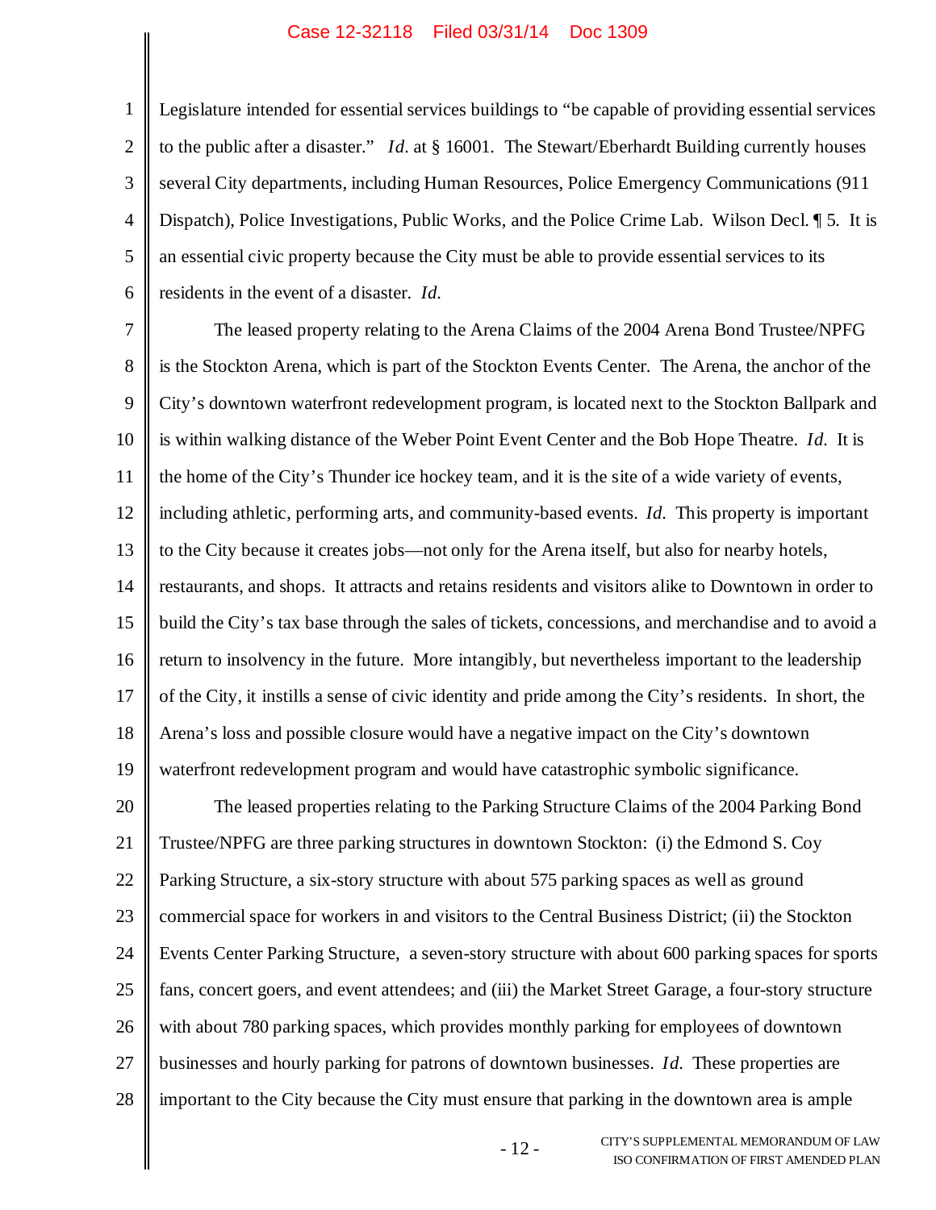Legislature intended for essential services buildings to "be capable of providing essential services to the public after a disaster." *Id.* at § 16001. The Stewart/Eberhardt Building currently houses several City departments, including Human Resources, Police Emergency Communications (911 Dispatch), Police Investigations, Public Works, and the Police Crime Lab. Wilson Decl. ¶ 5. It is an essential civic property because the City must be able to provide essential services to its residents in the event of a disaster. *Id.*

The leased property relating to the Arena Claims of the 2004 Arena Bond Trustee/NPFG is the Stockton Arena, which is part of the Stockton Events Center. The Arena, the anchor of the City's downtown waterfront redevelopment program, is located next to the Stockton Ballpark and is within walking distance of the Weber Point Event Center and the Bob Hope Theatre. *Id.* It is the home of the City's Thunder ice hockey team, and it is the site of a wide variety of events, including athletic, performing arts, and community-based events. *Id.* This property is important to the City because it creates jobs—not only for the Arena itself, but also for nearby hotels, restaurants, and shops. It attracts and retains residents and visitors alike to Downtown in order to build the City's tax base through the sales of tickets, concessions, and merchandise and to avoid a return to insolvency in the future. More intangibly, but nevertheless important to the leadership of the City, it instills a sense of civic identity and pride among the City's residents. In short, the Arena's loss and possible closure would have a negative impact on the City's downtown waterfront redevelopment program and would have catastrophic symbolic significance.

The leased properties relating to the Parking Structure Claims of the 2004 Parking Bond Trustee/NPFG are three parking structures in downtown Stockton: (i) the Edmond S. Coy Parking Structure, a six-story structure with about 575 parking spaces as well as ground commercial space for workers in and visitors to the Central Business District; (ii) the Stockton Events Center Parking Structure, a seven-story structure with about 600 parking spaces for sports fans, concert goers, and event attendees; and (iii) the Market Street Garage, a four-story structure with about 780 parking spaces, which provides monthly parking for employees of downtown businesses and hourly parking for patrons of downtown businesses. *Id.* These properties are important to the City because the City must ensure that parking in the downtown area is ample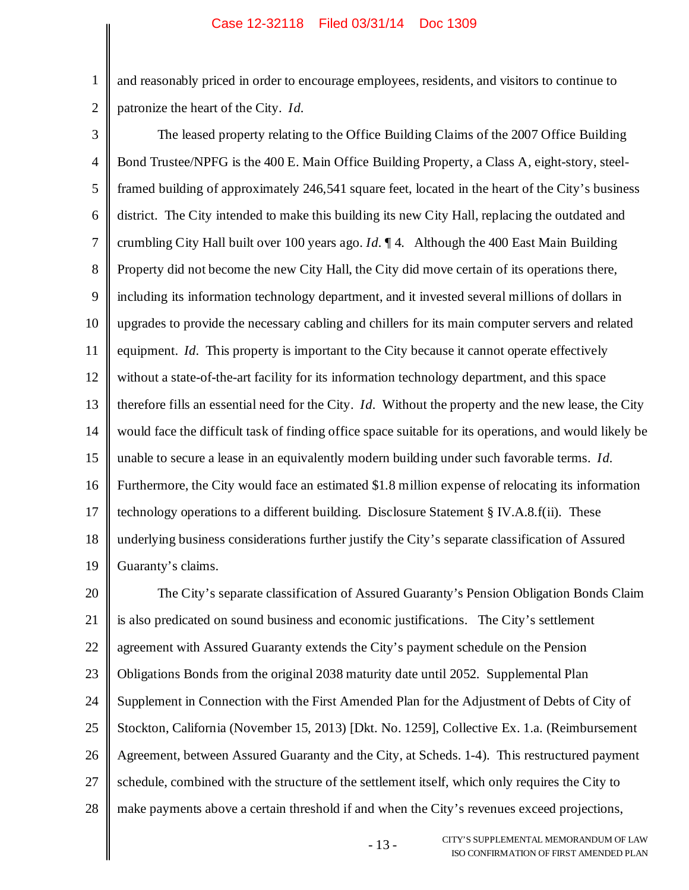and reasonably priced in order to encourage employees, residents, and visitors to continue to patronize the heart of the City. *Id.*

The leased property relating to the Office Building Claims of the 2007 Office Building Bond Trustee/NPFG is the 400 E. Main Office Building Property, a Class A, eight-story, steel-framed building of approximately 246,541 square feet, located in the heart of the City's business district. The City intended to make this building its new City Hall, replacing the outdated and crumbling City Hall built over 100 years ago. *Id.* ¶ 4. Although the 400 East Main Building Property did not become the new City Hall, the City did move certain of its operations there, including its information technology department, and it invested several millions of dollars in upgrades to provide the necessary cabling and chillers for its main computer servers and related equipment. *Id.* This property is important to the City because it cannot operate effectively without a state-of-the-art facility for its information technology department, and this space therefore fills an essential need for the City. *Id.* Without the property and the new lease, the City would face the difficult task of finding office space suitable for its operations, and would likely be unable to secure a lease in an equivalently modern building under such favorable terms. *Id.* Furthermore, the City would face an estimated $1.8 million expense of relocating its information technology operations to a different building. Disclosure Statement § IV.A.8.f(ii). These underlying business considerations further justify the City's separate classification of Assured Guaranty's claims.

The City's separate classification of Assured Guaranty's Pension Obligation Bonds Claim is also predicated on sound business and economic justifications. The City's settlement agreement with Assured Guaranty extends the City's payment schedule on the Pension Obligations Bonds from the original 2038 maturity date until 2052. Supplemental Plan Supplement in Connection with the First Amended Plan for the Adjustment of Debts of City of Stockton, California (November 15, 2013) [Dkt. No. 1259], Collective Ex. 1.a. (Reimbursement Agreement, between Assured Guaranty and the City, at Scheds. 1-4). This restructured payment schedule, combined with the structure of the settlement itself, which only requires the City to make payments above a certain threshold if and when the City's revenues exceed projections,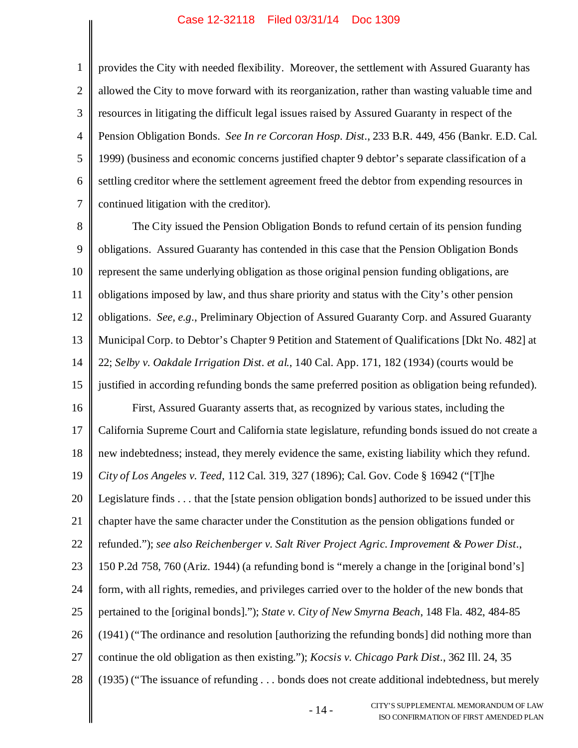provides the City with needed flexibility. Moreover, the settlement with Assured Guaranty has allowed the City to move forward with its reorganization, rather than wasting valuable time and resources in litigating the difficult legal issues raised by Assured Guaranty in respect of the Pension Obligation Bonds. *See In re Corcoran Hosp. Dist.*, 233 B.R. 449, 456 (Bankr. E.D. Cal. 1999) (business and economic concerns justified chapter 9 debtor's separate classification of a settling creditor where the settlement agreement freed the debtor from expending resources in continued litigation with the creditor).

The City issued the Pension Obligation Bonds to refund certain of its pension funding obligations. Assured Guaranty has contended in this case that the Pension Obligation Bonds represent the same underlying obligation as those original pension funding obligations, are obligations imposed by law, and thus share priority and status with the City's other pension obligations. *See, e.g.*, Preliminary Objection of Assured Guaranty Corp. and Assured Guaranty Municipal Corp. to Debtor's Chapter 9 Petition and Statement of Qualifications [Dkt No. 482] at 22; *Selby v. Oakdale Irrigation Dist. et al.*, 140 Cal. App. 171, 182 (1934) (courts would be justified in according refunding bonds the same preferred position as obligation being refunded).

First, Assured Guaranty asserts that, as recognized by various states, including the California Supreme Court and California state legislature, refunding bonds issued do not create a new indebtedness; instead, they merely evidence the same, existing liability which they refund. *City of Los Angeles v. Teed*, 112 Cal. 319, 327 (1896); Cal. Gov. Code § 16942 ("[T]he Legislature finds . . . that the [state pension obligation bonds] authorized to be issued under this chapter have the same character under the Constitution as the pension obligations funded or refunded."); *see also Reichenberger v. Salt River Project Agric. Improvement & Power Dist.*, 150 P.2d 758, 760 (Ariz. 1944) (a refunding bond is "merely a change in the [original bond's] form, with all rights, remedies, and privileges carried over to the holder of the new bonds that pertained to the [original bonds]."); *State v. City of New Smyrna Beach*, 148 Fla. 482, 484-85 (1941) ("The ordinance and resolution [authorizing the refunding bonds] did nothing more than continue the old obligation as then existing."); *Kocsis v. Chicago Park Dist.*, 362 Ill. 24, 35 (1935) ("The issuance of refunding . . . bonds does not create additional indebtedness, but merely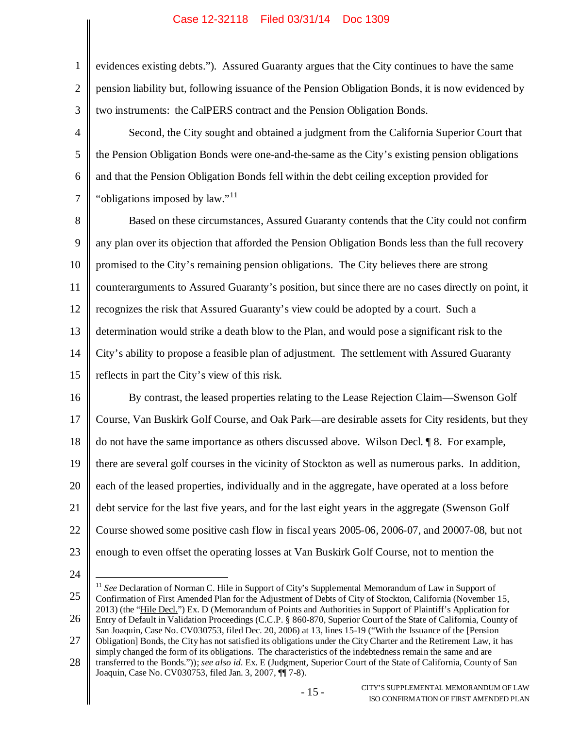evidences existing debts."). Assured Guaranty argues that the City continues to have the same pension liability but, following issuance of the Pension Obligation Bonds, it is now evidenced by two instruments: the CalPERS contract and the Pension Obligation Bonds.

Second, the City sought and obtained a judgment from the California Superior Court that the Pension Obligation Bonds were one-and-the-same as the City's existing pension obligations and that the Pension Obligation Bonds fell within the debt ceiling exception provided for "obligations imposed by law."[11]

Based on these circumstances, Assured Guaranty contends that the City could not confirm any plan over its objection that afforded the Pension Obligation Bonds less than the full recovery promised to the City's remaining pension obligations. The City believes there are strong counterarguments to Assured Guaranty's position, but since there are no cases directly on point, it recognizes the risk that Assured Guaranty's view could be adopted by a court. Such a determination would strike a death blow to the Plan, and would pose a significant risk to the City's ability to propose a feasible plan of adjustment. The settlement with Assured Guaranty reflects in part the City's view of this risk.

By contrast, the leased properties relating to the Lease Rejection Claim—Swenson Golf Course, Van Buskirk Golf Course, and Oak Park—are desirable assets for City residents, but they do not have the same importance as others discussed above. Wilson Decl. ¶ 8. For example, there are several golf courses in the vicinity of Stockton as well as numerous parks. In addition, each of the leased properties, individually and in the aggregate, have operated at a loss before debt service for the last five years, and for the last eight years in the aggregate (Swenson Golf Course showed some positive cash flow in fiscal years 2005-06, 2006-07, and 20007-08, but not enough to even offset the operating losses at Van Buskirk Golf Course, not to mention the

---

[11] *See* Declaration of Norman C. Hile in Support of City's Supplemental Memorandum of Law in Support of Confirmation of First Amended Plan for the Adjustment of Debts of City of Stockton, California (November 15, 2013) (the "Hile Decl.") Ex. D (Memorandum of Points and Authorities in Support of Plaintiff's Application for Entry of Default in Validation Proceedings (C.C.P. § 860-870, Superior Court of the State of California, County of San Joaquin, Case No. CV030753, filed Dec. 20, 2006) at 13, lines 15-19 ("With the Issuance of the [Pension Obligation] Bonds, the City has not satisfied its obligations under the City Charter and the Retirement Law, it has simply changed the form of its obligations. The characteristics of the indebtedness remain the same and are transferred to the Bonds.")); *see also id.* Ex. E (Judgment, Superior Court of the State of California, County of San Joaquin, Case No. CV030753, filed Jan. 3, 2007, ¶¶ 7-8).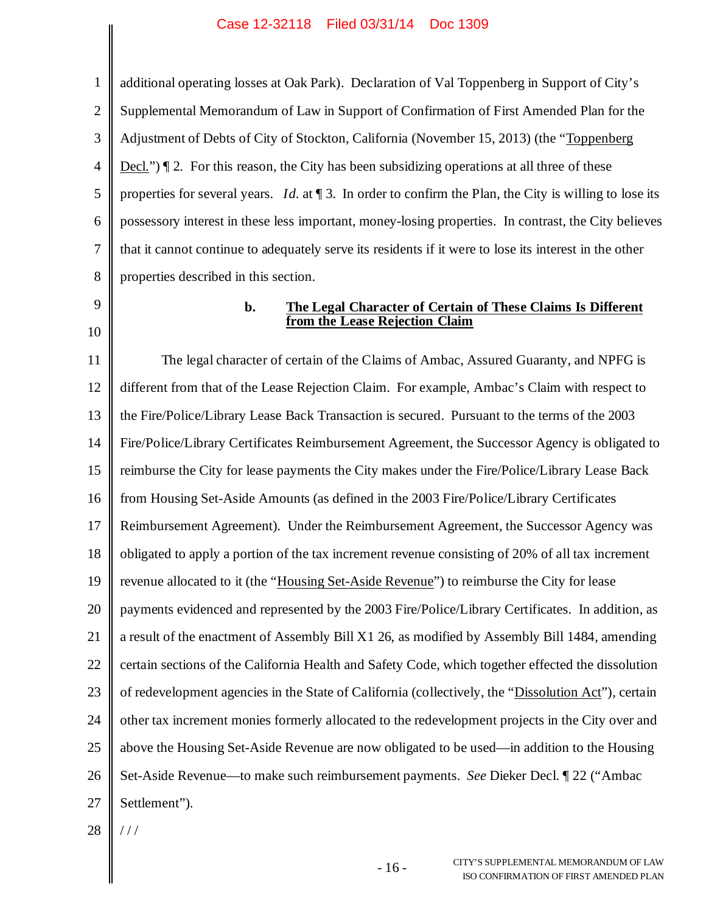additional operating losses at Oak Park). Declaration of Val Toppenberg in Support of City's Supplemental Memorandum of Law in Support of Confirmation of First Amended Plan for the Adjustment of Debts of City of Stockton, California (November 15, 2013) (the "Toppenberg Decl.") ¶ 2. For this reason, the City has been subsidizing operations at all three of these properties for several years. *Id.* at ¶ 3. In order to confirm the Plan, the City is willing to lose its possessory interest in these less important, money-losing properties. In contrast, the City believes that it cannot continue to adequately serve its residents if it were to lose its interest in the other properties described in this section.

#### b. The Legal Character of Certain of These Claims Is Different from the Lease Rejection Claim

The legal character of certain of the Claims of Ambac, Assured Guaranty, and NPFG is different from that of the Lease Rejection Claim. For example, Ambac's Claim with respect to the Fire/Police/Library Lease Back Transaction is secured. Pursuant to the terms of the 2003 Fire/Police/Library Certificates Reimbursement Agreement, the Successor Agency is obligated to reimburse the City for lease payments the City makes under the Fire/Police/Library Lease Back from Housing Set-Aside Amounts (as defined in the 2003 Fire/Police/Library Certificates Reimbursement Agreement). Under the Reimbursement Agreement, the Successor Agency was obligated to apply a portion of the tax increment revenue consisting of 20% of all tax increment revenue allocated to it (the "Housing Set-Aside Revenue") to reimburse the City for lease payments evidenced and represented by the 2003 Fire/Police/Library Certificates. In addition, as a result of the enactment of Assembly Bill X1 26, as modified by Assembly Bill 1484, amending certain sections of the California Health and Safety Code, which together effected the dissolution of redevelopment agencies in the State of California (collectively, the "Dissolution Act"), certain other tax increment monies formerly allocated to the redevelopment projects in the City over and above the Housing Set-Aside Revenue are now obligated to be used—in addition to the Housing Set-Aside Revenue—to make such reimbursement payments. *See* Dieker Decl. ¶ 22 ("Ambac Settlement").

/ / /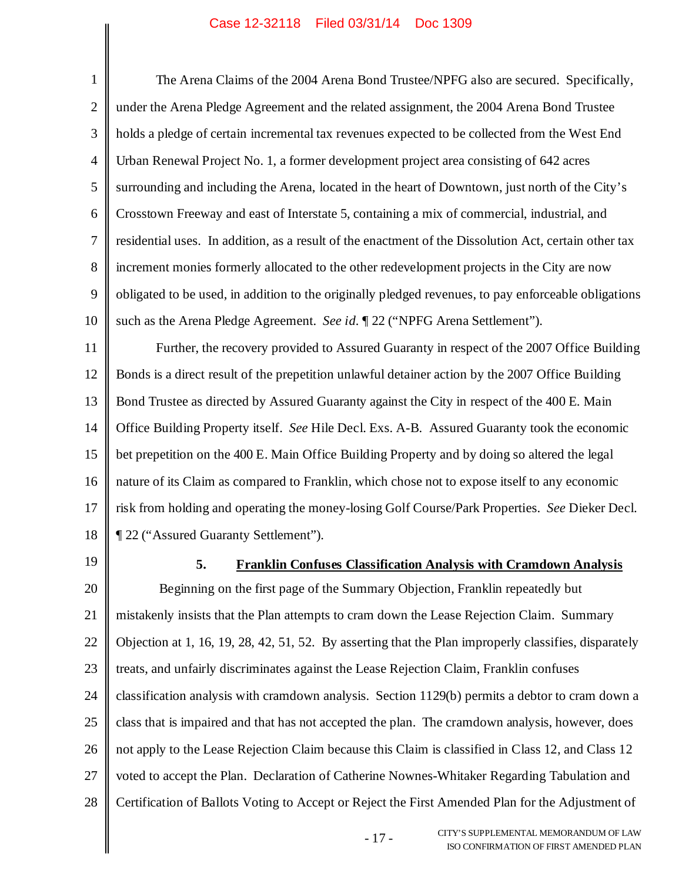The Arena Claims of the 2004 Arena Bond Trustee/NPFG also are secured. Specifically, under the Arena Pledge Agreement and the related assignment, the 2004 Arena Bond Trustee holds a pledge of certain incremental tax revenues expected to be collected from the West End Urban Renewal Project No. 1, a former development project area consisting of 642 acres surrounding and including the Arena, located in the heart of Downtown, just north of the City's Crosstown Freeway and east of Interstate 5, containing a mix of commercial, industrial, and residential uses. In addition, as a result of the enactment of the Dissolution Act, certain other tax increment monies formerly allocated to the other redevelopment projects in the City are now obligated to be used, in addition to the originally pledged revenues, to pay enforceable obligations such as the Arena Pledge Agreement. *See id.* ¶ 22 ("NPFG Arena Settlement").

Further, the recovery provided to Assured Guaranty in respect of the 2007 Office Building Bonds is a direct result of the prepetition unlawful detainer action by the 2007 Office Building Bond Trustee as directed by Assured Guaranty against the City in respect of the 400 E. Main Office Building Property itself. *See* Hile Decl. Exs. A-B. Assured Guaranty took the economic bet prepetition on the 400 E. Main Office Building Property and by doing so altered the legal nature of its Claim as compared to Franklin, which chose not to expose itself to any economic risk from holding and operating the money-losing Golf Course/Park Properties. *See* Dieker Decl. ¶ 22 ("Assured Guaranty Settlement").

### 5. Franklin Confuses Classification Analysis with Cramdown Analysis

Beginning on the first page of the Summary Objection, Franklin repeatedly but mistakenly insists that the Plan attempts to cram down the Lease Rejection Claim. Summary Objection at 1, 16, 19, 28, 42, 51, 52. By asserting that the Plan improperly classifies, disparately treats, and unfairly discriminates against the Lease Rejection Claim, Franklin confuses classification analysis with cramdown analysis. Section 1129(b) permits a debtor to cram down a class that is impaired and that has not accepted the plan. The cramdown analysis, however, does not apply to the Lease Rejection Claim because this Claim is classified in Class 12, and Class 12 voted to accept the Plan. Declaration of Catherine Nownes-Whitaker Regarding Tabulation and Certification of Ballots Voting to Accept or Reject the First Amended Plan for the Adjustment of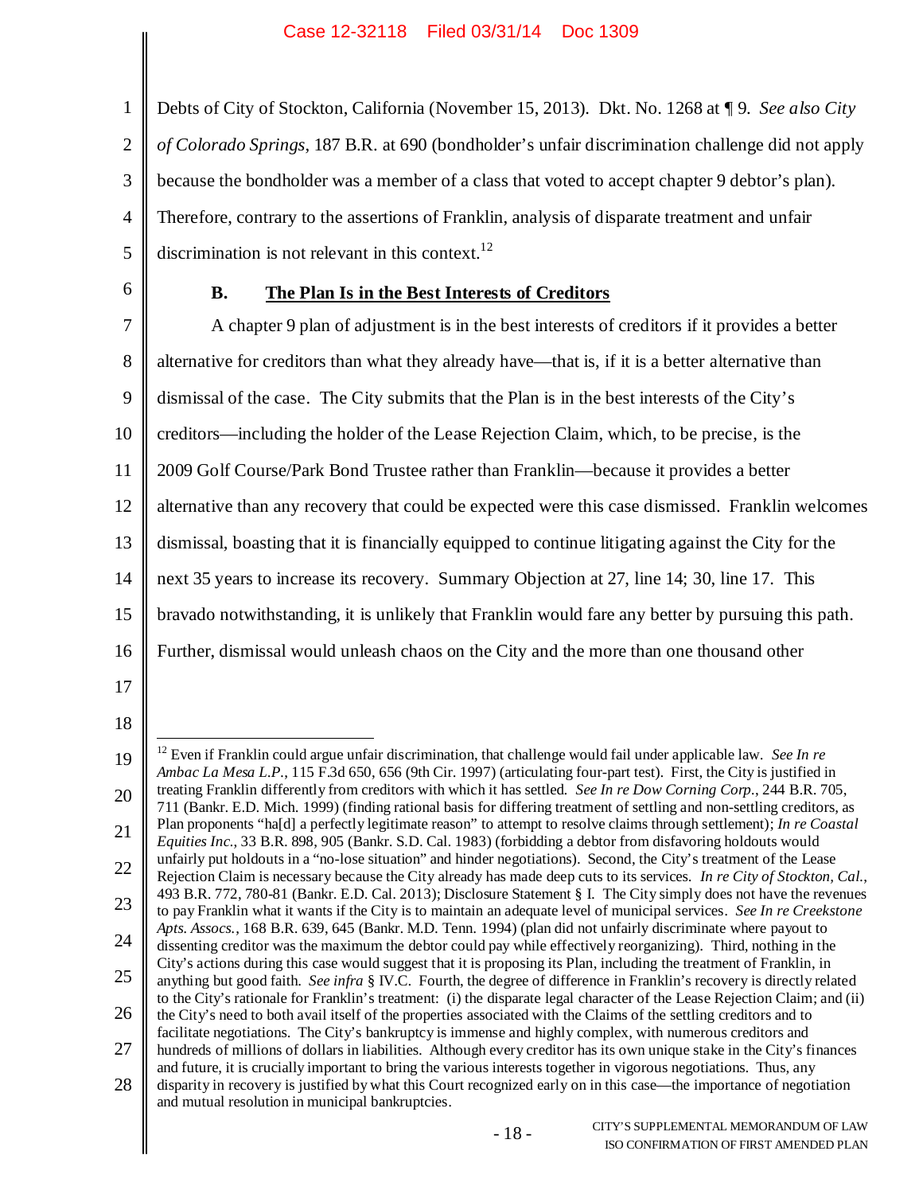Debts of City of Stockton, California (November 15, 2013). Dkt. No. 1268 at ¶ 9. *See also City of Colorado Springs*, 187 B.R. at 690 (bondholder's unfair discrimination challenge did not apply because the bondholder was a member of a class that voted to accept chapter 9 debtor's plan). Therefore, contrary to the assertions of Franklin, analysis of disparate treatment and unfair discrimination is not relevant in this context.[12]

### B. The Plan Is in the Best Interests of Creditors

A chapter 9 plan of adjustment is in the best interests of creditors if it provides a better alternative for creditors than what they already have—that is, if it is a better alternative than dismissal of the case. The City submits that the Plan is in the best interests of the City's creditors—including the holder of the Lease Rejection Claim, which, to be precise, is the 2009 Golf Course/Park Bond Trustee rather than Franklin—because it provides a better alternative than any recovery that could be expected were this case dismissed. Franklin welcomes dismissal, boasting that it is financially equipped to continue litigating against the City for the next 35 years to increase its recovery. Summary Objection at 27, line 14; 30, line 17. This bravado notwithstanding, it is unlikely that Franklin would fare any better by pursuing this path. Further, dismissal would unleash chaos on the City and the more than one thousand other

---

[12] Even if Franklin could argue unfair discrimination, that challenge would fail under applicable law. *See In re Ambac La Mesa L.P.*, 115 F.3d 650, 656 (9th Cir. 1997) (articulating four-part test). First, the City is justified in treating Franklin differently from creditors with which it has settled. *See In re Dow Corning Corp.*, 244 B.R. 705, 711 (Bankr. E.D. Mich. 1999) (finding rational basis for differing treatment of settling and non-settling creditors, as Plan proponents "ha[d] a perfectly legitimate reason" to attempt to resolve claims through settlement); *In re Coastal Equities Inc.*, 33 B.R. 898, 905 (Bankr. S.D. Cal. 1983) (forbidding a debtor from disfavoring holdouts would unfairly put holdouts in a "no-lose situation" and hinder negotiations). Second, the City's treatment of the Lease Rejection Claim is necessary because the City already has made deep cuts to its services. *In re City of Stockton, Cal.*, 493 B.R. 772, 780-81 (Bankr. E.D. Cal. 2013); Disclosure Statement § I. The City simply does not have the revenues to pay Franklin what it wants if the City is to maintain an adequate level of municipal services. *See In re Creekstone Apts. Assocs.*, 168 B.R. 639, 645 (Bankr. M.D. Tenn. 1994) (plan did not unfairly discriminate where payout to dissenting creditor was the maximum the debtor could pay while effectively reorganizing). Third, nothing in the City's actions during this case would suggest that it is proposing its Plan, including the treatment of Franklin, in anything but good faith. *See infra* § IV.C. Fourth, the degree of difference in Franklin's recovery is directly related to the City's rationale for Franklin's treatment: (i) the disparate legal character of the Lease Rejection Claim; and (ii) the City's need to both avail itself of the properties associated with the Claims of the settling creditors and to facilitate negotiations. The City's bankruptcy is immense and highly complex, with numerous creditors and hundreds of millions of dollars in liabilities. Although every creditor has its own unique stake in the City's finances and future, it is crucially important to bring the various interests together in vigorous negotiations. Thus, any disparity in recovery is justified by what this Court recognized early on in this case—the importance of negotiation and mutual resolution in municipal bankruptcies.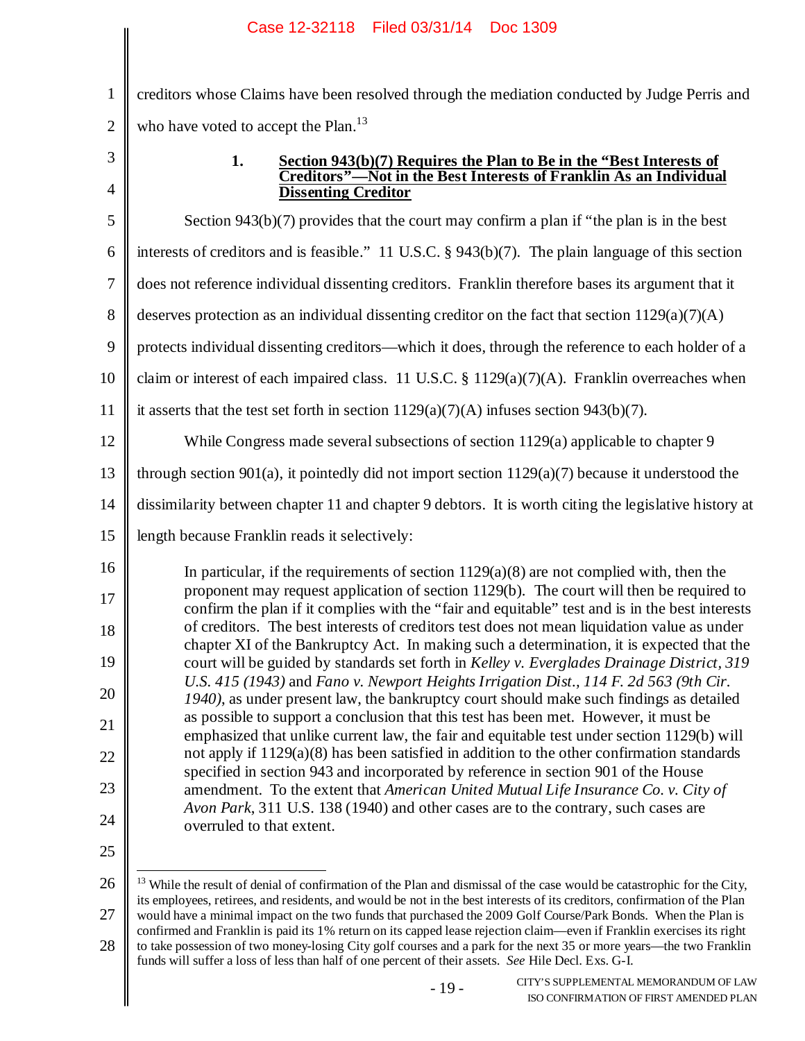creditors whose Claims have been resolved through the mediation conducted by Judge Perris and who have voted to accept the Plan.[13]

### 1. Section 943(b)(7) Requires the Plan to Be in the "Best Interests of Creditors"—Not in the Best Interests of Franklin As an Individual Dissenting Creditor

Section 943(b)(7) provides that the court may confirm a plan if "the plan is in the best interests of creditors and is feasible." 11 U.S.C. § 943(b)(7). The plain language of this section does not reference individual dissenting creditors. Franklin therefore bases its argument that it deserves protection as an individual dissenting creditor on the fact that section 1129(a)(7)(A) protects individual dissenting creditors—which it does, through the reference to each holder of a claim or interest of each impaired class. 11 U.S.C. § 1129(a)(7)(A). Franklin overreaches when it asserts that the test set forth in section 1129(a)(7)(A) infuses section 943(b)(7).

While Congress made several subsections of section 1129(a) applicable to chapter 9 through section 901(a), it pointedly did not import section 1129(a)(7) because it understood the dissimilarity between chapter 11 and chapter 9 debtors. It is worth citing the legislative history at length because Franklin reads it selectively:

> In particular, if the requirements of section 1129(a)(8) are not complied with, then the proponent may request application of section 1129(b). The court will then be required to confirm the plan if it complies with the "fair and equitable" test and is in the best interests of creditors. The best interests of creditors test does not mean liquidation value as under chapter XI of the Bankruptcy Act. In making such a determination, it is expected that the court will be guided by standards set forth in *Kelley v. Everglades Drainage District, 319 U.S. 415 (1943)* and *Fano v. Newport Heights Irrigation Dist., 114 F. 2d 563 (9th Cir. 1940)*, as under present law, the bankruptcy court should make such findings as detailed as possible to support a conclusion that this test has been met. However, it must be emphasized that unlike current law, the fair and equitable test under section 1129(b) will not apply if 1129(a)(8) has been satisfied in addition to the other confirmation standards specified in section 943 and incorporated by reference in section 901 of the House amendment. To the extent that *American United Mutual Life Insurance Co. v. City of Avon Park*, 311 U.S. 138 (1940) and other cases are to the contrary, such cases are overruled to that extent.

---

[13] While the result of denial of confirmation of the Plan and dismissal of the case would be catastrophic for the City, its employees, retirees, and residents, and would be not in the best interests of its creditors, confirmation of the Plan would have a minimal impact on the two funds that purchased the 2009 Golf Course/Park Bonds. When the Plan is confirmed and Franklin is paid its 1% return on its capped lease rejection claim—even if Franklin exercises its right to take possession of two money-losing City golf courses and a park for the next 35 or more years—the two Franklin funds will suffer a loss of less than half of one percent of their assets. *See* Hile Decl. Exs. G-I.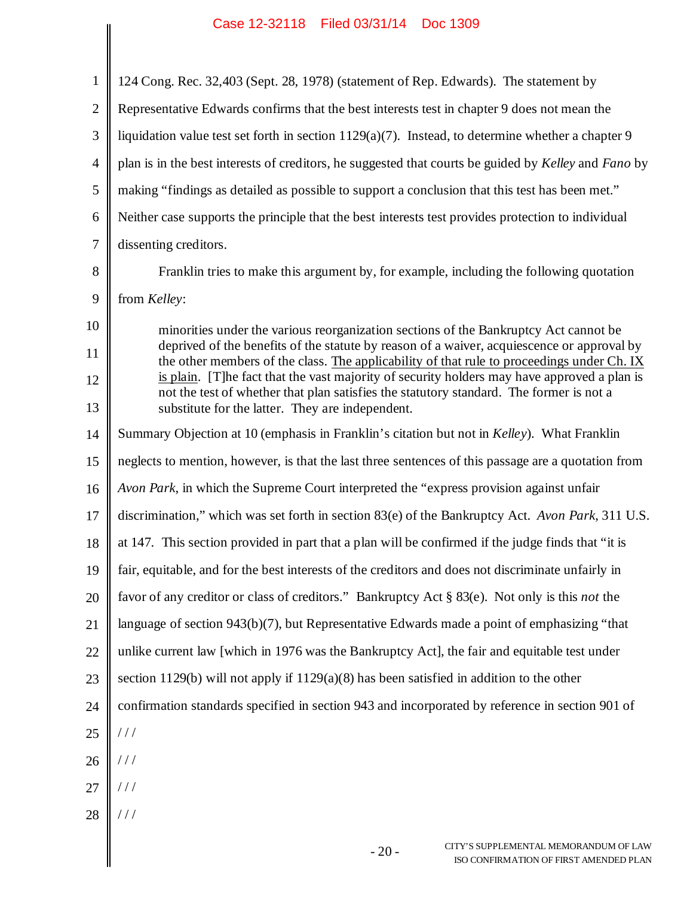124 Cong. Rec. 32,403 (Sept. 28, 1978) (statement of Rep. Edwards). The statement by Representative Edwards confirms that the best interests test in chapter 9 does not mean the liquidation value test set forth in section 1129(a)(7). Instead, to determine whether a chapter 9 plan is in the best interests of creditors, he suggested that courts be guided by *Kelley* and *Fano* by making "findings as detailed as possible to support a conclusion that this test has been met." Neither case supports the principle that the best interests test provides protection to individual dissenting creditors.

Franklin tries to make this argument by, for example, including the following quotation from *Kelley*:

> minorities under the various reorganization sections of the Bankruptcy Act cannot be deprived of the benefits of the statute by reason of a waiver, acquiescence or approval by the other members of the class. <u>The applicability of that rule to proceedings under Ch. IX is plain</u>. [T]he fact that the vast majority of security holders may have approved a plan is not the test of whether that plan satisfies the statutory standard. The former is not a substitute for the latter. They are independent.

Summary Objection at 10 (emphasis in Franklin's citation but not in *Kelley*). What Franklin neglects to mention, however, is that the last three sentences of this passage are a quotation from *Avon Park*, in which the Supreme Court interpreted the "express provision against unfair discrimination," which was set forth in section 83(e) of the Bankruptcy Act. *Avon Park*, 311 U.S. at 147. This section provided in part that a plan will be confirmed if the judge finds that "it is fair, equitable, and for the best interests of the creditors and does not discriminate unfairly in favor of any creditor or class of creditors." Bankruptcy Act § 83(e). Not only is this *not* the language of section 943(b)(7), but Representative Edwards made a point of emphasizing "that unlike current law [which in 1976 was the Bankruptcy Act], the fair and equitable test under section 1129(b) will not apply if 1129(a)(8) has been satisfied in addition to the other confirmation standards specified in section 943 and incorporated by reference in section 901 of

/ / /

/ / /

/ / /

/ / /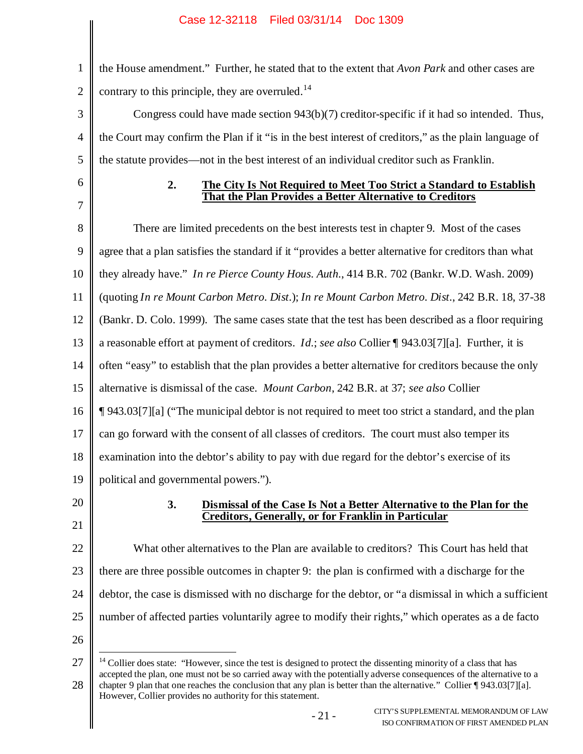the House amendment." Further, he stated that to the extent that *Avon Park* and other cases are contrary to this principle, they are overruled.[14]

Congress could have made section 943(b)(7) creditor-specific if it had so intended. Thus, the Court may confirm the Plan if it "is in the best interest of creditors," as the plain language of the statute provides—not in the best interest of an individual creditor such as Franklin.

### 2. **The City Is Not Required to Meet Too Strict a Standard to Establish That the Plan Provides a Better Alternative to Creditors**

There are limited precedents on the best interests test in chapter 9. Most of the cases agree that a plan satisfies the standard if it "provides a better alternative for creditors than what they already have." *In re Pierce County Hous. Auth.*, 414 B.R. 702 (Bankr. W.D. Wash. 2009) (quoting *In re Mount Carbon Metro. Dist.*); *In re Mount Carbon Metro. Dist.*, 242 B.R. 18, 37-38 (Bankr. D. Colo. 1999). The same cases state that the test has been described as a floor requiring a reasonable effort at payment of creditors. *Id.*; *see also* Collier ¶ 943.03[7][a]. Further, it is often "easy" to establish that the plan provides a better alternative for creditors because the only alternative is dismissal of the case. *Mount Carbon*, 242 B.R. at 37; *see also* Collier ¶ 943.03[7][a] ("The municipal debtor is not required to meet too strict a standard, and the plan can go forward with the consent of all classes of creditors. The court must also temper its examination into the debtor's ability to pay with due regard for the debtor's exercise of its political and governmental powers.").

### 3. **Dismissal of the Case Is Not a Better Alternative to the Plan for the Creditors, Generally, or for Franklin in Particular**

What other alternatives to the Plan are available to creditors? This Court has held that there are three possible outcomes in chapter 9: the plan is confirmed with a discharge for the debtor, the case is dismissed with no discharge for the debtor, or "a dismissal in which a sufficient number of affected parties voluntarily agree to modify their rights," which operates as a de facto

---

[14] Collier does state: "However, since the test is designed to protect the dissenting minority of a class that has accepted the plan, one must not be so carried away with the potentially adverse consequences of the alternative to a chapter 9 plan that one reaches the conclusion that any plan is better than the alternative." Collier ¶ 943.03[7][a]. However, Collier provides no authority for this statement.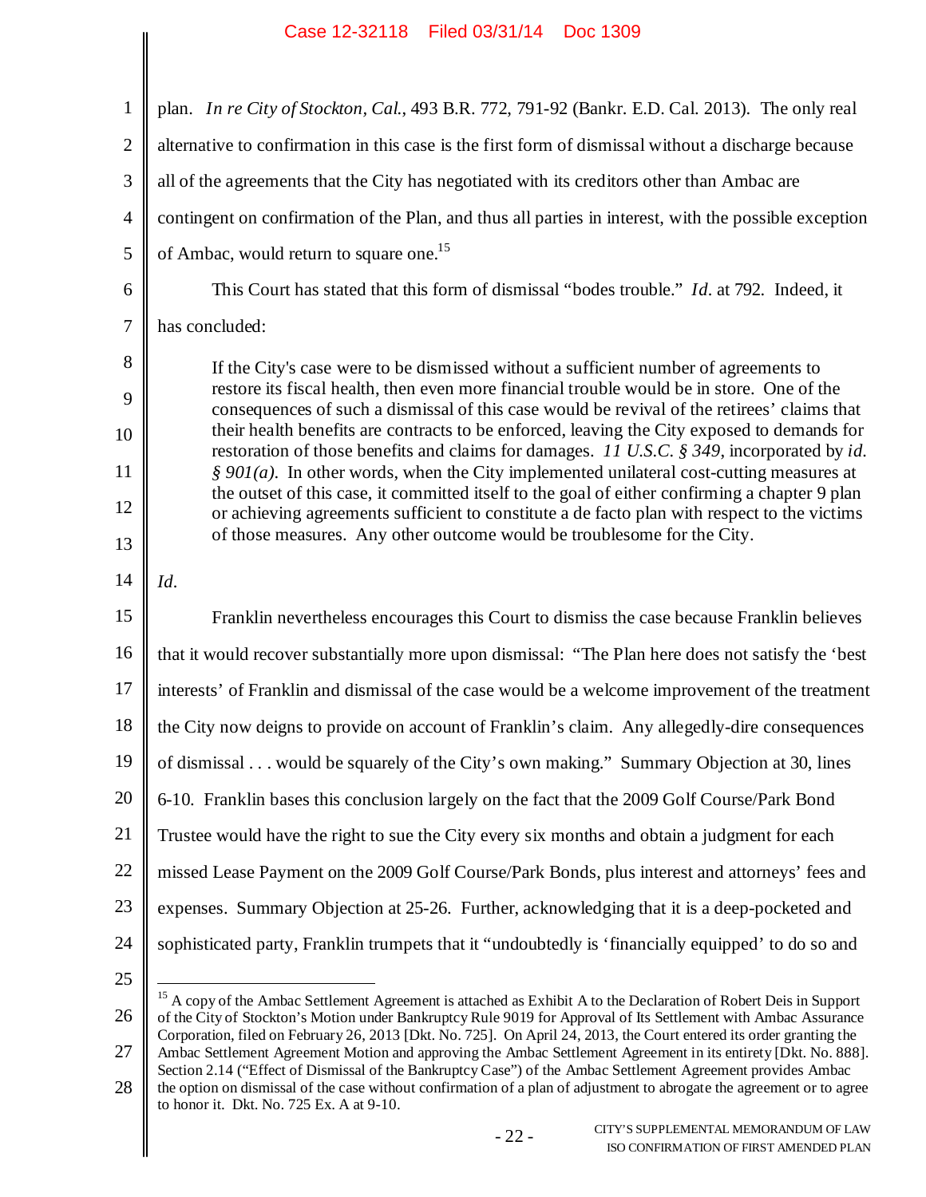plan. *In re City of Stockton, Cal.*, 493 B.R. 772, 791-92 (Bankr. E.D. Cal. 2013). The only real alternative to confirmation in this case is the first form of dismissal without a discharge because all of the agreements that the City has negotiated with its creditors other than Ambac are contingent on confirmation of the Plan, and thus all parties in interest, with the possible exception of Ambac, would return to square one.[15]

This Court has stated that this form of dismissal "bodes trouble." *Id*. at 792. Indeed, it has concluded:

> If the City's case were to be dismissed without a sufficient number of agreements to restore its fiscal health, then even more financial trouble would be in store. One of the consequences of such a dismissal of this case would be revival of the retirees' claims that their health benefits are contracts to be enforced, leaving the City exposed to demands for restoration of those benefits and claims for damages. *11 U.S.C. § 349*, incorporated by *id. § 901(a)*. In other words, when the City implemented unilateral cost-cutting measures at the outset of this case, it committed itself to the goal of either confirming a chapter 9 plan or achieving agreements sufficient to constitute a de facto plan with respect to the victims of those measures. Any other outcome would be troublesome for the City.

*Id*.

Franklin nevertheless encourages this Court to dismiss the case because Franklin believes that it would recover substantially more upon dismissal: "The Plan here does not satisfy the 'best interests' of Franklin and dismissal of the case would be a welcome improvement of the treatment the City now deigns to provide on account of Franklin's claim. Any allegedly-dire consequences of dismissal . . . would be squarely of the City's own making." Summary Objection at 30, lines 6-10. Franklin bases this conclusion largely on the fact that the 2009 Golf Course/Park Bond Trustee would have the right to sue the City every six months and obtain a judgment for each missed Lease Payment on the 2009 Golf Course/Park Bonds, plus interest and attorneys' fees and expenses. Summary Objection at 25-26. Further, acknowledging that it is a deep-pocketed and sophisticated party, Franklin trumpets that it "undoubtedly is 'financially equipped' to do so and

---

[15] A copy of the Ambac Settlement Agreement is attached as Exhibit A to the Declaration of Robert Deis in Support of the City of Stockton's Motion under Bankruptcy Rule 9019 for Approval of Its Settlement with Ambac Assurance Corporation, filed on February 26, 2013 [Dkt. No. 725]. On April 24, 2013, the Court entered its order granting the Ambac Settlement Agreement Motion and approving the Ambac Settlement Agreement in its entirety [Dkt. No. 888]. Section 2.14 ("Effect of Dismissal of the Bankruptcy Case") of the Ambac Settlement Agreement provides Ambac the option on dismissal of the case without confirmation of a plan of adjustment to abrogate the agreement or to agree to honor it. Dkt. No. 725 Ex. A at 9-10.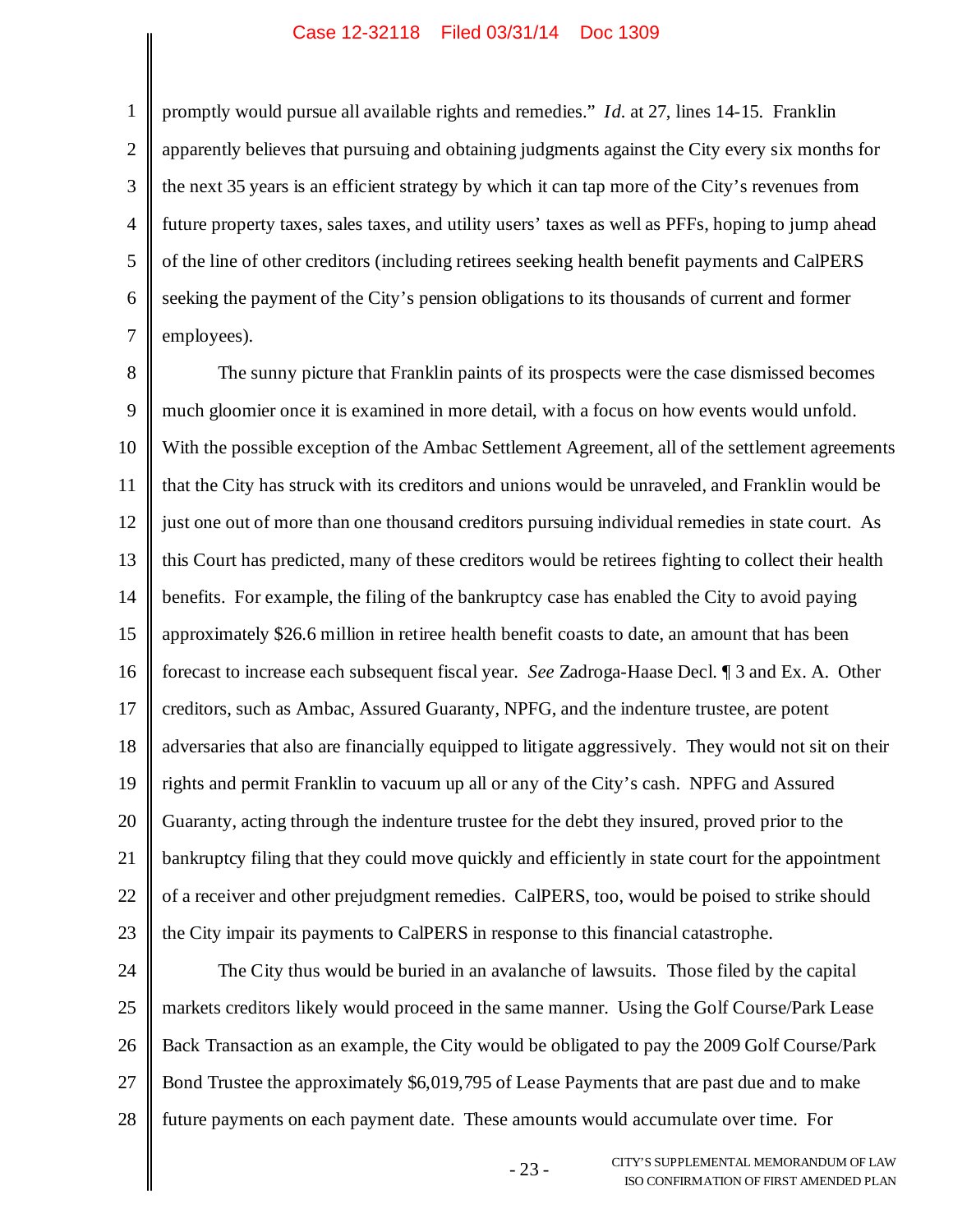promptly would pursue all available rights and remedies." *Id.* at 27, lines 14-15. Franklin apparently believes that pursuing and obtaining judgments against the City every six months for the next 35 years is an efficient strategy by which it can tap more of the City's revenues from future property taxes, sales taxes, and utility users' taxes as well as PFFs, hoping to jump ahead of the line of other creditors (including retirees seeking health benefit payments and CalPERS seeking the payment of the City's pension obligations to its thousands of current and former employees).

The sunny picture that Franklin paints of its prospects were the case dismissed becomes much gloomier once it is examined in more detail, with a focus on how events would unfold. With the possible exception of the Ambac Settlement Agreement, all of the settlement agreements that the City has struck with its creditors and unions would be unraveled, and Franklin would be just one out of more than one thousand creditors pursuing individual remedies in state court. As this Court has predicted, many of these creditors would be retirees fighting to collect their health benefits. For example, the filing of the bankruptcy case has enabled the City to avoid paying approximately $26.6 million in retiree health benefit coasts to date, an amount that has been forecast to increase each subsequent fiscal year. *See* Zadroga-Haase Decl. ¶ 3 and Ex. A. Other creditors, such as Ambac, Assured Guaranty, NPFG, and the indenture trustee, are potent adversaries that also are financially equipped to litigate aggressively. They would not sit on their rights and permit Franklin to vacuum up all or any of the City's cash. NPFG and Assured Guaranty, acting through the indenture trustee for the debt they insured, proved prior to the bankruptcy filing that they could move quickly and efficiently in state court for the appointment of a receiver and other prejudgment remedies. CalPERS, too, would be poised to strike should the City impair its payments to CalPERS in response to this financial catastrophe.

The City thus would be buried in an avalanche of lawsuits. Those filed by the capital markets creditors likely would proceed in the same manner. Using the Golf Course/Park Lease Back Transaction as an example, the City would be obligated to pay the 2009 Golf Course/Park Bond Trustee the approximately $6,019,795 of Lease Payments that are past due and to make future payments on each payment date. These amounts would accumulate over time. For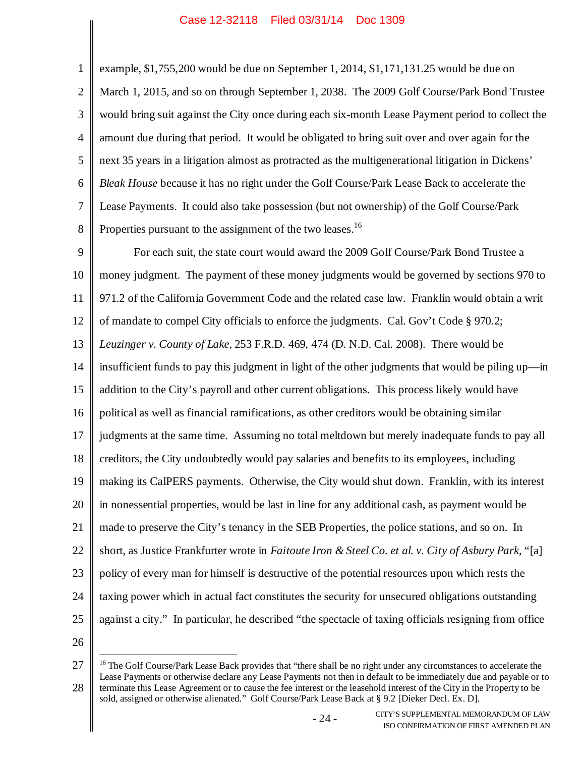example, $1,755,200 would be due on September 1, 2014, $1,171,131.25 would be due on March 1, 2015, and so on through September 1, 2038. The 2009 Golf Course/Park Bond Trustee would bring suit against the City once during each six-month Lease Payment period to collect the amount due during that period. It would be obligated to bring suit over and over again for the next 35 years in a litigation almost as protracted as the multigenerational litigation in Dickens' *Bleak House* because it has no right under the Golf Course/Park Lease Back to accelerate the Lease Payments. It could also take possession (but not ownership) of the Golf Course/Park Properties pursuant to the assignment of the two leases.[16]

For each suit, the state court would award the 2009 Golf Course/Park Bond Trustee a money judgment. The payment of these money judgments would be governed by sections 970 to 971.2 of the California Government Code and the related case law. Franklin would obtain a writ of mandate to compel City officials to enforce the judgments. Cal. Gov't Code § 970.2; *Leuzinger v. County of Lake*, 253 F.R.D. 469, 474 (D. N.D. Cal. 2008). There would be insufficient funds to pay this judgment in light of the other judgments that would be piling up—in addition to the City's payroll and other current obligations. This process likely would have political as well as financial ramifications, as other creditors would be obtaining similar judgments at the same time. Assuming no total meltdown but merely inadequate funds to pay all creditors, the City undoubtedly would pay salaries and benefits to its employees, including making its CalPERS payments. Otherwise, the City would shut down. Franklin, with its interest in nonessential properties, would be last in line for any additional cash, as payment would be made to preserve the City's tenancy in the SEB Properties, the police stations, and so on. In short, as Justice Frankfurter wrote in *Faitoute Iron & Steel Co. et al. v. City of Asbury Park*, "[a] policy of every man for himself is destructive of the potential resources upon which rests the taxing power which in actual fact constitutes the security for unsecured obligations outstanding against a city." In particular, he described "the spectacle of taxing officials resigning from office

[16] The Golf Course/Park Lease Back provides that "there shall be no right under any circumstances to accelerate the Lease Payments or otherwise declare any Lease Payments not then in default to be immediately due and payable or to terminate this Lease Agreement or to cause the fee interest or the leasehold interest of the City in the Property to be sold, assigned or otherwise alienated." Golf Course/Park Lease Back at § 9.2 [Dieker Decl. Ex. D].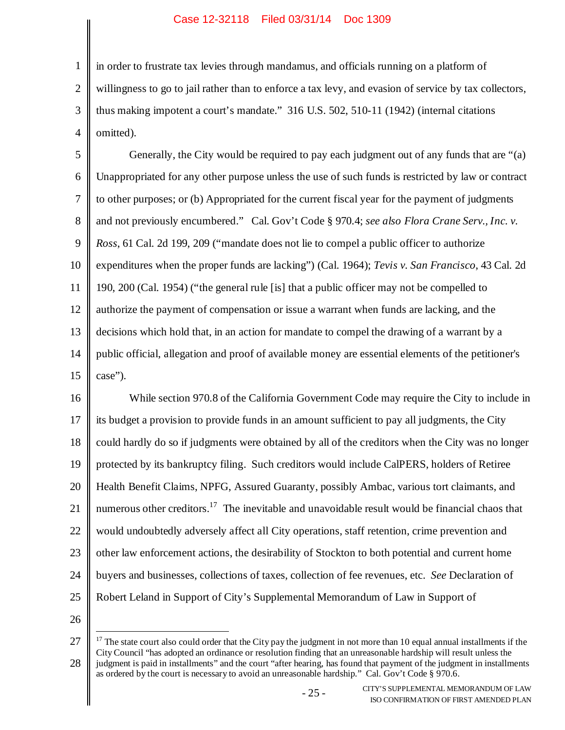in order to frustrate tax levies through mandamus, and officials running on a platform of willingness to go to jail rather than to enforce a tax levy, and evasion of service by tax collectors, thus making impotent a court's mandate." 316 U.S. 502, 510-11 (1942) (internal citations omitted).

Generally, the City would be required to pay each judgment out of any funds that are "(a) Unappropriated for any other purpose unless the use of such funds is restricted by law or contract to other purposes; or (b) Appropriated for the current fiscal year for the payment of judgments and not previously encumbered." Cal. Gov't Code § 970.4; *see also Flora Crane Serv., Inc. v. Ross*, 61 Cal. 2d 199, 209 ("mandate does not lie to compel a public officer to authorize expenditures when the proper funds are lacking") (Cal. 1964); *Tevis v. San Francisco*, 43 Cal. 2d 190, 200 (Cal. 1954) ("the general rule [is] that a public officer may not be compelled to authorize the payment of compensation or issue a warrant when funds are lacking, and the decisions which hold that, in an action for mandate to compel the drawing of a warrant by a public official, allegation and proof of available money are essential elements of the petitioner's case").

While section 970.8 of the California Government Code may require the City to include in its budget a provision to provide funds in an amount sufficient to pay all judgments, the City could hardly do so if judgments were obtained by all of the creditors when the City was no longer protected by its bankruptcy filing. Such creditors would include CalPERS, holders of Retiree Health Benefit Claims, NPFG, Assured Guaranty, possibly Ambac, various tort claimants, and numerous other creditors.[17] The inevitable and unavoidable result would be financial chaos that would undoubtedly adversely affect all City operations, staff retention, crime prevention and other law enforcement actions, the desirability of Stockton to both potential and current home buyers and businesses, collections of taxes, collection of fee revenues, etc. *See* Declaration of Robert Leland in Support of City's Supplemental Memorandum of Law in Support of

[17] The state court also could order that the City pay the judgment in not more than 10 equal annual installments if the City Council "has adopted an ordinance or resolution finding that an unreasonable hardship will result unless the judgment is paid in installments" and the court "after hearing, has found that payment of the judgment in installments as ordered by the court is necessary to avoid an unreasonable hardship." Cal. Gov't Code § 970.6.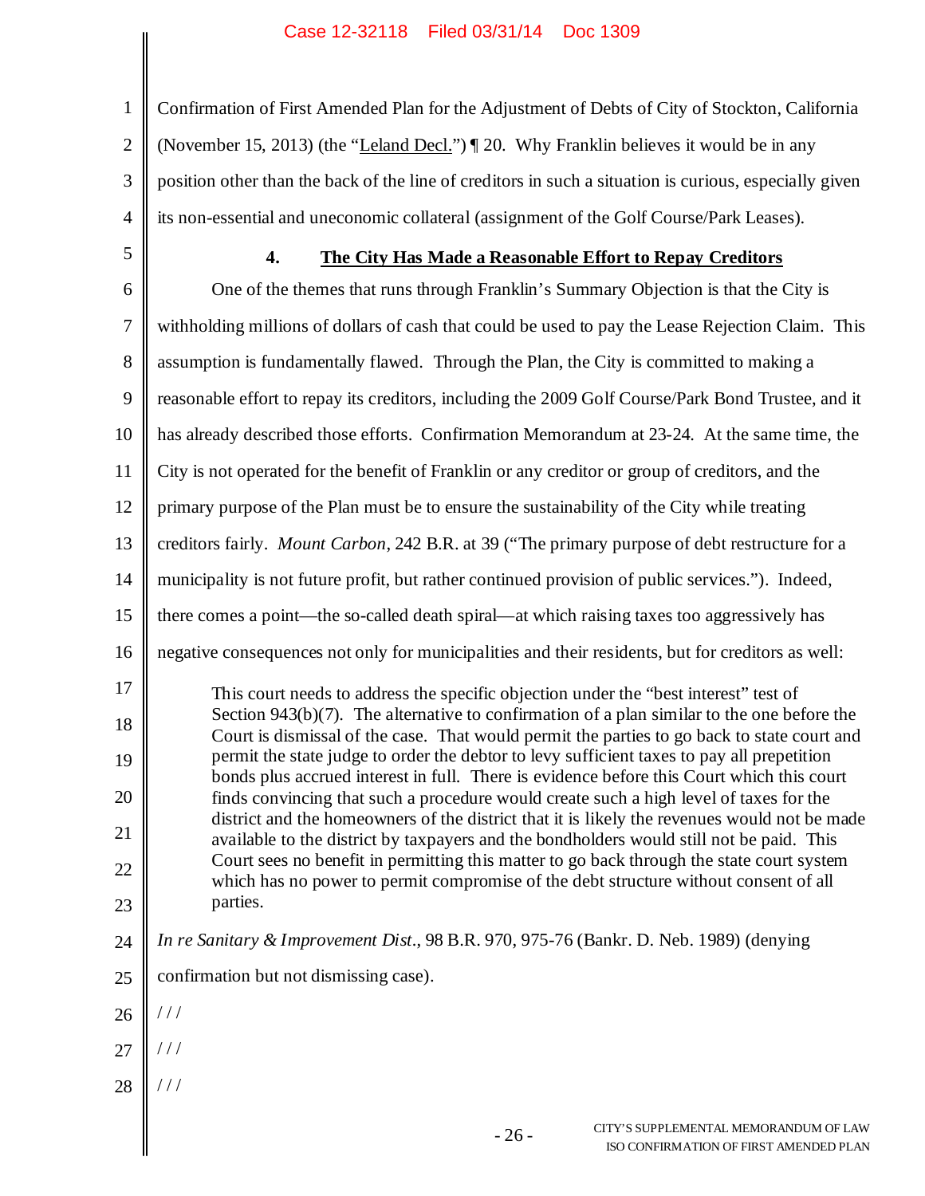Confirmation of First Amended Plan for the Adjustment of Debts of City of Stockton, California (November 15, 2013) (the "Leland Decl.") ¶ 20. Why Franklin believes it would be in any position other than the back of the line of creditors in such a situation is curious, especially given its non-essential and uneconomic collateral (assignment of the Golf Course/Park Leases).

### 4. The City Has Made a Reasonable Effort to Repay Creditors

One of the themes that runs through Franklin's Summary Objection is that the City is withholding millions of dollars of cash that could be used to pay the Lease Rejection Claim. This assumption is fundamentally flawed. Through the Plan, the City is committed to making a reasonable effort to repay its creditors, including the 2009 Golf Course/Park Bond Trustee, and it has already described those efforts. Confirmation Memorandum at 23-24. At the same time, the City is not operated for the benefit of Franklin or any creditor or group of creditors, and the primary purpose of the Plan must be to ensure the sustainability of the City while treating creditors fairly. *Mount Carbon*, 242 B.R. at 39 ("The primary purpose of debt restructure for a municipality is not future profit, but rather continued provision of public services."). Indeed, there comes a point—the so-called death spiral—at which raising taxes too aggressively has negative consequences not only for municipalities and their residents, but for creditors as well:

> This court needs to address the specific objection under the "best interest" test of Section 943(b)(7). The alternative to confirmation of a plan similar to the one before the Court is dismissal of the case. That would permit the parties to go back to state court and permit the state judge to order the debtor to levy sufficient taxes to pay all prepetition bonds plus accrued interest in full. There is evidence before this Court which this court finds convincing that such a procedure would create such a high level of taxes for the district and the homeowners of the district that it is likely the revenues would not be made available to the district by taxpayers and the bondholders would still not be paid. This Court sees no benefit in permitting this matter to go back through the state court system which has no power to permit compromise of the debt structure without consent of all parties.

*In re Sanitary & Improvement Dist*., 98 B.R. 970, 975-76 (Bankr. D. Neb. 1989) (denying confirmation but not dismissing case).

/ / /

/ / /

/ / /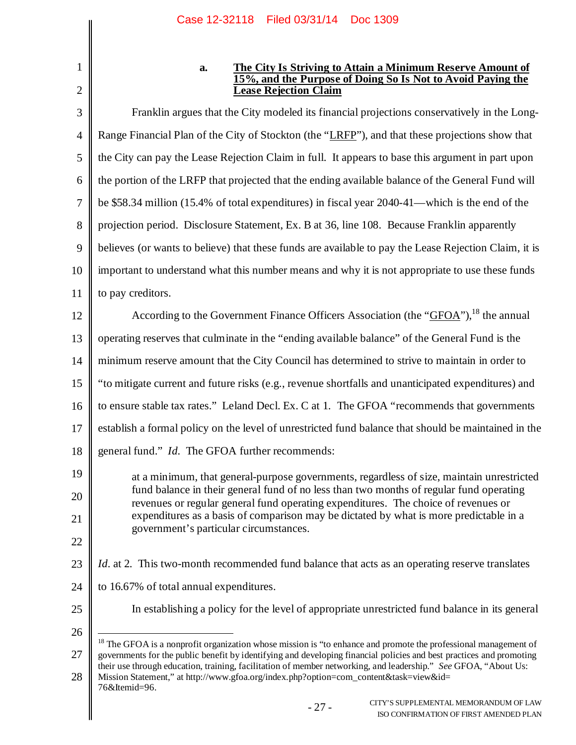### a. The City Is Striving to Attain a Minimum Reserve Amount of 15%, and the Purpose of Doing So Is Not to Avoid Paying the Lease Rejection Claim

Franklin argues that the City modeled its financial projections conservatively in the Long-Range Financial Plan of the City of Stockton (the "LRFP"), and that these projections show that the City can pay the Lease Rejection Claim in full. It appears to base this argument in part upon the portion of the LRFP that projected that the ending available balance of the General Fund will be $58.34 million (15.4% of total expenditures) in fiscal year 2040-41—which is the end of the projection period. Disclosure Statement, Ex. B at 36, line 108. Because Franklin apparently believes (or wants to believe) that these funds are available to pay the Lease Rejection Claim, it is important to understand what this number means and why it is not appropriate to use these funds to pay creditors.

According to the Government Finance Officers Association (the "GFOA"),[18] the annual operating reserves that culminate in the "ending available balance" of the General Fund is the minimum reserve amount that the City Council has determined to strive to maintain in order to "to mitigate current and future risks (e.g., revenue shortfalls and unanticipated expenditures) and to ensure stable tax rates." Leland Decl. Ex. C at 1. The GFOA "recommends that governments establish a formal policy on the level of unrestricted fund balance that should be maintained in the general fund." *Id.* The GFOA further recommends:

> at a minimum, that general-purpose governments, regardless of size, maintain unrestricted fund balance in their general fund of no less than two months of regular general fund operating revenues or regular general fund operating expenditures. The choice of revenues or expenditures as a basis of comparison may be dictated by what is more predictable in a government's particular circumstances.

*Id.* at 2. This two-month recommended fund balance that acts as an operating reserve translates to 16.67% of total annual expenditures.

In establishing a policy for the level of appropriate unrestricted fund balance in its general

---

[18] The GFOA is a nonprofit organization whose mission is "to enhance and promote the professional management of governments for the public benefit by identifying and developing financial policies and best practices and promoting their use through education, training, facilitation of member networking, and leadership." *See* GFOA, "About Us: Mission Statement," at http://www.gfoa.org/index.php?option=com_content&task=view&id=76&Itemid=96.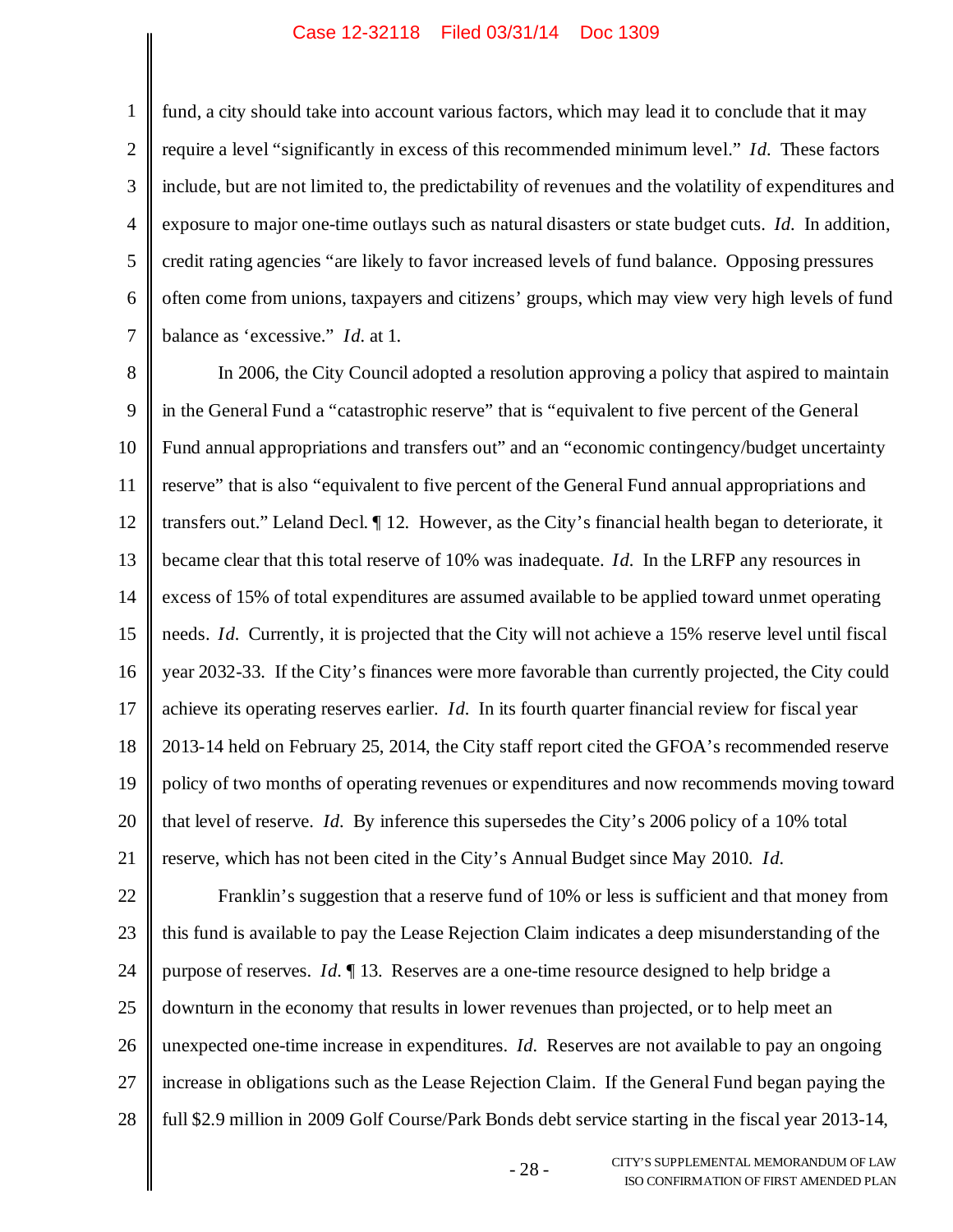fund, a city should take into account various factors, which may lead it to conclude that it may require a level "significantly in excess of this recommended minimum level." *Id.* These factors include, but are not limited to, the predictability of revenues and the volatility of expenditures and exposure to major one-time outlays such as natural disasters or state budget cuts. *Id.* In addition, credit rating agencies "are likely to favor increased levels of fund balance. Opposing pressures often come from unions, taxpayers and citizens' groups, which may view very high levels of fund balance as 'excessive." *Id.* at 1.

In 2006, the City Council adopted a resolution approving a policy that aspired to maintain in the General Fund a "catastrophic reserve" that is "equivalent to five percent of the General Fund annual appropriations and transfers out" and an "economic contingency/budget uncertainty reserve" that is also "equivalent to five percent of the General Fund annual appropriations and transfers out." Leland Decl. ¶ 12. However, as the City's financial health began to deteriorate, it became clear that this total reserve of 10% was inadequate. *Id.* In the LRFP any resources in excess of 15% of total expenditures are assumed available to be applied toward unmet operating needs. *Id.* Currently, it is projected that the City will not achieve a 15% reserve level until fiscal year 2032-33. If the City's finances were more favorable than currently projected, the City could achieve its operating reserves earlier. *Id.* In its fourth quarter financial review for fiscal year 2013-14 held on February 25, 2014, the City staff report cited the GFOA's recommended reserve policy of two months of operating revenues or expenditures and now recommends moving toward that level of reserve. *Id.* By inference this supersedes the City's 2006 policy of a 10% total reserve, which has not been cited in the City's Annual Budget since May 2010. *Id.*

Franklin's suggestion that a reserve fund of 10% or less is sufficient and that money from this fund is available to pay the Lease Rejection Claim indicates a deep misunderstanding of the purpose of reserves. *Id.* ¶ 13. Reserves are a one-time resource designed to help bridge a downturn in the economy that results in lower revenues than projected, or to help meet an unexpected one-time increase in expenditures. *Id.* Reserves are not available to pay an ongoing increase in obligations such as the Lease Rejection Claim. If the General Fund began paying the full $2.9 million in 2009 Golf Course/Park Bonds debt service starting in the fiscal year 2013-14,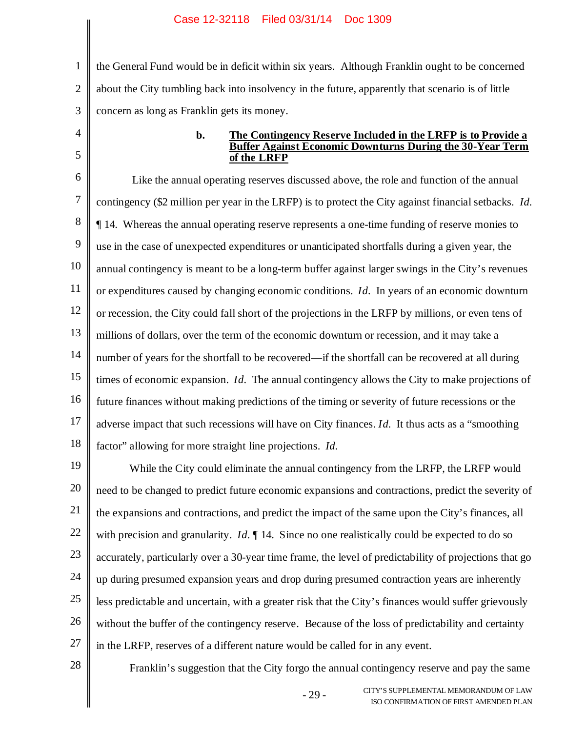the General Fund would be in deficit within six years. Although Franklin ought to be concerned about the City tumbling back into insolvency in the future, apparently that scenario is of little concern as long as Franklin gets its money.

**b. <u>The Contingency Reserve Included in the LRFP is to Provide a Buffer Against Economic Downturns During the 30-Year Term of the LRFP</u>**

Like the annual operating reserves discussed above, the role and function of the annual contingency ($2 million per year in the LRFP) is to protect the City against financial setbacks. *Id.* ¶ 14. Whereas the annual operating reserve represents a one-time funding of reserve monies to use in the case of unexpected expenditures or unanticipated shortfalls during a given year, the annual contingency is meant to be a long-term buffer against larger swings in the City's revenues or expenditures caused by changing economic conditions. *Id.* In years of an economic downturn or recession, the City could fall short of the projections in the LRFP by millions, or even tens of millions of dollars, over the term of the economic downturn or recession, and it may take a number of years for the shortfall to be recovered—if the shortfall can be recovered at all during times of economic expansion. *Id.* The annual contingency allows the City to make projections of future finances without making predictions of the timing or severity of future recessions or the adverse impact that such recessions will have on City finances. *Id.* It thus acts as a "smoothing factor" allowing for more straight line projections. *Id.*

While the City could eliminate the annual contingency from the LRFP, the LRFP would need to be changed to predict future economic expansions and contractions, predict the severity of the expansions and contractions, and predict the impact of the same upon the City's finances, all with precision and granularity. *Id.* ¶ 14. Since no one realistically could be expected to do so accurately, particularly over a 30-year time frame, the level of predictability of projections that go up during presumed expansion years and drop during presumed contraction years are inherently less predictable and uncertain, with a greater risk that the City's finances would suffer grievously without the buffer of the contingency reserve. Because of the loss of predictability and certainty in the LRFP, reserves of a different nature would be called for in any event.

Franklin's suggestion that the City forgo the annual contingency reserve and pay the same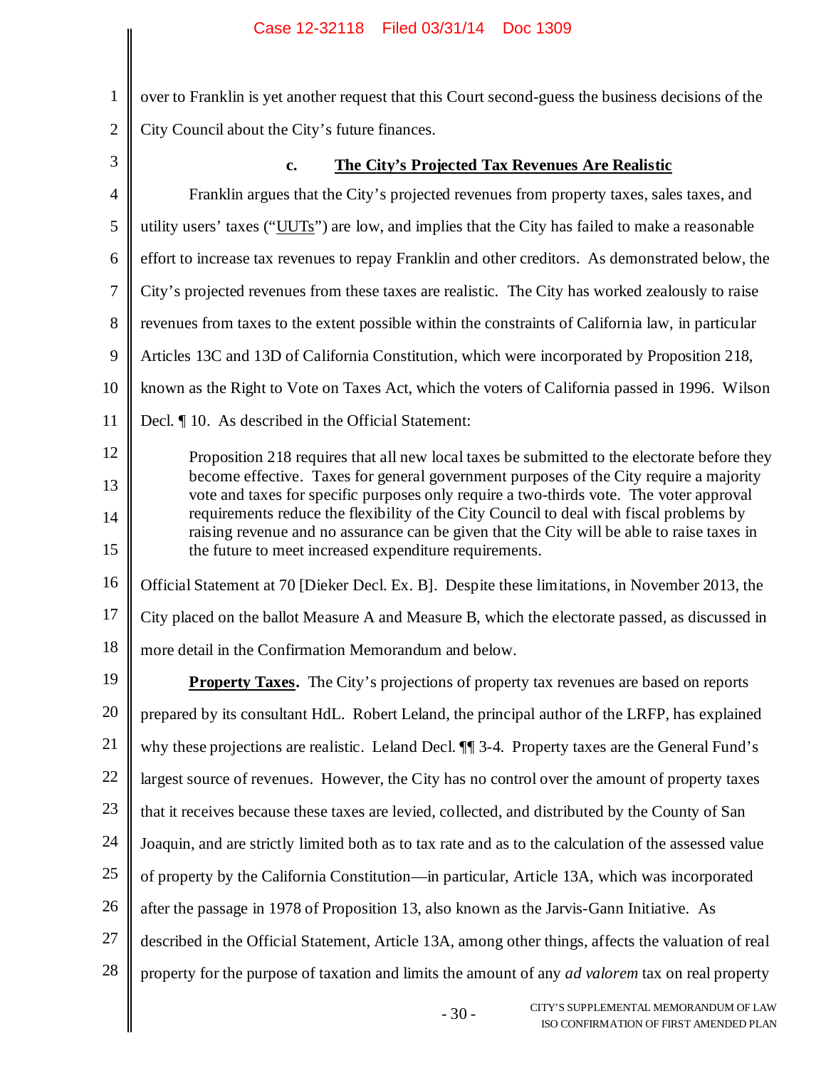over to Franklin is yet another request that this Court second-guess the business decisions of the City Council about the City's future finances.

### c. <u>The City's Projected Tax Revenues Are Realistic</u>

Franklin argues that the City's projected revenues from property taxes, sales taxes, and utility users' taxes ("<u>UUTs</u>") are low, and implies that the City has failed to make a reasonable effort to increase tax revenues to repay Franklin and other creditors. As demonstrated below, the City's projected revenues from these taxes are realistic. The City has worked zealously to raise revenues from taxes to the extent possible within the constraints of California law, in particular Articles 13C and 13D of California Constitution, which were incorporated by Proposition 218, known as the Right to Vote on Taxes Act, which the voters of California passed in 1996. Wilson Decl. ¶ 10. As described in the Official Statement:

> Proposition 218 requires that all new local taxes be submitted to the electorate before they become effective. Taxes for general government purposes of the City require a majority vote and taxes for specific purposes only require a two-thirds vote. The voter approval requirements reduce the flexibility of the City Council to deal with fiscal problems by raising revenue and no assurance can be given that the City will be able to raise taxes in the future to meet increased expenditure requirements.

Official Statement at 70 [Dieker Decl. Ex. B]. Despite these limitations, in November 2013, the City placed on the ballot Measure A and Measure B, which the electorate passed, as discussed in more detail in the Confirmation Memorandum and below.

**<u>Property Taxes</u>.** The City's projections of property tax revenues are based on reports prepared by its consultant HdL. Robert Leland, the principal author of the LRFP, has explained why these projections are realistic. Leland Decl. ¶¶ 3-4. Property taxes are the General Fund's largest source of revenues. However, the City has no control over the amount of property taxes that it receives because these taxes are levied, collected, and distributed by the County of San Joaquin, and are strictly limited both as to tax rate and as to the calculation of the assessed value of property by the California Constitution—in particular, Article 13A, which was incorporated after the passage in 1978 of Proposition 13, also known as the Jarvis-Gann Initiative. As described in the Official Statement, Article 13A, among other things, affects the valuation of real property for the purpose of taxation and limits the amount of any *ad valorem* tax on real property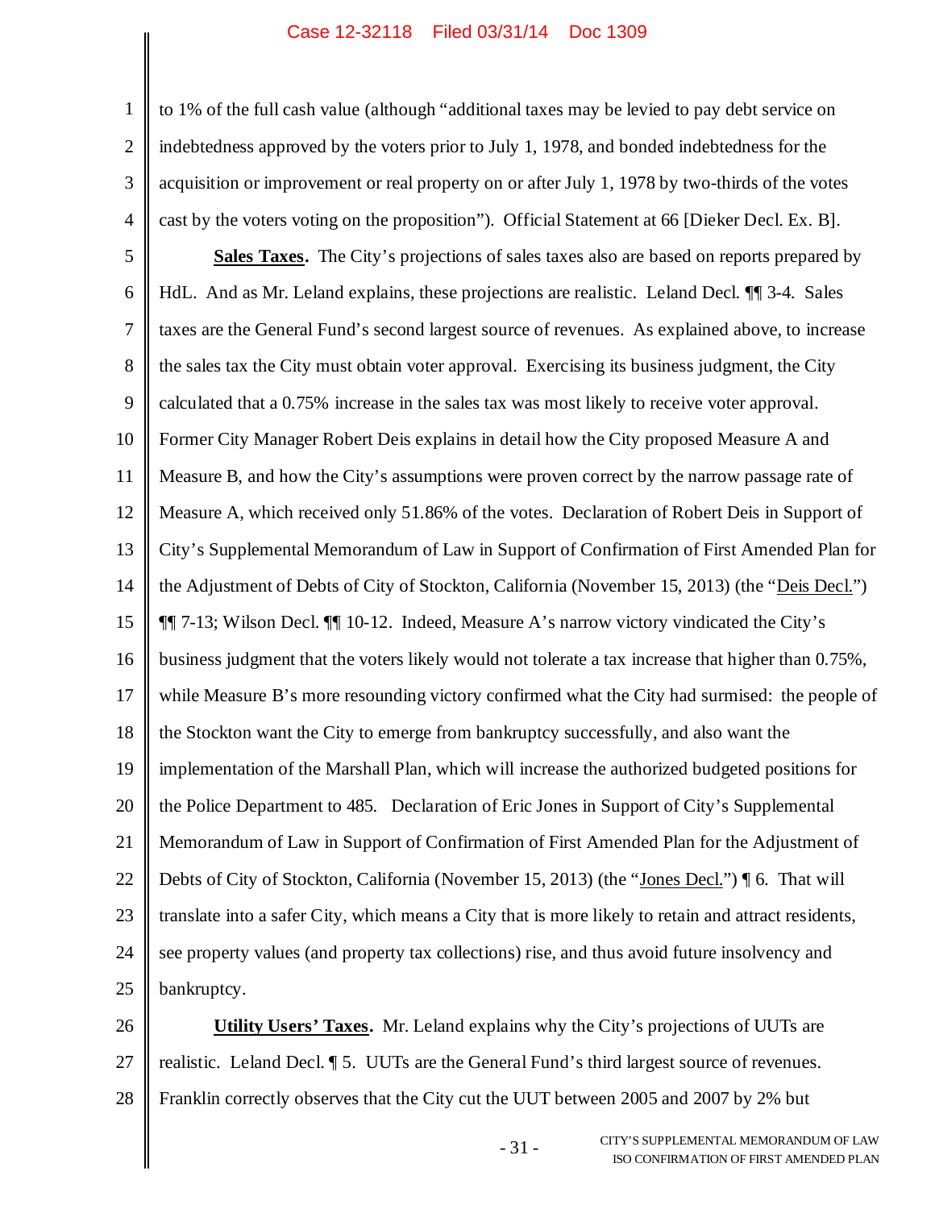to 1% of the full cash value (although "additional taxes may be levied to pay debt service on indebtedness approved by the voters prior to July 1, 1978, and bonded indebtedness for the acquisition or improvement or real property on or after July 1, 1978 by two-thirds of the votes cast by the voters voting on the proposition"). Official Statement at 66 [Dieker Decl. Ex. B].

**Sales Taxes.** The City's projections of sales taxes also are based on reports prepared by HdL. And as Mr. Leland explains, these projections are realistic. Leland Decl. ¶¶ 3-4. Sales taxes are the General Fund's second largest source of revenues. As explained above, to increase the sales tax the City must obtain voter approval. Exercising its business judgment, the City calculated that a 0.75% increase in the sales tax was most likely to receive voter approval. Former City Manager Robert Deis explains in detail how the City proposed Measure A and Measure B, and how the City's assumptions were proven correct by the narrow passage rate of Measure A, which received only 51.86% of the votes. Declaration of Robert Deis in Support of City's Supplemental Memorandum of Law in Support of Confirmation of First Amended Plan for the Adjustment of Debts of City of Stockton, California (November 15, 2013) (the "Deis Decl.") ¶¶ 7-13; Wilson Decl. ¶¶ 10-12. Indeed, Measure A's narrow victory vindicated the City's business judgment that the voters likely would not tolerate a tax increase that higher than 0.75%, while Measure B's more resounding victory confirmed what the City had surmised: the people of the Stockton want the City to emerge from bankruptcy successfully, and also want the implementation of the Marshall Plan, which will increase the authorized budgeted positions for the Police Department to 485. Declaration of Eric Jones in Support of City's Supplemental Memorandum of Law in Support of Confirmation of First Amended Plan for the Adjustment of Debts of City of Stockton, California (November 15, 2013) (the "Jones Decl.") ¶ 6. That will translate into a safer City, which means a City that is more likely to retain and attract residents, see property values (and property tax collections) rise, and thus avoid future insolvency and bankruptcy.

**Utility Users' Taxes.** Mr. Leland explains why the City's projections of UUTs are realistic. Leland Decl. ¶ 5. UUTs are the General Fund's third largest source of revenues. Franklin correctly observes that the City cut the UUT between 2005 and 2007 by 2% but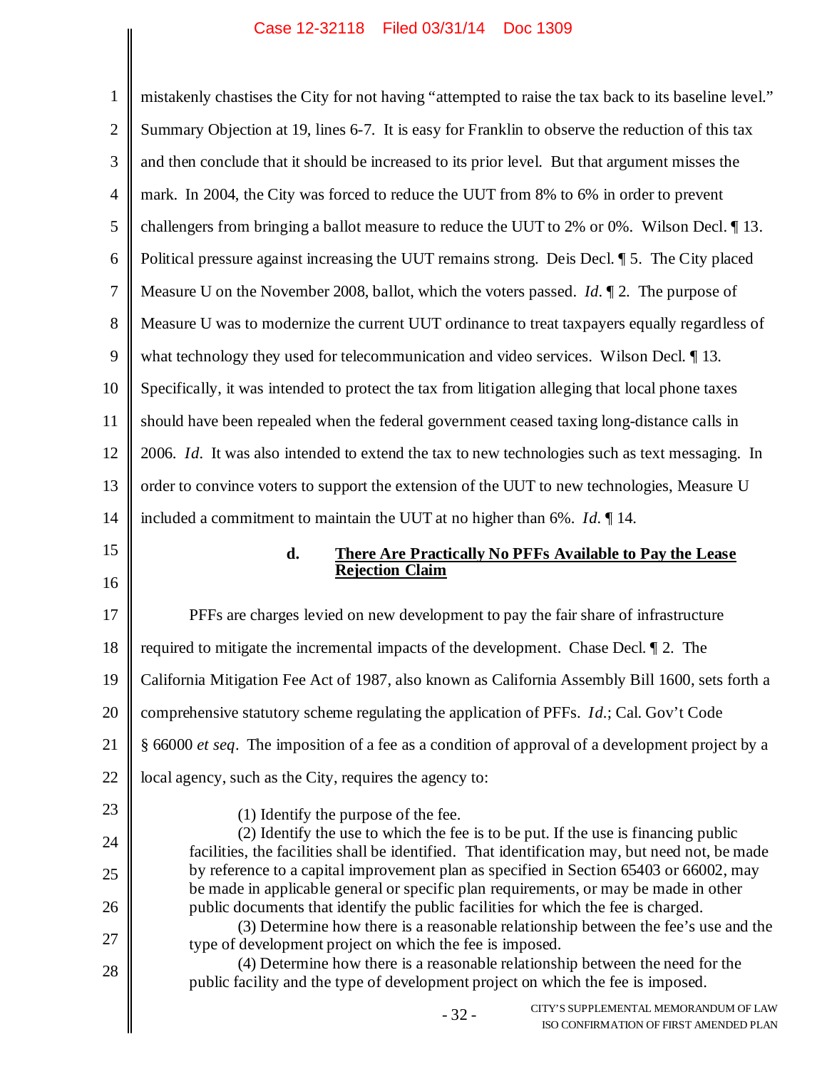mistakenly chastises the City for not having "attempted to raise the tax back to its baseline level." Summary Objection at 19, lines 6-7. It is easy for Franklin to observe the reduction of this tax and then conclude that it should be increased to its prior level. But that argument misses the mark. In 2004, the City was forced to reduce the UUT from 8% to 6% in order to prevent challengers from bringing a ballot measure to reduce the UUT to 2% or 0%. Wilson Decl. ¶ 13. Political pressure against increasing the UUT remains strong. Deis Decl. ¶ 5. The City placed Measure U on the November 2008, ballot, which the voters passed. *Id*. ¶ 2. The purpose of Measure U was to modernize the current UUT ordinance to treat taxpayers equally regardless of what technology they used for telecommunication and video services. Wilson Decl. ¶ 13. Specifically, it was intended to protect the tax from litigation alleging that local phone taxes should have been repealed when the federal government ceased taxing long-distance calls in 2006. *Id*. It was also intended to extend the tax to new technologies such as text messaging. In order to convince voters to support the extension of the UUT to new technologies, Measure U included a commitment to maintain the UUT at no higher than 6%. *Id*. ¶ 14.

#### d. There Are Practically No PFFs Available to Pay the Lease Rejection Claim

PFFs are charges levied on new development to pay the fair share of infrastructure required to mitigate the incremental impacts of the development. Chase Decl. ¶ 2. The California Mitigation Fee Act of 1987, also known as California Assembly Bill 1600, sets forth a comprehensive statutory scheme regulating the application of PFFs. *Id*.; Cal. Gov't Code § 66000 *et seq*. The imposition of a fee as a condition of approval of a development project by a local agency, such as the City, requires the agency to:

> (1) Identify the purpose of the fee.
>
> (2) Identify the use to which the fee is to be put. If the use is financing public facilities, the facilities shall be identified. That identification may, but need not, be made by reference to a capital improvement plan as specified in Section 65403 or 66002, may be made in applicable general or specific plan requirements, or may be made in other public documents that identify the public facilities for which the fee is charged.
>
> (3) Determine how there is a reasonable relationship between the fee's use and the type of development project on which the fee is imposed.
>
> (4) Determine how there is a reasonable relationship between the need for the public facility and the type of development project on which the fee is imposed.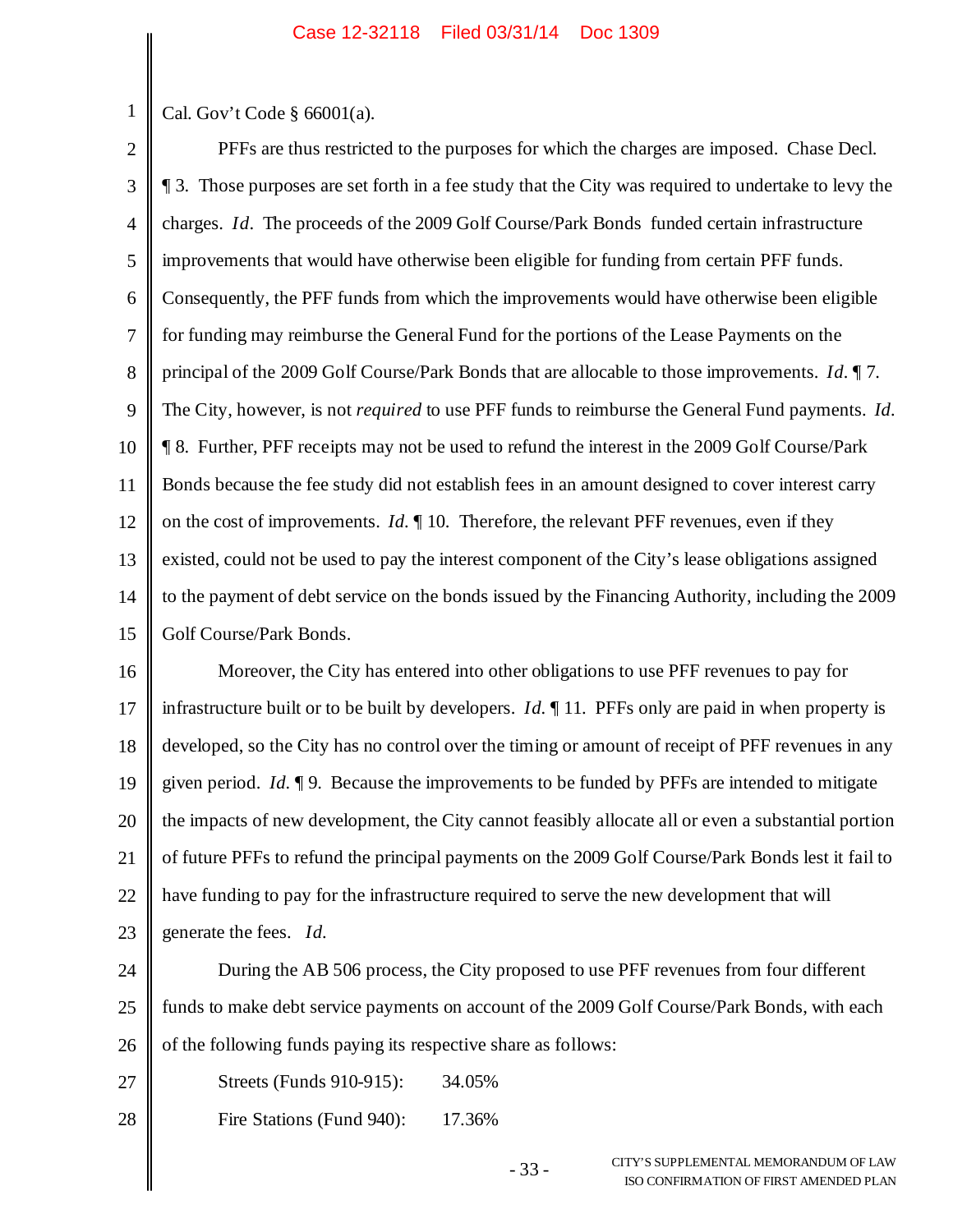Cal. Gov't Code § 66001(a).

PFFs are thus restricted to the purposes for which the charges are imposed. Chase Decl. ¶ 3. Those purposes are set forth in a fee study that the City was required to undertake to levy the charges. *Id*. The proceeds of the 2009 Golf Course/Park Bonds funded certain infrastructure improvements that would have otherwise been eligible for funding from certain PFF funds. Consequently, the PFF funds from which the improvements would have otherwise been eligible for funding may reimburse the General Fund for the portions of the Lease Payments on the principal of the 2009 Golf Course/Park Bonds that are allocable to those improvements. *Id*. ¶ 7. The City, however, is not *required* to use PFF funds to reimburse the General Fund payments. *Id*. ¶ 8. Further, PFF receipts may not be used to refund the interest in the 2009 Golf Course/Park Bonds because the fee study did not establish fees in an amount designed to cover interest carry on the cost of improvements. *Id*. ¶ 10. Therefore, the relevant PFF revenues, even if they existed, could not be used to pay the interest component of the City's lease obligations assigned to the payment of debt service on the bonds issued by the Financing Authority, including the 2009 Golf Course/Park Bonds.

Moreover, the City has entered into other obligations to use PFF revenues to pay for infrastructure built or to be built by developers. *Id*. ¶ 11. PFFs only are paid in when property is developed, so the City has no control over the timing or amount of receipt of PFF revenues in any given period. *Id*. ¶ 9. Because the improvements to be funded by PFFs are intended to mitigate the impacts of new development, the City cannot feasibly allocate all or even a substantial portion of future PFFs to refund the principal payments on the 2009 Golf Course/Park Bonds lest it fail to have funding to pay for the infrastructure required to serve the new development that will generate the fees. *Id*.

During the AB 506 process, the City proposed to use PFF revenues from four different funds to make debt service payments on account of the 2009 Golf Course/Park Bonds, with each of the following funds paying its respective share as follows:

Streets (Funds 910-915): 34.05%

Fire Stations (Fund 940): 17.36%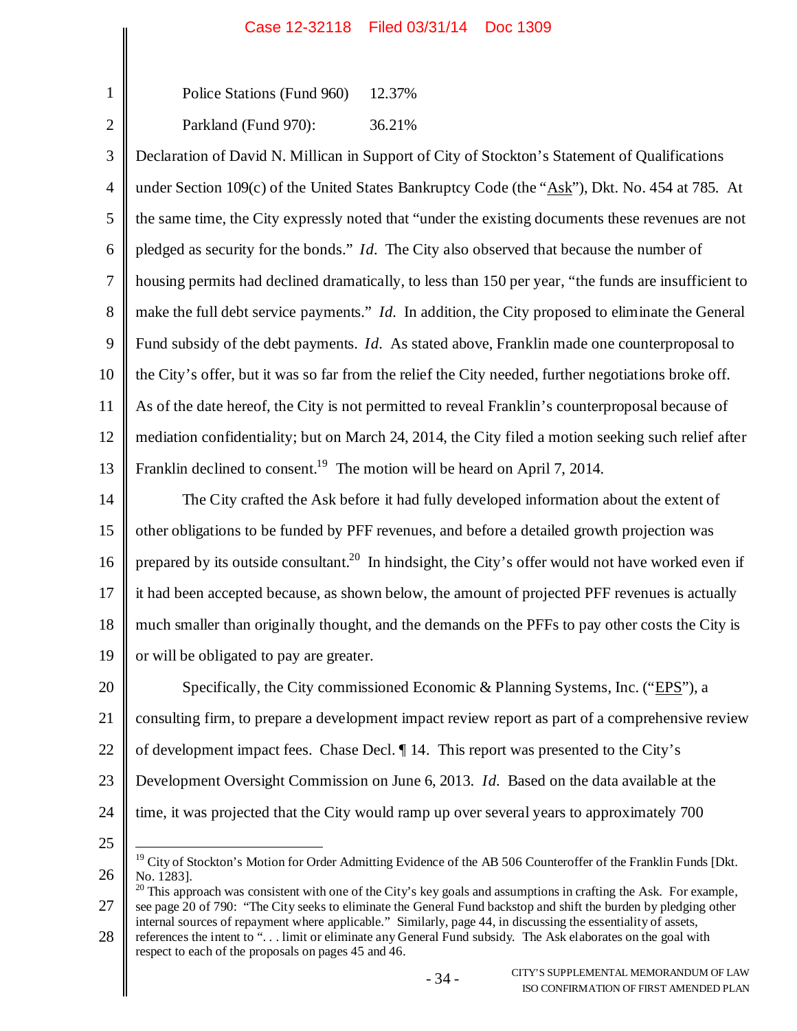Police Stations (Fund 960) 12.37%

Parkland (Fund 970): 36.21%

Declaration of David N. Millican in Support of City of Stockton's Statement of Qualifications under Section 109(c) of the United States Bankruptcy Code (the "Ask"), Dkt. No. 454 at 785. At the same time, the City expressly noted that "under the existing documents these revenues are not pledged as security for the bonds." *Id*. The City also observed that because the number of housing permits had declined dramatically, to less than 150 per year, "the funds are insufficient to make the full debt service payments." *Id*. In addition, the City proposed to eliminate the General Fund subsidy of the debt payments. *Id*. As stated above, Franklin made one counterproposal to the City's offer, but it was so far from the relief the City needed, further negotiations broke off. As of the date hereof, the City is not permitted to reveal Franklin's counterproposal because of mediation confidentiality; but on March 24, 2014, the City filed a motion seeking such relief after Franklin declined to consent.[19] The motion will be heard on April 7, 2014.

The City crafted the Ask before it had fully developed information about the extent of other obligations to be funded by PFF revenues, and before a detailed growth projection was prepared by its outside consultant.[20] In hindsight, the City's offer would not have worked even if it had been accepted because, as shown below, the amount of projected PFF revenues is actually much smaller than originally thought, and the demands on the PFFs to pay other costs the City is or will be obligated to pay are greater.

Specifically, the City commissioned Economic & Planning Systems, Inc. ("EPS"), a consulting firm, to prepare a development impact review report as part of a comprehensive review of development impact fees. Chase Decl. ¶ 14. This report was presented to the City's Development Oversight Commission on June 6, 2013. *Id*. Based on the data available at the time, it was projected that the City would ramp up over several years to approximately 700

---

[19] City of Stockton's Motion for Order Admitting Evidence of the AB 506 Counteroffer of the Franklin Funds [Dkt. No. 1283].

[20] This approach was consistent with one of the City's key goals and assumptions in crafting the Ask. For example, see page 20 of 790: "The City seeks to eliminate the General Fund backstop and shift the burden by pledging other internal sources of repayment where applicable." Similarly, page 44, in discussing the essentiality of assets, references the intent to ". . . limit or eliminate any General Fund subsidy. The Ask elaborates on the goal with respect to each of the proposals on pages 45 and 46.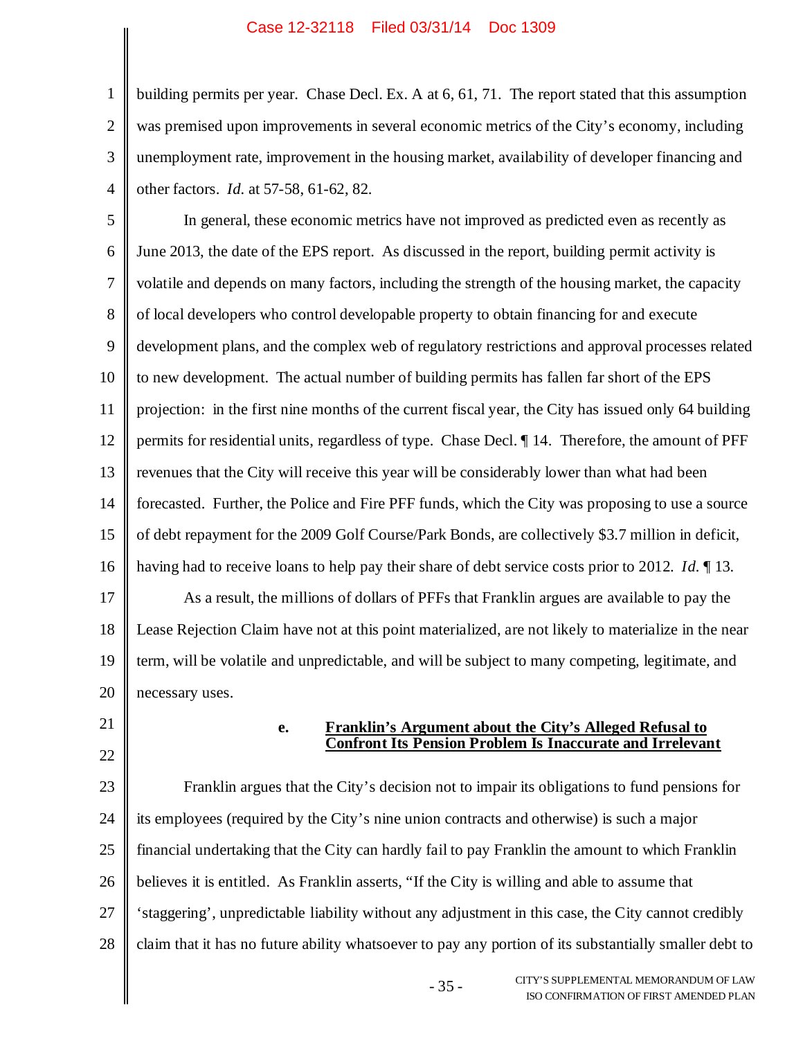building permits per year. Chase Decl. Ex. A at 6, 61, 71. The report stated that this assumption was premised upon improvements in several economic metrics of the City's economy, including unemployment rate, improvement in the housing market, availability of developer financing and other factors. *Id.* at 57-58, 61-62, 82.

In general, these economic metrics have not improved as predicted even as recently as June 2013, the date of the EPS report. As discussed in the report, building permit activity is volatile and depends on many factors, including the strength of the housing market, the capacity of local developers who control developable property to obtain financing for and execute development plans, and the complex web of regulatory restrictions and approval processes related to new development. The actual number of building permits has fallen far short of the EPS projection: in the first nine months of the current fiscal year, the City has issued only 64 building permits for residential units, regardless of type. Chase Decl. ¶ 14. Therefore, the amount of PFF revenues that the City will receive this year will be considerably lower than what had been forecasted. Further, the Police and Fire PFF funds, which the City was proposing to use a source of debt repayment for the 2009 Golf Course/Park Bonds, are collectively $3.7 million in deficit, having had to receive loans to help pay their share of debt service costs prior to 2012. *Id.* ¶ 13.

As a result, the millions of dollars of PFFs that Franklin argues are available to pay the Lease Rejection Claim have not at this point materialized, are not likely to materialize in the near term, will be volatile and unpredictable, and will be subject to many competing, legitimate, and necessary uses.

**e. <u>Franklin's Argument about the City's Alleged Refusal to Confront Its Pension Problem Is Inaccurate and Irrelevant</u>**

Franklin argues that the City's decision not to impair its obligations to fund pensions for its employees (required by the City's nine union contracts and otherwise) is such a major financial undertaking that the City can hardly fail to pay Franklin the amount to which Franklin believes it is entitled. As Franklin asserts, "If the City is willing and able to assume that 'staggering', unpredictable liability without any adjustment in this case, the City cannot credibly claim that it has no future ability whatsoever to pay any portion of its substantially smaller debt to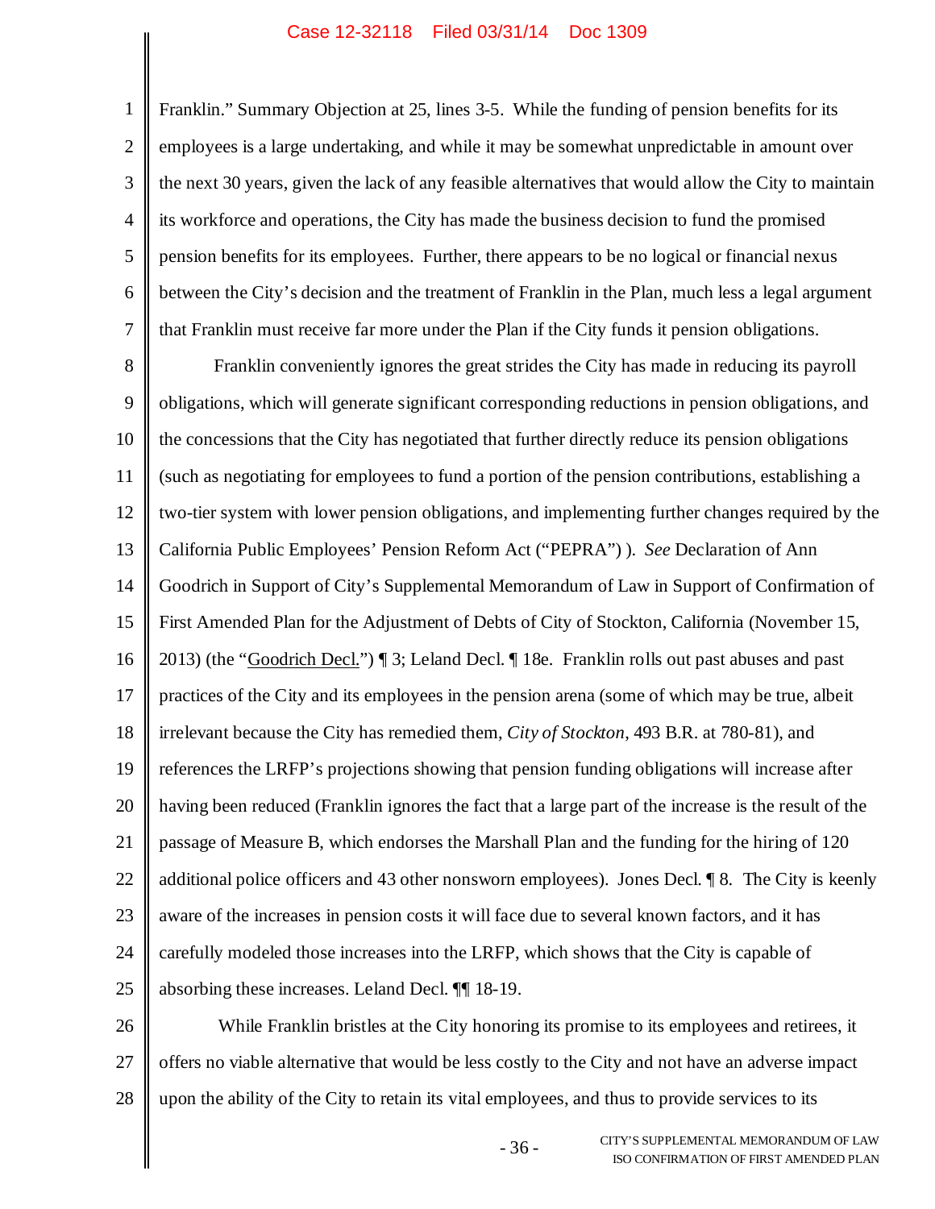Franklin." Summary Objection at 25, lines 3-5. While the funding of pension benefits for its employees is a large undertaking, and while it may be somewhat unpredictable in amount over the next 30 years, given the lack of any feasible alternatives that would allow the City to maintain its workforce and operations, the City has made the business decision to fund the promised pension benefits for its employees. Further, there appears to be no logical or financial nexus between the City's decision and the treatment of Franklin in the Plan, much less a legal argument that Franklin must receive far more under the Plan if the City funds it pension obligations.

Franklin conveniently ignores the great strides the City has made in reducing its payroll obligations, which will generate significant corresponding reductions in pension obligations, and the concessions that the City has negotiated that further directly reduce its pension obligations (such as negotiating for employees to fund a portion of the pension contributions, establishing a two-tier system with lower pension obligations, and implementing further changes required by the California Public Employees' Pension Reform Act ("PEPRA") ). *See* Declaration of Ann Goodrich in Support of City's Supplemental Memorandum of Law in Support of Confirmation of First Amended Plan for the Adjustment of Debts of City of Stockton, California (November 15, 2013) (the "Goodrich Decl.") ¶ 3; Leland Decl. ¶ 18e. Franklin rolls out past abuses and past practices of the City and its employees in the pension arena (some of which may be true, albeit irrelevant because the City has remedied them, *City of Stockton*, 493 B.R. at 780-81), and references the LRFP's projections showing that pension funding obligations will increase after having been reduced (Franklin ignores the fact that a large part of the increase is the result of the passage of Measure B, which endorses the Marshall Plan and the funding for the hiring of 120 additional police officers and 43 other nonsworn employees). Jones Decl. ¶ 8. The City is keenly aware of the increases in pension costs it will face due to several known factors, and it has carefully modeled those increases into the LRFP, which shows that the City is capable of absorbing these increases. Leland Decl. ¶¶ 18-19.

While Franklin bristles at the City honoring its promise to its employees and retirees, it offers no viable alternative that would be less costly to the City and not have an adverse impact upon the ability of the City to retain its vital employees, and thus to provide services to its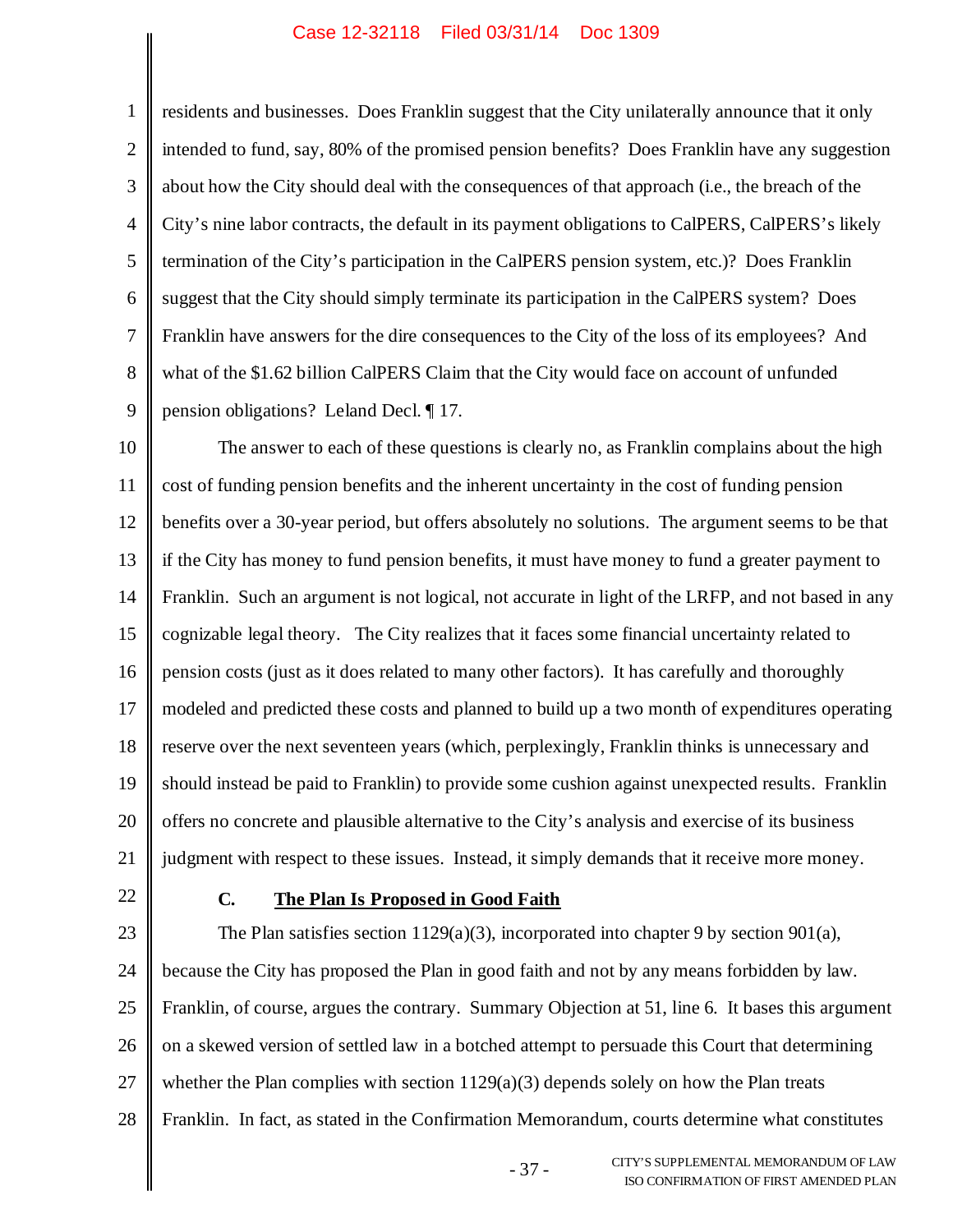residents and businesses. Does Franklin suggest that the City unilaterally announce that it only intended to fund, say, 80% of the promised pension benefits? Does Franklin have any suggestion about how the City should deal with the consequences of that approach (i.e., the breach of the City's nine labor contracts, the default in its payment obligations to CalPERS, CalPERS's likely termination of the City's participation in the CalPERS pension system, etc.)? Does Franklin suggest that the City should simply terminate its participation in the CalPERS system? Does Franklin have answers for the dire consequences to the City of the loss of its employees? And what of the $1.62 billion CalPERS Claim that the City would face on account of unfunded pension obligations? Leland Decl. ¶ 17.

The answer to each of these questions is clearly no, as Franklin complains about the high cost of funding pension benefits and the inherent uncertainty in the cost of funding pension benefits over a 30-year period, but offers absolutely no solutions. The argument seems to be that if the City has money to fund pension benefits, it must have money to fund a greater payment to Franklin. Such an argument is not logical, not accurate in light of the LRFP, and not based in any cognizable legal theory. The City realizes that it faces some financial uncertainty related to pension costs (just as it does related to many other factors). It has carefully and thoroughly modeled and predicted these costs and planned to build up a two month of expenditures operating reserve over the next seventeen years (which, perplexingly, Franklin thinks is unnecessary and should instead be paid to Franklin) to provide some cushion against unexpected results. Franklin offers no concrete and plausible alternative to the City's analysis and exercise of its business judgment with respect to these issues. Instead, it simply demands that it receive more money.

### C. <u>The Plan Is Proposed in Good Faith</u>

The Plan satisfies section 1129(a)(3), incorporated into chapter 9 by section 901(a), because the City has proposed the Plan in good faith and not by any means forbidden by law. Franklin, of course, argues the contrary. Summary Objection at 51, line 6. It bases this argument on a skewed version of settled law in a botched attempt to persuade this Court that determining whether the Plan complies with section 1129(a)(3) depends solely on how the Plan treats Franklin. In fact, as stated in the Confirmation Memorandum, courts determine what constitutes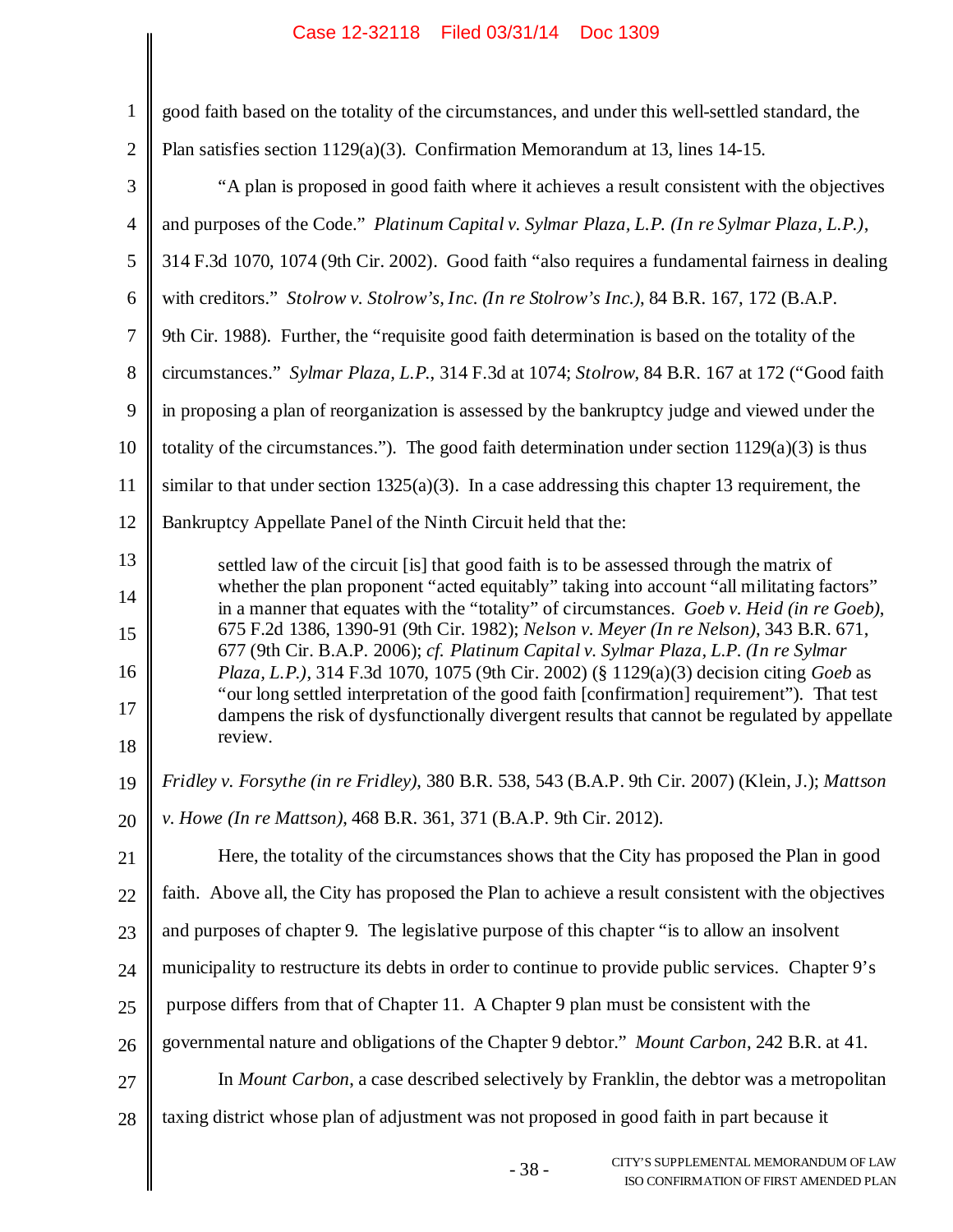good faith based on the totality of the circumstances, and under this well-settled standard, the Plan satisfies section 1129(a)(3). Confirmation Memorandum at 13, lines 14-15.

"A plan is proposed in good faith where it achieves a result consistent with the objectives and purposes of the Code." *Platinum Capital v. Sylmar Plaza, L.P. (In re Sylmar Plaza, L.P.)*, 314 F.3d 1070, 1074 (9th Cir. 2002). Good faith "also requires a fundamental fairness in dealing with creditors." *Stolrow v. Stolrow's, Inc. (In re Stolrow's Inc.)*, 84 B.R. 167, 172 (B.A.P. 9th Cir. 1988). Further, the "requisite good faith determination is based on the totality of the circumstances." *Sylmar Plaza, L.P.*, 314 F.3d at 1074; *Stolrow*, 84 B.R. 167 at 172 ("Good faith in proposing a plan of reorganization is assessed by the bankruptcy judge and viewed under the totality of the circumstances."). The good faith determination under section 1129(a)(3) is thus similar to that under section 1325(a)(3). In a case addressing this chapter 13 requirement, the Bankruptcy Appellate Panel of the Ninth Circuit held that the:

> settled law of the circuit [is] that good faith is to be assessed through the matrix of whether the plan proponent "acted equitably" taking into account "all militating factors" in a manner that equates with the "totality" of circumstances. *Goeb v. Heid (in re Goeb)*, 675 F.2d 1386, 1390-91 (9th Cir. 1982); *Nelson v. Meyer (In re Nelson)*, 343 B.R. 671, 677 (9th Cir. B.A.P. 2006); *cf. Platinum Capital v. Sylmar Plaza, L.P. (In re Sylmar Plaza, L.P.)*, 314 F.3d 1070, 1075 (9th Cir. 2002) (§ 1129(a)(3) decision citing *Goeb* as "our long settled interpretation of the good faith [confirmation] requirement"). That test dampens the risk of dysfunctionally divergent results that cannot be regulated by appellate review.

*Fridley v. Forsythe (in re Fridley)*, 380 B.R. 538, 543 (B.A.P. 9th Cir. 2007) (Klein, J.); *Mattson v. Howe (In re Mattson)*, 468 B.R. 361, 371 (B.A.P. 9th Cir. 2012).

Here, the totality of the circumstances shows that the City has proposed the Plan in good faith. Above all, the City has proposed the Plan to achieve a result consistent with the objectives and purposes of chapter 9. The legislative purpose of this chapter "is to allow an insolvent municipality to restructure its debts in order to continue to provide public services. Chapter 9's purpose differs from that of Chapter 11. A Chapter 9 plan must be consistent with the governmental nature and obligations of the Chapter 9 debtor." *Mount Carbon*, 242 B.R. at 41.

In *Mount Carbon*, a case described selectively by Franklin, the debtor was a metropolitan taxing district whose plan of adjustment was not proposed in good faith in part because it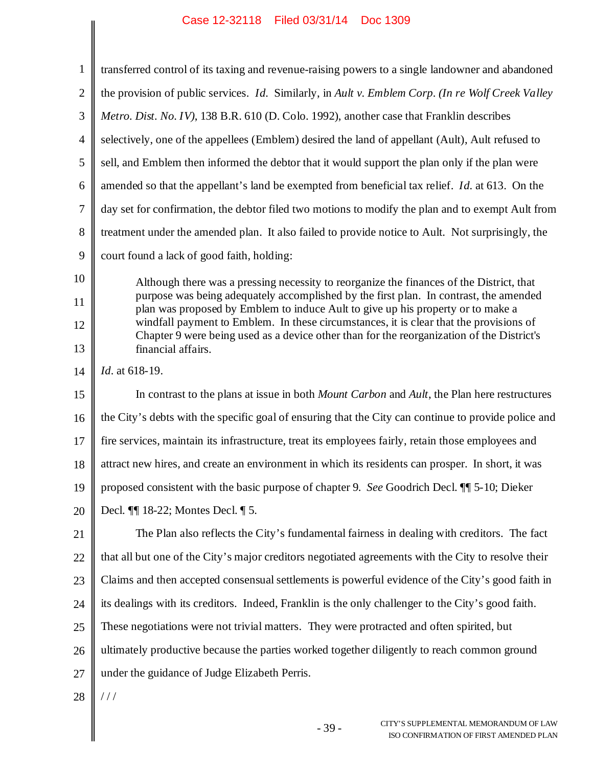transferred control of its taxing and revenue-raising powers to a single landowner and abandoned the provision of public services. *Id.* Similarly, in *Ault v. Emblem Corp. (In re Wolf Creek Valley Metro. Dist. No. IV)*, 138 B.R. 610 (D. Colo. 1992), another case that Franklin describes selectively, one of the appellees (Emblem) desired the land of appellant (Ault), Ault refused to sell, and Emblem then informed the debtor that it would support the plan only if the plan were amended so that the appellant's land be exempted from beneficial tax relief. *Id.* at 613. On the day set for confirmation, the debtor filed two motions to modify the plan and to exempt Ault from treatment under the amended plan. It also failed to provide notice to Ault. Not surprisingly, the court found a lack of good faith, holding:

> Although there was a pressing necessity to reorganize the finances of the District, that purpose was being adequately accomplished by the first plan. In contrast, the amended plan was proposed by Emblem to induce Ault to give up his property or to make a windfall payment to Emblem. In these circumstances, it is clear that the provisions of Chapter 9 were being used as a device other than for the reorganization of the District's financial affairs.

*Id.* at 618-19.

In contrast to the plans at issue in both *Mount Carbon* and *Ault*, the Plan here restructures the City's debts with the specific goal of ensuring that the City can continue to provide police and fire services, maintain its infrastructure, treat its employees fairly, retain those employees and attract new hires, and create an environment in which its residents can prosper. In short, it was proposed consistent with the basic purpose of chapter 9. *See* Goodrich Decl. ¶¶ 5-10; Dieker Decl. ¶¶ 18-22; Montes Decl. ¶ 5.

The Plan also reflects the City's fundamental fairness in dealing with creditors. The fact that all but one of the City's major creditors negotiated agreements with the City to resolve their Claims and then accepted consensual settlements is powerful evidence of the City's good faith in its dealings with its creditors. Indeed, Franklin is the only challenger to the City's good faith. These negotiations were not trivial matters. They were protracted and often spirited, but ultimately productive because the parties worked together diligently to reach common ground under the guidance of Judge Elizabeth Perris.

/ / /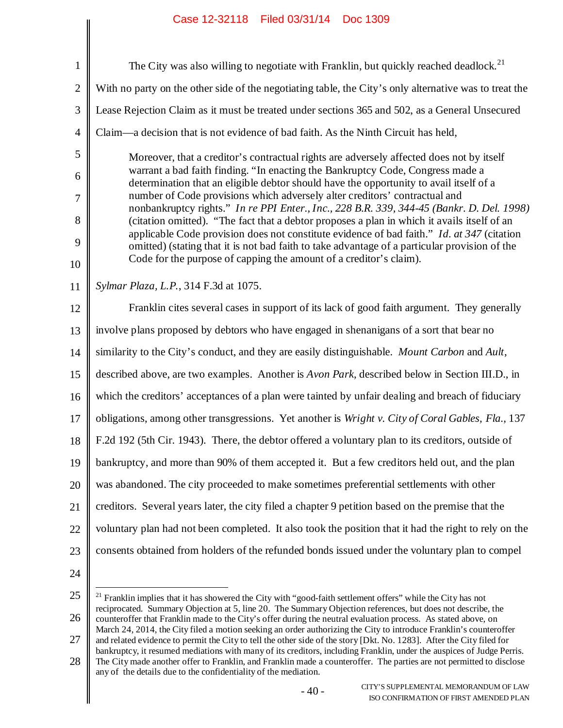The City was also willing to negotiate with Franklin, but quickly reached deadlock.[21] With no party on the other side of the negotiating table, the City's only alternative was to treat the Lease Rejection Claim as it must be treated under sections 365 and 502, as a General Unsecured Claim—a decision that is not evidence of bad faith. As the Ninth Circuit has held,

> Moreover, that a creditor's contractual rights are adversely affected does not by itself warrant a bad faith finding. "In enacting the Bankruptcy Code, Congress made a determination that an eligible debtor should have the opportunity to avail itself of a number of Code provisions which adversely alter creditors' contractual and nonbankruptcy rights." *In re PPI Enter., Inc., 228 B.R. 339, 344-45 (Bankr. D. Del. 1998)* (citation omitted). "The fact that a debtor proposes a plan in which it avails itself of an applicable Code provision does not constitute evidence of bad faith." *Id. at 347* (citation omitted) (stating that it is not bad faith to take advantage of a particular provision of the Code for the purpose of capping the amount of a creditor's claim).

*Sylmar Plaza, L.P.*, 314 F.3d at 1075.

Franklin cites several cases in support of its lack of good faith argument. They generally involve plans proposed by debtors who have engaged in shenanigans of a sort that bear no similarity to the City's conduct, and they are easily distinguishable. *Mount Carbon* and *Ault*, described above, are two examples. Another is *Avon Park*, described below in Section III.D., in which the creditors' acceptances of a plan were tainted by unfair dealing and breach of fiduciary obligations, among other transgressions. Yet another is *Wright v. City of Coral Gables, Fla.*, 137 F.2d 192 (5th Cir. 1943). There, the debtor offered a voluntary plan to its creditors, outside of bankruptcy, and more than 90% of them accepted it. But a few creditors held out, and the plan was abandoned. The city proceeded to make sometimes preferential settlements with other creditors. Several years later, the city filed a chapter 9 petition based on the premise that the voluntary plan had not been completed. It also took the position that it had the right to rely on the consents obtained from holders of the refunded bonds issued under the voluntary plan to compel

---

[21] Franklin implies that it has showered the City with "good-faith settlement offers" while the City has not reciprocated. Summary Objection at 5, line 20. The Summary Objection references, but does not describe, the counteroffer that Franklin made to the City's offer during the neutral evaluation process. As stated above, on March 24, 2014, the City filed a motion seeking an order authorizing the City to introduce Franklin's counteroffer and related evidence to permit the City to tell the other side of the story [Dkt. No. 1283]. After the City filed for bankruptcy, it resumed mediations with many of its creditors, including Franklin, under the auspices of Judge Perris. The City made another offer to Franklin, and Franklin made a counteroffer. The parties are not permitted to disclose any of the details due to the confidentiality of the mediation.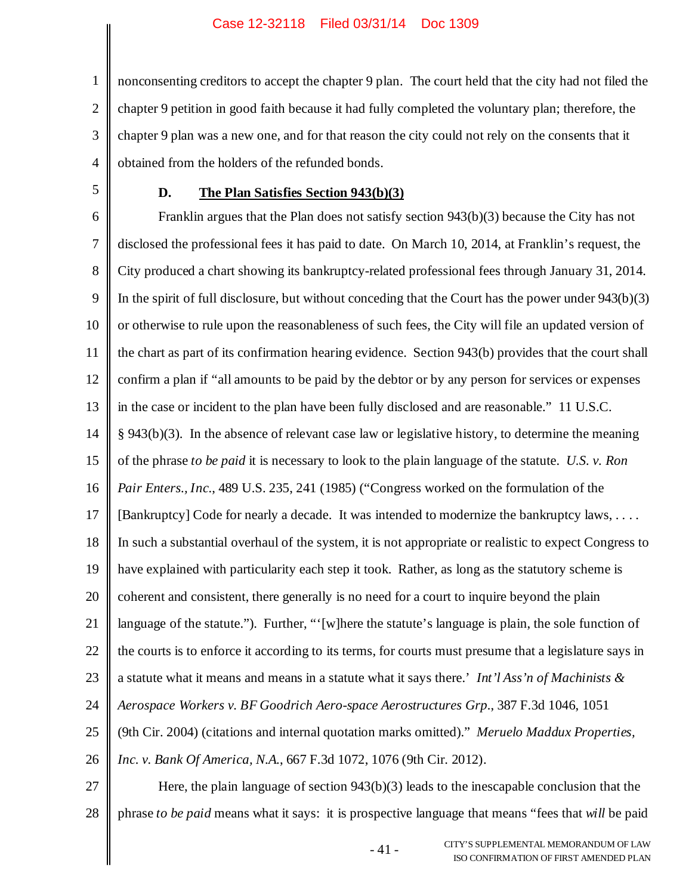nonconsenting creditors to accept the chapter 9 plan. The court held that the city had not filed the chapter 9 petition in good faith because it had fully completed the voluntary plan; therefore, the chapter 9 plan was a new one, and for that reason the city could not rely on the consents that it obtained from the holders of the refunded bonds.

### D. <u>The Plan Satisfies Section 943(b)(3)</u>

Franklin argues that the Plan does not satisfy section 943(b)(3) because the City has not disclosed the professional fees it has paid to date. On March 10, 2014, at Franklin's request, the City produced a chart showing its bankruptcy-related professional fees through January 31, 2014. In the spirit of full disclosure, but without conceding that the Court has the power under 943(b)(3) or otherwise to rule upon the reasonableness of such fees, the City will file an updated version of the chart as part of its confirmation hearing evidence. Section 943(b) provides that the court shall confirm a plan if "all amounts to be paid by the debtor or by any person for services or expenses in the case or incident to the plan have been fully disclosed and are reasonable." 11 U.S.C. § 943(b)(3). In the absence of relevant case law or legislative history, to determine the meaning of the phrase *to be paid* it is necessary to look to the plain language of the statute. *U.S. v. Ron Pair Enters., Inc.*, 489 U.S. 235, 241 (1985) ("Congress worked on the formulation of the [Bankruptcy] Code for nearly a decade. It was intended to modernize the bankruptcy laws, . . . . In such a substantial overhaul of the system, it is not appropriate or realistic to expect Congress to have explained with particularity each step it took. Rather, as long as the statutory scheme is coherent and consistent, there generally is no need for a court to inquire beyond the plain language of the statute."). Further, "'[w]here the statute's language is plain, the sole function of the courts is to enforce it according to its terms, for courts must presume that a legislature says in a statute what it means and means in a statute what it says there.' *Int'l Ass'n of Machinists & Aerospace Workers v. BF Goodrich Aero-space Aerostructures Grp.*, 387 F.3d 1046, 1051 (9th Cir. 2004) (citations and internal quotation marks omitted)." *Meruelo Maddux Properties, Inc. v. Bank Of America, N.A.*, 667 F.3d 1072, 1076 (9th Cir. 2012).

Here, the plain language of section 943(b)(3) leads to the inescapable conclusion that the phrase *to be paid* means what it says: it is prospective language that means "fees that *will* be paid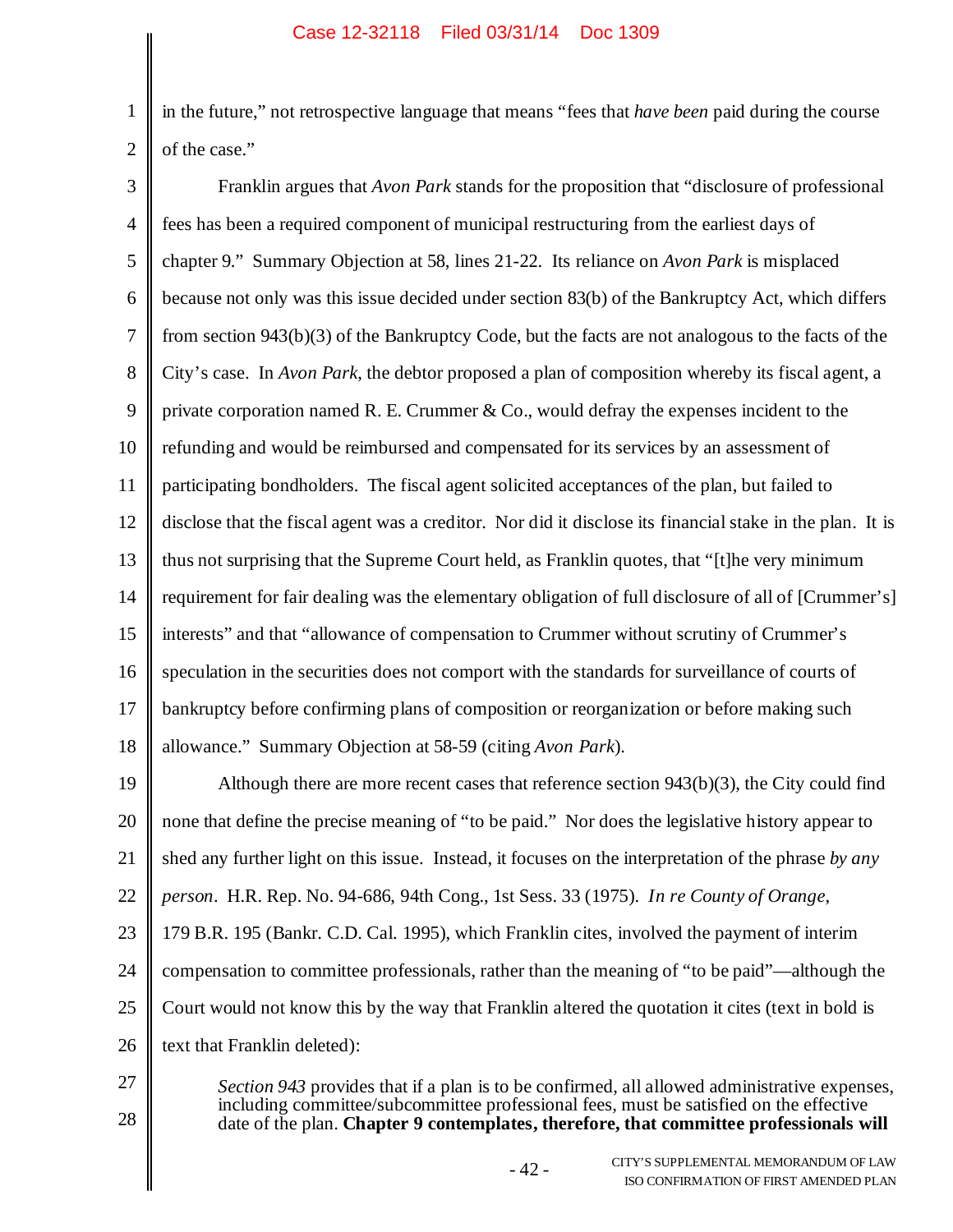in the future," not retrospective language that means "fees that *have been* paid during the course of the case."

Franklin argues that *Avon Park* stands for the proposition that "disclosure of professional fees has been a required component of municipal restructuring from the earliest days of chapter 9." Summary Objection at 58, lines 21-22. Its reliance on *Avon Park* is misplaced because not only was this issue decided under section 83(b) of the Bankruptcy Act, which differs from section 943(b)(3) of the Bankruptcy Code, but the facts are not analogous to the facts of the City's case. In *Avon Park*, the debtor proposed a plan of composition whereby its fiscal agent, a private corporation named R. E. Crummer & Co., would defray the expenses incident to the refunding and would be reimbursed and compensated for its services by an assessment of participating bondholders. The fiscal agent solicited acceptances of the plan, but failed to disclose that the fiscal agent was a creditor. Nor did it disclose its financial stake in the plan. It is thus not surprising that the Supreme Court held, as Franklin quotes, that "[t]he very minimum requirement for fair dealing was the elementary obligation of full disclosure of all of [Crummer's] interests" and that "allowance of compensation to Crummer without scrutiny of Crummer's speculation in the securities does not comport with the standards for surveillance of courts of bankruptcy before confirming plans of composition or reorganization or before making such allowance." Summary Objection at 58-59 (citing *Avon Park*).

Although there are more recent cases that reference section 943(b)(3), the City could find none that define the precise meaning of "to be paid." Nor does the legislative history appear to shed any further light on this issue. Instead, it focuses on the interpretation of the phrase *by any person*. H.R. Rep. No. 94-686, 94th Cong., 1st Sess. 33 (1975). *In re County of Orange*, 179 B.R. 195 (Bankr. C.D. Cal. 1995), which Franklin cites, involved the payment of interim compensation to committee professionals, rather than the meaning of "to be paid"—although the Court would not know this by the way that Franklin altered the quotation it cites (text in bold is text that Franklin deleted):

> *Section 943* provides that if a plan is to be confirmed, all allowed administrative expenses, including committee/subcommittee professional fees, must be satisfied on the effective date of the plan. **Chapter 9 contemplates, therefore, that committee professionals will**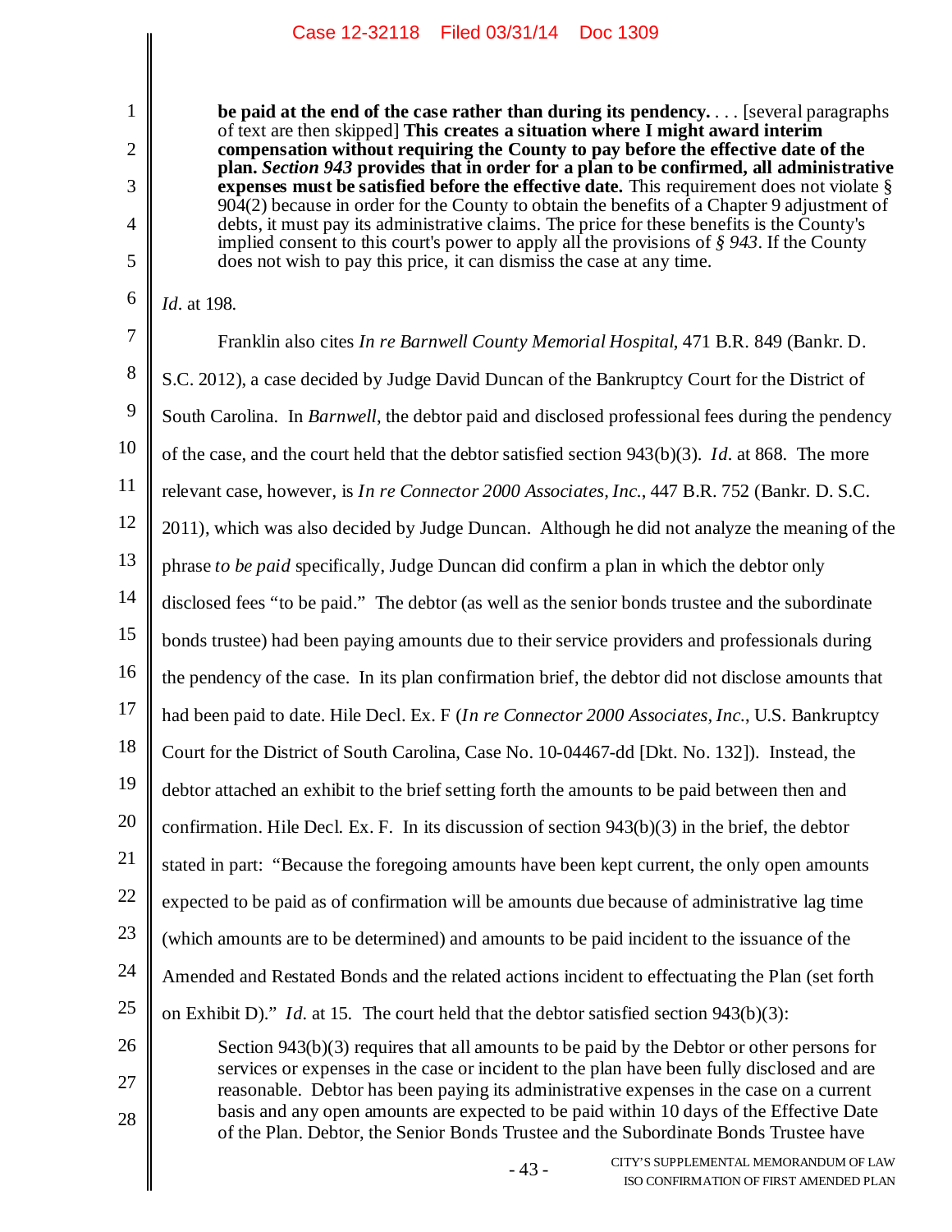> **be paid at the end of the case rather than during its pendency.** . . . [several paragraphs of text are then skipped] **This creates a situation where I might award interim compensation without requiring the County to pay before the effective date of the plan. *Section 943* provides that in order for a plan to be confirmed, all administrative expenses must be satisfied before the effective date.** This requirement does not violate § 904(2) because in order for the County to obtain the benefits of a Chapter 9 adjustment of debts, it must pay its administrative claims. The price for these benefits is the County's implied consent to this court's power to apply all the provisions of *§ 943*. If the County does not wish to pay this price, it can dismiss the case at any time.

*Id.* at 198.

Franklin also cites *In re Barnwell County Memorial Hospital*, 471 B.R. 849 (Bankr. D. S.C. 2012), a case decided by Judge David Duncan of the Bankruptcy Court for the District of South Carolina. In *Barnwell*, the debtor paid and disclosed professional fees during the pendency of the case, and the court held that the debtor satisfied section 943(b)(3). *Id.* at 868. The more relevant case, however, is *In re Connector 2000 Associates, Inc.*, 447 B.R. 752 (Bankr. D. S.C. 2011), which was also decided by Judge Duncan. Although he did not analyze the meaning of the phrase *to be paid* specifically, Judge Duncan did confirm a plan in which the debtor only disclosed fees "to be paid." The debtor (as well as the senior bonds trustee and the subordinate bonds trustee) had been paying amounts due to their service providers and professionals during the pendency of the case. In its plan confirmation brief, the debtor did not disclose amounts that had been paid to date. Hile Decl. Ex. F (*In re Connector 2000 Associates, Inc.*, U.S. Bankruptcy Court for the District of South Carolina, Case No. 10-04467-dd [Dkt. No. 132]). Instead, the debtor attached an exhibit to the brief setting forth the amounts to be paid between then and confirmation. Hile Decl. Ex. F. In its discussion of section 943(b)(3) in the brief, the debtor stated in part: "Because the foregoing amounts have been kept current, the only open amounts expected to be paid as of confirmation will be amounts due because of administrative lag time (which amounts are to be determined) and amounts to be paid incident to the issuance of the Amended and Restated Bonds and the related actions incident to effectuating the Plan (set forth on Exhibit D)." *Id.* at 15. The court held that the debtor satisfied section 943(b)(3):

> Section 943(b)(3) requires that all amounts to be paid by the Debtor or other persons for services or expenses in the case or incident to the plan have been fully disclosed and are reasonable. Debtor has been paying its administrative expenses in the case on a current basis and any open amounts are expected to be paid within 10 days of the Effective Date of the Plan. Debtor, the Senior Bonds Trustee and the Subordinate Bonds Trustee have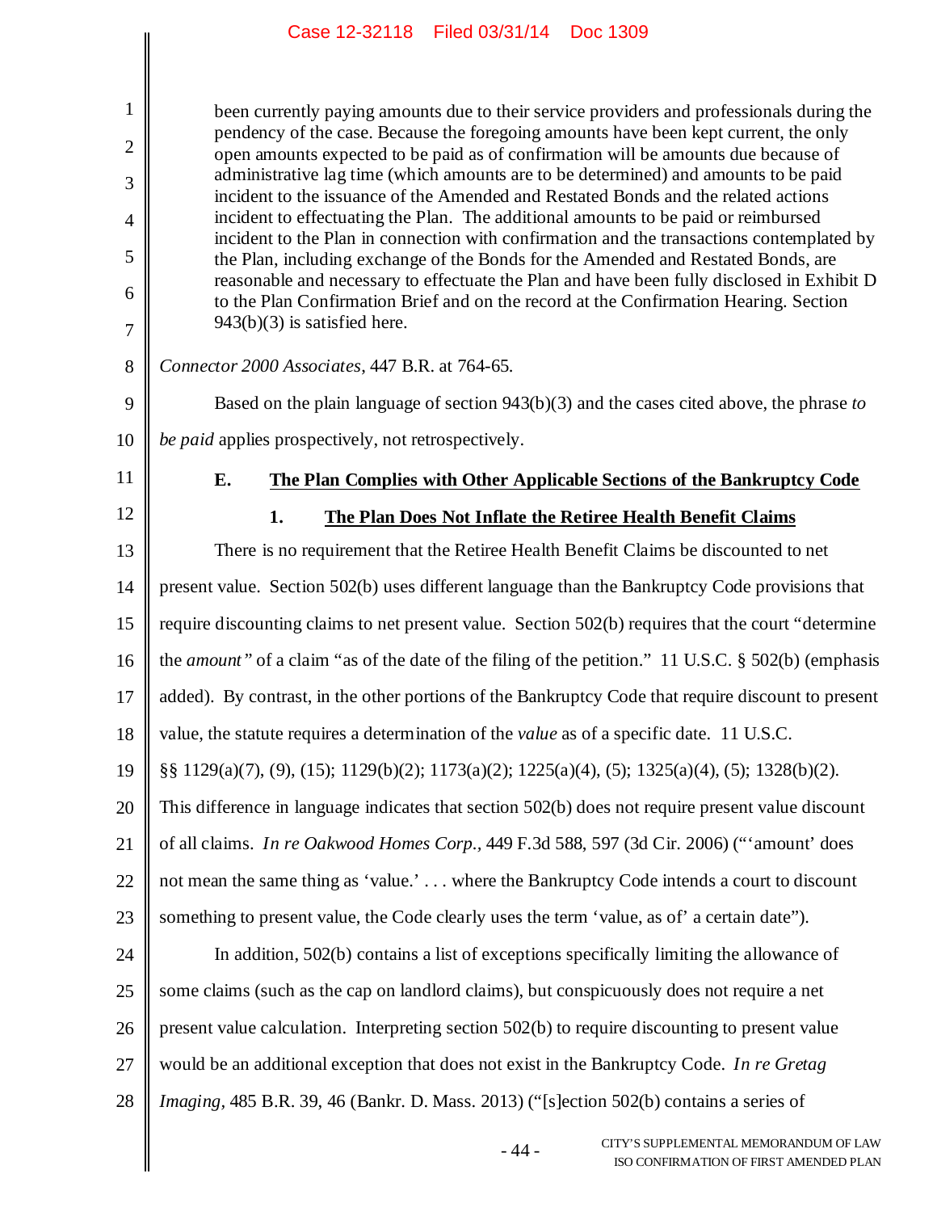> been currently paying amounts due to their service providers and professionals during the pendency of the case. Because the foregoing amounts have been kept current, the only open amounts expected to be paid as of confirmation will be amounts due because of administrative lag time (which amounts are to be determined) and amounts to be paid incident to the issuance of the Amended and Restated Bonds and the related actions incident to effectuating the Plan. The additional amounts to be paid or reimbursed incident to the Plan in connection with confirmation and the transactions contemplated by the Plan, including exchange of the Bonds for the Amended and Restated Bonds, are reasonable and necessary to effectuate the Plan and have been fully disclosed in Exhibit D to the Plan Confirmation Brief and on the record at the Confirmation Hearing. Section 943(b)(3) is satisfied here.

*Connector 2000 Associates*, 447 B.R. at 764-65.

Based on the plain language of section 943(b)(3) and the cases cited above, the phrase *to be paid* applies prospectively, not retrospectively.

### E. The Plan Complies with Other Applicable Sections of the Bankruptcy Code

#### 1. The Plan Does Not Inflate the Retiree Health Benefit Claims

There is no requirement that the Retiree Health Benefit Claims be discounted to net present value. Section 502(b) uses different language than the Bankruptcy Code provisions that require discounting claims to net present value. Section 502(b) requires that the court "determine the *amount"* of a claim "as of the date of the filing of the petition." 11 U.S.C. § 502(b) (emphasis added). By contrast, in the other portions of the Bankruptcy Code that require discount to present value, the statute requires a determination of the *value* as of a specific date. 11 U.S.C. §§ 1129(a)(7), (9), (15); 1129(b)(2); 1173(a)(2); 1225(a)(4), (5); 1325(a)(4), (5); 1328(b)(2). This difference in language indicates that section 502(b) does not require present value discount of all claims. *In re Oakwood Homes Corp.,* 449 F.3d 588, 597 (3d Cir. 2006) ("'amount' does not mean the same thing as 'value.' . . . where the Bankruptcy Code intends a court to discount something to present value, the Code clearly uses the term 'value, as of' a certain date").

In addition, 502(b) contains a list of exceptions specifically limiting the allowance of some claims (such as the cap on landlord claims), but conspicuously does not require a net present value calculation. Interpreting section 502(b) to require discounting to present value would be an additional exception that does not exist in the Bankruptcy Code. *In re Gretag Imaging*, 485 B.R. 39, 46 (Bankr. D. Mass. 2013) ("[s]ection 502(b) contains a series of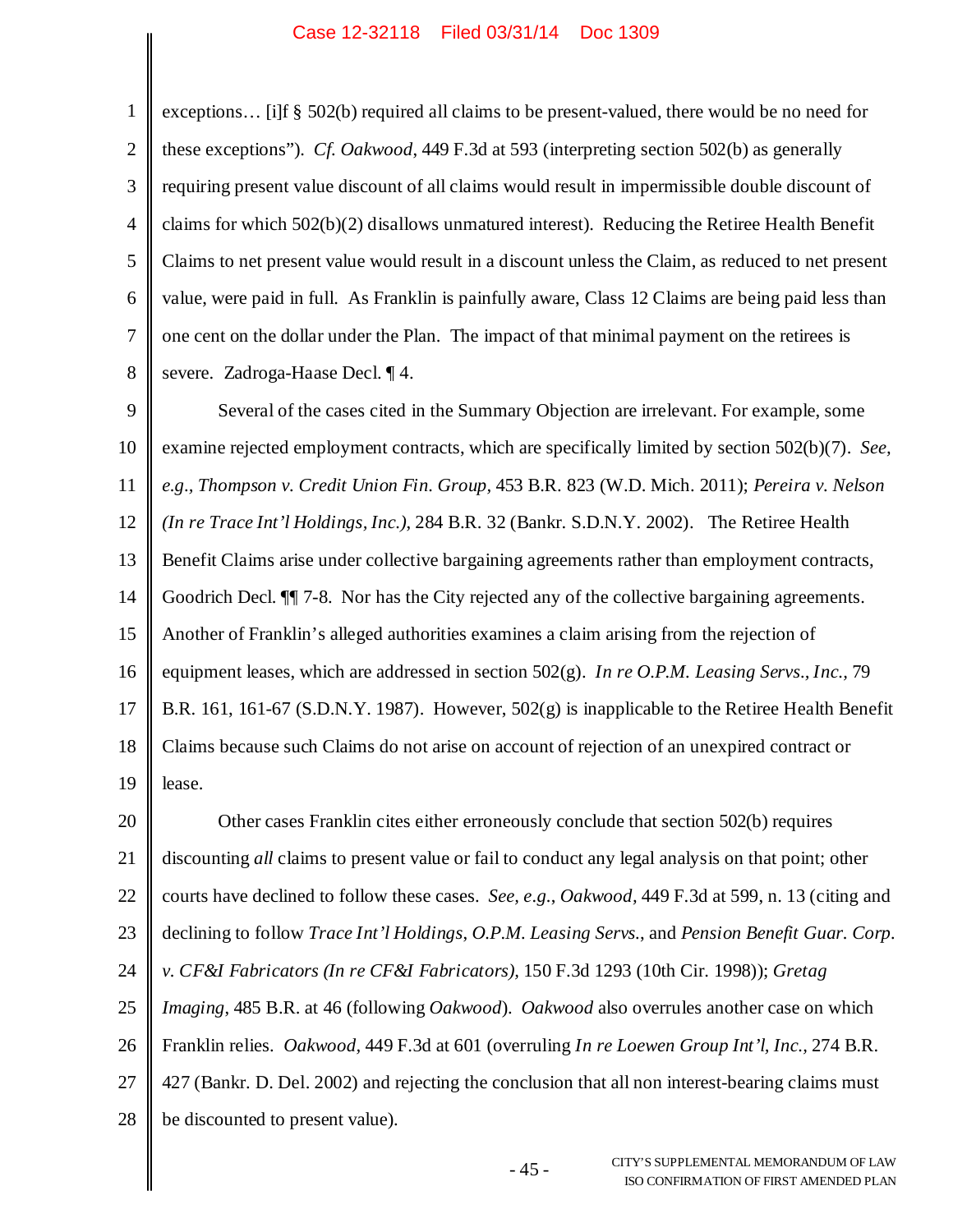exceptions… [i]f § 502(b) required all claims to be present-valued, there would be no need for these exceptions"). *Cf. Oakwood*, 449 F.3d at 593 (interpreting section 502(b) as generally requiring present value discount of all claims would result in impermissible double discount of claims for which 502(b)(2) disallows unmatured interest). Reducing the Retiree Health Benefit Claims to net present value would result in a discount unless the Claim, as reduced to net present value, were paid in full. As Franklin is painfully aware, Class 12 Claims are being paid less than one cent on the dollar under the Plan. The impact of that minimal payment on the retirees is severe. Zadroga-Haase Decl. ¶ 4.

Several of the cases cited in the Summary Objection are irrelevant. For example, some examine rejected employment contracts, which are specifically limited by section 502(b)(7). *See, e.g.*, *Thompson v. Credit Union Fin. Group*, 453 B.R. 823 (W.D. Mich. 2011); *Pereira v. Nelson (In re Trace Int'l Holdings, Inc.)*, 284 B.R. 32 (Bankr. S.D.N.Y. 2002). The Retiree Health Benefit Claims arise under collective bargaining agreements rather than employment contracts, Goodrich Decl. ¶¶ 7-8. Nor has the City rejected any of the collective bargaining agreements. Another of Franklin's alleged authorities examines a claim arising from the rejection of equipment leases, which are addressed in section 502(g). *In re O.P.M. Leasing Servs., Inc.*, 79 B.R. 161, 161-67 (S.D.N.Y. 1987). However, 502(g) is inapplicable to the Retiree Health Benefit Claims because such Claims do not arise on account of rejection of an unexpired contract or lease.

Other cases Franklin cites either erroneously conclude that section 502(b) requires discounting *all* claims to present value or fail to conduct any legal analysis on that point; other courts have declined to follow these cases. *See, e.g.*, *Oakwood*, 449 F.3d at 599, n. 13 (citing and declining to follow *Trace Int'l Holdings*, *O.P.M. Leasing Servs.*, and *Pension Benefit Guar. Corp. v. CF&I Fabricators (In re CF&I Fabricators)*, 150 F.3d 1293 (10th Cir. 1998)); *Gretag Imaging*, 485 B.R. at 46 (following *Oakwood*). *Oakwood* also overrules another case on which Franklin relies. *Oakwood*, 449 F.3d at 601 (overruling *In re Loewen Group Int'l, Inc.*, 274 B.R. 427 (Bankr. D. Del. 2002) and rejecting the conclusion that all non interest-bearing claims must be discounted to present value).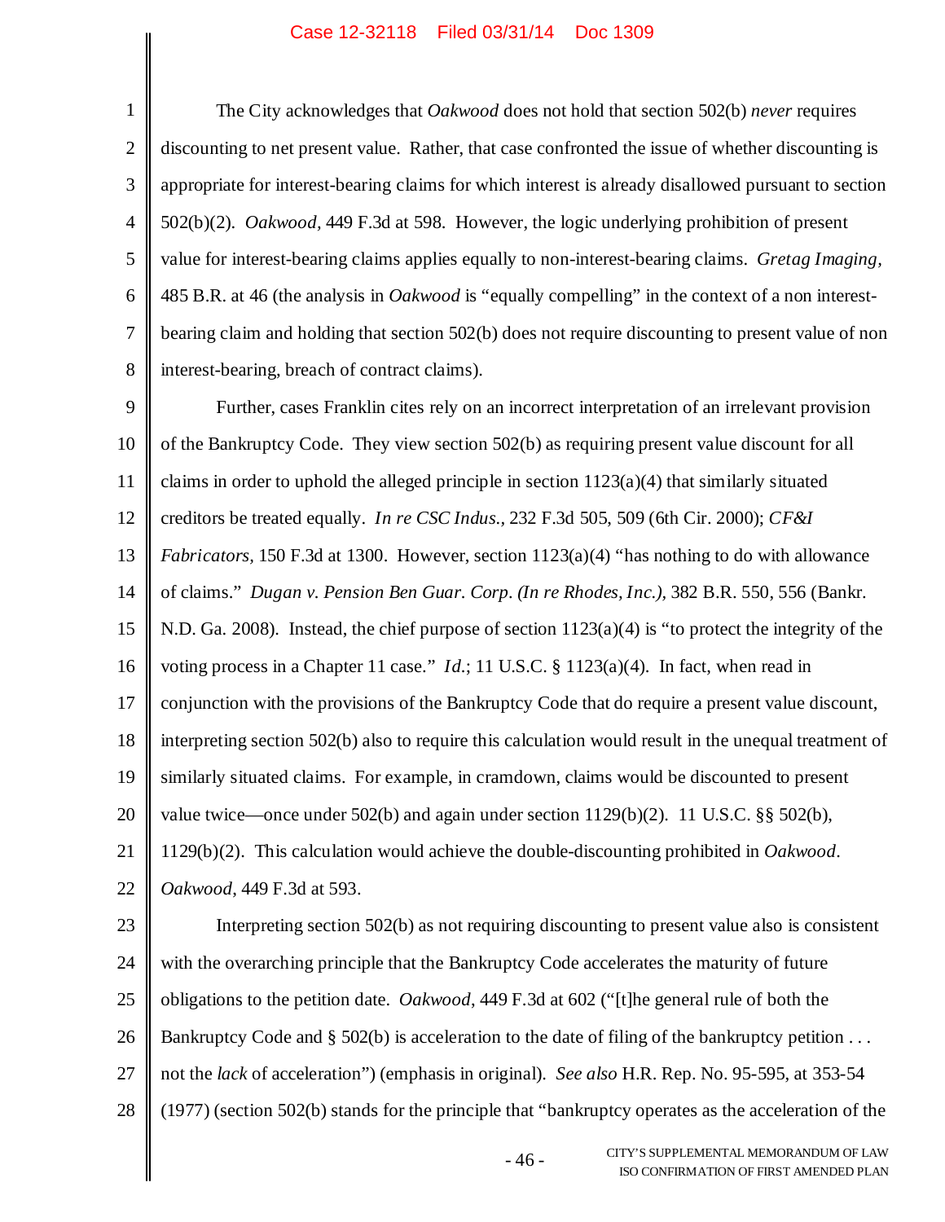The City acknowledges that *Oakwood* does not hold that section 502(b) *never* requires discounting to net present value. Rather, that case confronted the issue of whether discounting is appropriate for interest-bearing claims for which interest is already disallowed pursuant to section 502(b)(2). *Oakwood*, 449 F.3d at 598. However, the logic underlying prohibition of present value for interest-bearing claims applies equally to non-interest-bearing claims. *Gretag Imaging*, 485 B.R. at 46 (the analysis in *Oakwood* is "equally compelling" in the context of a non interest-bearing claim and holding that section 502(b) does not require discounting to present value of non interest-bearing, breach of contract claims).

Further, cases Franklin cites rely on an incorrect interpretation of an irrelevant provision of the Bankruptcy Code. They view section 502(b) as requiring present value discount for all claims in order to uphold the alleged principle in section 1123(a)(4) that similarly situated creditors be treated equally. *In re CSC Indus.*, 232 F.3d 505, 509 (6th Cir. 2000); *CF&I Fabricators*, 150 F.3d at 1300. However, section 1123(a)(4) "has nothing to do with allowance of claims." *Dugan v. Pension Ben Guar. Corp. (In re Rhodes, Inc.)*, 382 B.R. 550, 556 (Bankr. N.D. Ga. 2008). Instead, the chief purpose of section 1123(a)(4) is "to protect the integrity of the voting process in a Chapter 11 case." *Id.*; 11 U.S.C. § 1123(a)(4). In fact, when read in conjunction with the provisions of the Bankruptcy Code that do require a present value discount, interpreting section 502(b) also to require this calculation would result in the unequal treatment of similarly situated claims. For example, in cramdown, claims would be discounted to present value twice—once under 502(b) and again under section 1129(b)(2). 11 U.S.C. §§ 502(b), 1129(b)(2). This calculation would achieve the double-discounting prohibited in *Oakwood*. *Oakwood*, 449 F.3d at 593.

Interpreting section 502(b) as not requiring discounting to present value also is consistent with the overarching principle that the Bankruptcy Code accelerates the maturity of future obligations to the petition date. *Oakwood*, 449 F.3d at 602 ("[t]he general rule of both the Bankruptcy Code and § 502(b) is acceleration to the date of filing of the bankruptcy petition . . . not the *lack* of acceleration") (emphasis in original). *See also* H.R. Rep. No. 95-595, at 353-54 (1977) (section 502(b) stands for the principle that "bankruptcy operates as the acceleration of the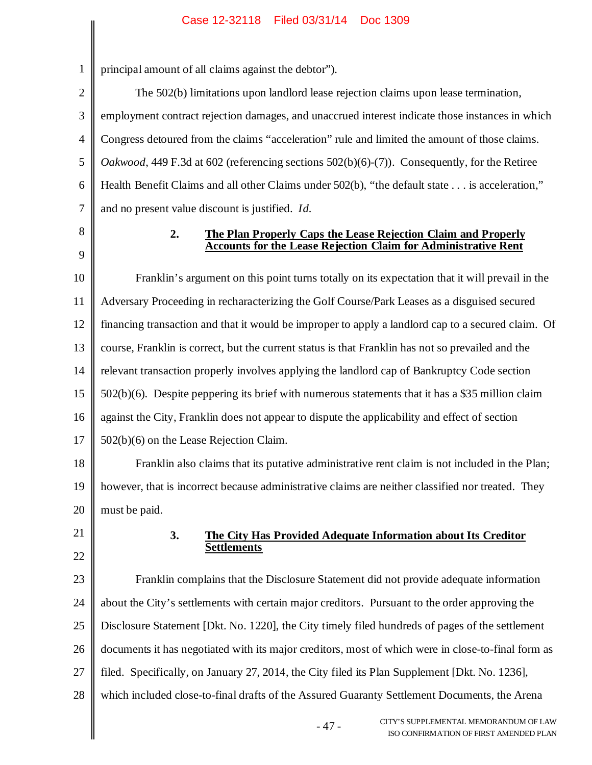principal amount of all claims against the debtor").

The 502(b) limitations upon landlord lease rejection claims upon lease termination, employment contract rejection damages, and unaccrued interest indicate those instances in which Congress detoured from the claims "acceleration" rule and limited the amount of those claims. *Oakwood*, 449 F.3d at 602 (referencing sections 502(b)(6)-(7)). Consequently, for the Retiree Health Benefit Claims and all other Claims under 502(b), "the default state . . . is acceleration," and no present value discount is justified. *Id.*

### 2. <u>The Plan Properly Caps the Lease Rejection Claim and Properly Accounts for the Lease Rejection Claim for Administrative Rent</u>

Franklin's argument on this point turns totally on its expectation that it will prevail in the Adversary Proceeding in recharacterizing the Golf Course/Park Leases as a disguised secured financing transaction and that it would be improper to apply a landlord cap to a secured claim. Of course, Franklin is correct, but the current status is that Franklin has not so prevailed and the relevant transaction properly involves applying the landlord cap of Bankruptcy Code section 502(b)(6). Despite peppering its brief with numerous statements that it has a $35 million claim against the City, Franklin does not appear to dispute the applicability and effect of section 502(b)(6) on the Lease Rejection Claim.

Franklin also claims that its putative administrative rent claim is not included in the Plan; however, that is incorrect because administrative claims are neither classified nor treated. They must be paid.

### 3. <u>The City Has Provided Adequate Information about Its Creditor Settlements</u>

Franklin complains that the Disclosure Statement did not provide adequate information about the City's settlements with certain major creditors. Pursuant to the order approving the Disclosure Statement [Dkt. No. 1220], the City timely filed hundreds of pages of the settlement documents it has negotiated with its major creditors, most of which were in close-to-final form as filed. Specifically, on January 27, 2014, the City filed its Plan Supplement [Dkt. No. 1236], which included close-to-final drafts of the Assured Guaranty Settlement Documents, the Arena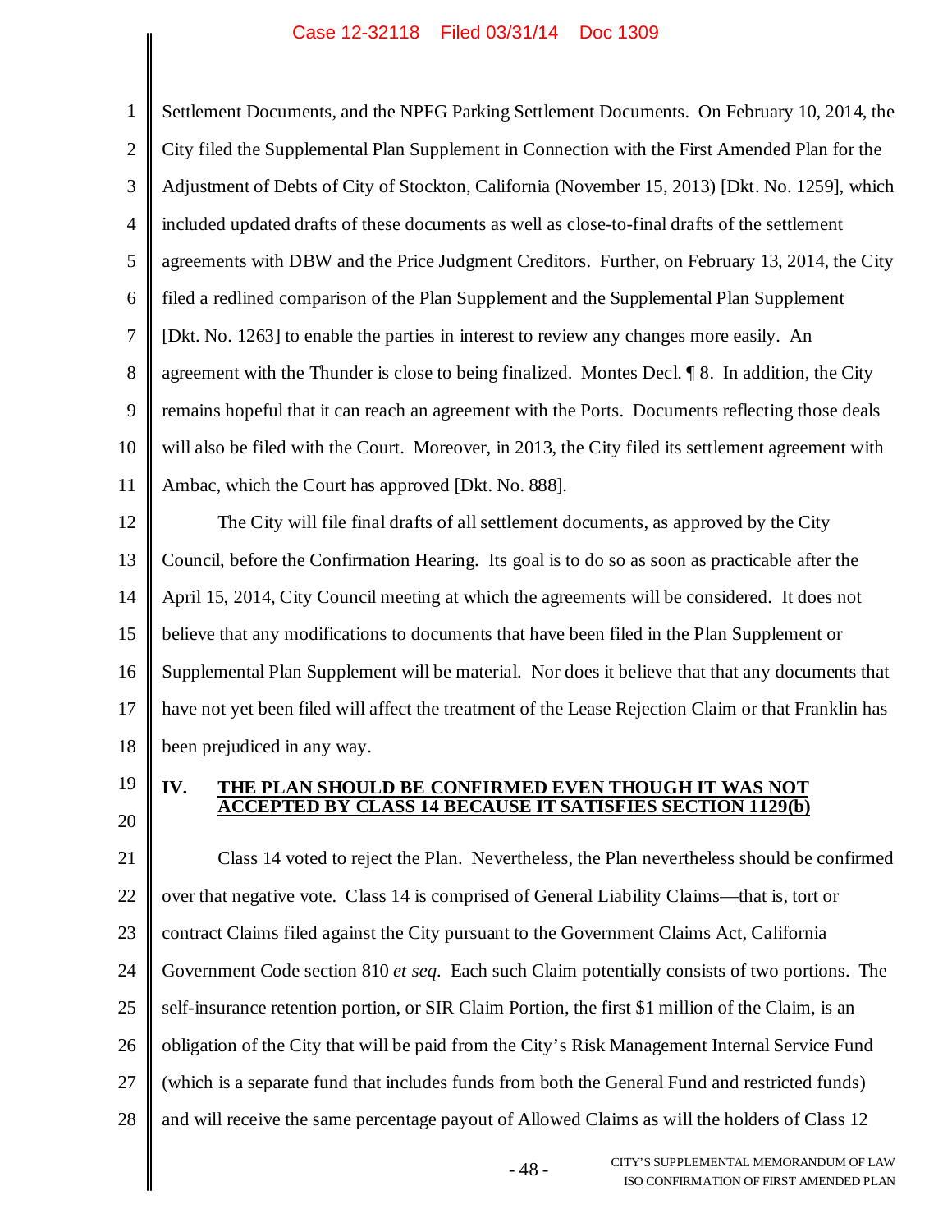Settlement Documents, and the NPFG Parking Settlement Documents. On February 10, 2014, the City filed the Supplemental Plan Supplement in Connection with the First Amended Plan for the Adjustment of Debts of City of Stockton, California (November 15, 2013) [Dkt. No. 1259], which included updated drafts of these documents as well as close-to-final drafts of the settlement agreements with DBW and the Price Judgment Creditors. Further, on February 13, 2014, the City filed a redlined comparison of the Plan Supplement and the Supplemental Plan Supplement [Dkt. No. 1263] to enable the parties in interest to review any changes more easily. An agreement with the Thunder is close to being finalized. Montes Decl. ¶ 8. In addition, the City remains hopeful that it can reach an agreement with the Ports. Documents reflecting those deals will also be filed with the Court. Moreover, in 2013, the City filed its settlement agreement with Ambac, which the Court has approved [Dkt. No. 888].

The City will file final drafts of all settlement documents, as approved by the City Council, before the Confirmation Hearing. Its goal is to do so as soon as practicable after the April 15, 2014, City Council meeting at which the agreements will be considered. It does not believe that any modifications to documents that have been filed in the Plan Supplement or Supplemental Plan Supplement will be material. Nor does it believe that that any documents that have not yet been filed will affect the treatment of the Lease Rejection Claim or that Franklin has been prejudiced in any way.

## IV. <u>THE PLAN SHOULD BE CONFIRMED EVEN THOUGH IT WAS NOT ACCEPTED BY CLASS 14 BECAUSE IT SATISFIES SECTION 1129(b)</u>

Class 14 voted to reject the Plan. Nevertheless, the Plan nevertheless should be confirmed over that negative vote. Class 14 is comprised of General Liability Claims—that is, tort or contract Claims filed against the City pursuant to the Government Claims Act, California Government Code section 810 *et seq.* Each such Claim potentially consists of two portions. The self-insurance retention portion, or SIR Claim Portion, the first $1 million of the Claim, is an obligation of the City that will be paid from the City's Risk Management Internal Service Fund (which is a separate fund that includes funds from both the General Fund and restricted funds) and will receive the same percentage payout of Allowed Claims as will the holders of Class 12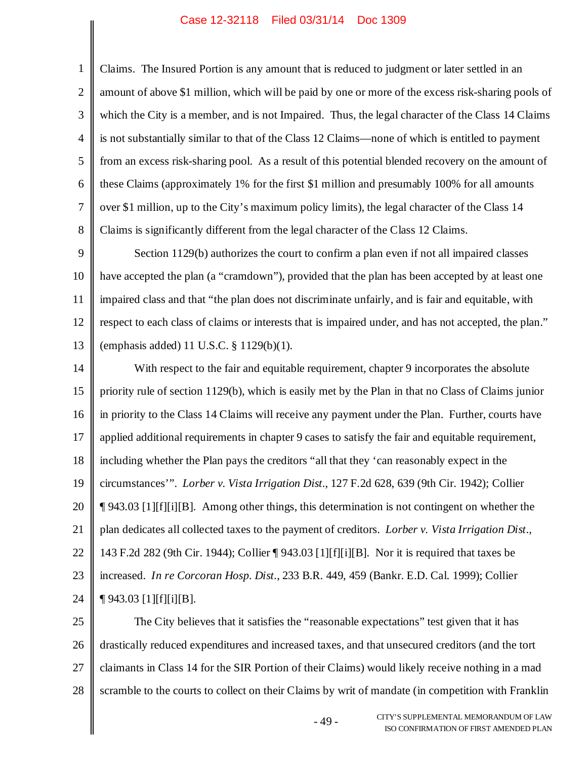Claims. The Insured Portion is any amount that is reduced to judgment or later settled in an amount of above $1 million, which will be paid by one or more of the excess risk-sharing pools of which the City is a member, and is not Impaired. Thus, the legal character of the Class 14 Claims is not substantially similar to that of the Class 12 Claims—none of which is entitled to payment from an excess risk-sharing pool. As a result of this potential blended recovery on the amount of these Claims (approximately 1% for the first $1 million and presumably 100% for all amounts over $1 million, up to the City's maximum policy limits), the legal character of the Class 14 Claims is significantly different from the legal character of the Class 12 Claims.

Section 1129(b) authorizes the court to confirm a plan even if not all impaired classes have accepted the plan (a "cramdown"), provided that the plan has been accepted by at least one impaired class and that "the plan does not discriminate unfairly, and is fair and equitable, with respect to each class of claims or interests that is impaired under, and has not accepted, the plan." (emphasis added) 11 U.S.C. § 1129(b)(1).

With respect to the fair and equitable requirement, chapter 9 incorporates the absolute priority rule of section 1129(b), which is easily met by the Plan in that no Class of Claims junior in priority to the Class 14 Claims will receive any payment under the Plan. Further, courts have applied additional requirements in chapter 9 cases to satisfy the fair and equitable requirement, including whether the Plan pays the creditors "all that they 'can reasonably expect in the circumstances'". *Lorber v. Vista Irrigation Dist.*, 127 F.2d 628, 639 (9th Cir. 1942); Collier ¶ 943.03 [1][f][i][B]. Among other things, this determination is not contingent on whether the plan dedicates all collected taxes to the payment of creditors. *Lorber v. Vista Irrigation Dist.*, 143 F.2d 282 (9th Cir. 1944); Collier ¶ 943.03 [1][f][i][B]. Nor it is required that taxes be increased. *In re Corcoran Hosp. Dist.*, 233 B.R. 449, 459 (Bankr. E.D. Cal. 1999); Collier ¶ 943.03 [1][f][i][B].

The City believes that it satisfies the "reasonable expectations" test given that it has drastically reduced expenditures and increased taxes, and that unsecured creditors (and the tort claimants in Class 14 for the SIR Portion of their Claims) would likely receive nothing in a mad scramble to the courts to collect on their Claims by writ of mandate (in competition with Franklin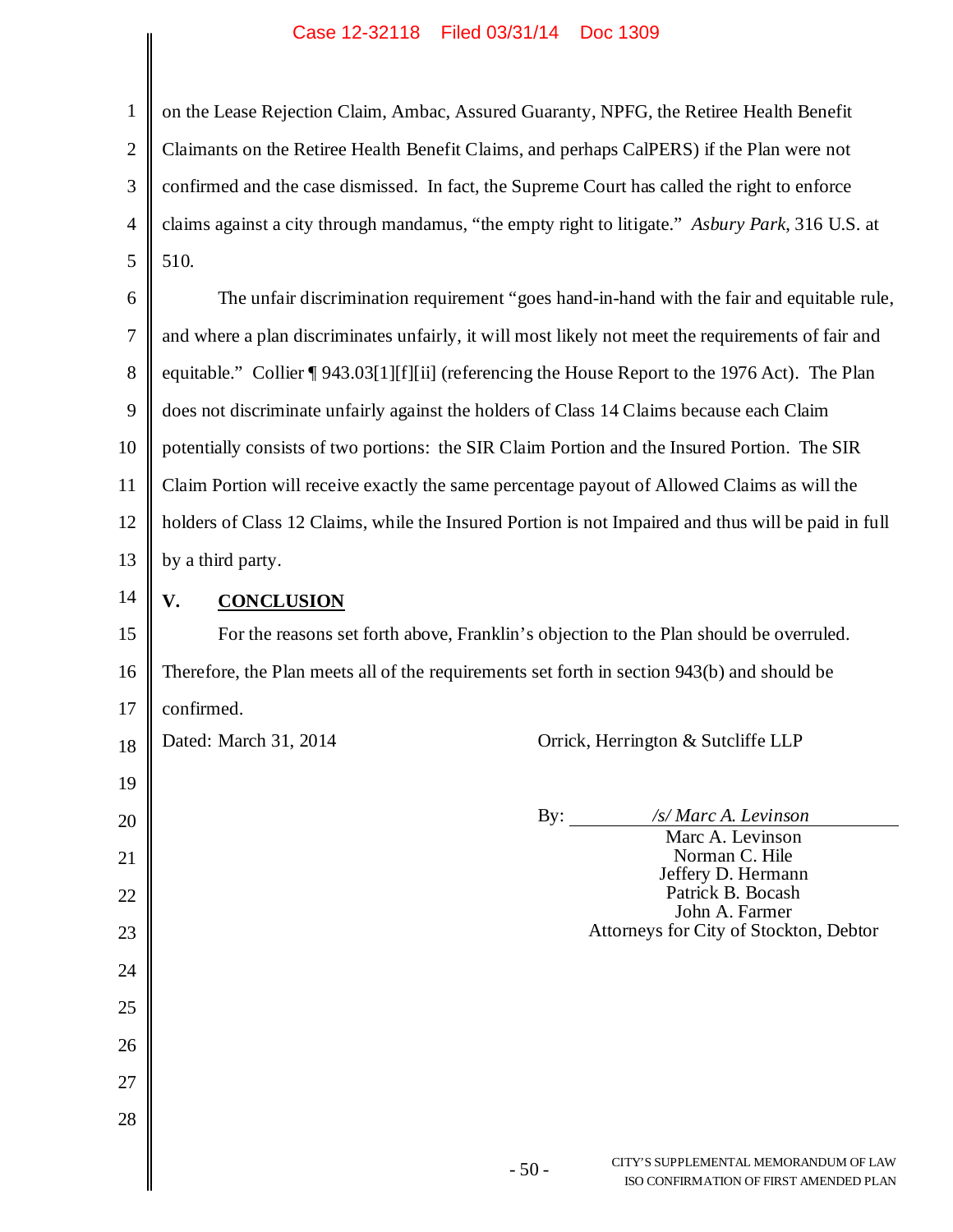on the Lease Rejection Claim, Ambac, Assured Guaranty, NPFG, the Retiree Health Benefit Claimants on the Retiree Health Benefit Claims, and perhaps CalPERS) if the Plan were not confirmed and the case dismissed. In fact, the Supreme Court has called the right to enforce claims against a city through mandamus, "the empty right to litigate." *Asbury Park*, 316 U.S. at 510.

The unfair discrimination requirement "goes hand-in-hand with the fair and equitable rule, and where a plan discriminates unfairly, it will most likely not meet the requirements of fair and equitable." Collier ¶ 943.03[1][f][ii] (referencing the House Report to the 1976 Act). The Plan does not discriminate unfairly against the holders of Class 14 Claims because each Claim potentially consists of two portions: the SIR Claim Portion and the Insured Portion. The SIR Claim Portion will receive exactly the same percentage payout of Allowed Claims as will the holders of Class 12 Claims, while the Insured Portion is not Impaired and thus will be paid in full by a third party.

## V. CONCLUSION

For the reasons set forth above, Franklin's objection to the Plan should be overruled. Therefore, the Plan meets all of the requirements set forth in section 943(b) and should be confirmed.

Dated: March 31, 2014

Orrick, Herrington & Sutcliffe LLP

By: */s/ Marc A. Levinson*

Marc A. Levinson
Norman C. Hile
Jeffery D. Hermann
Patrick B. Bocash
John A. Farmer
Attorneys for City of Stockton, Debtor